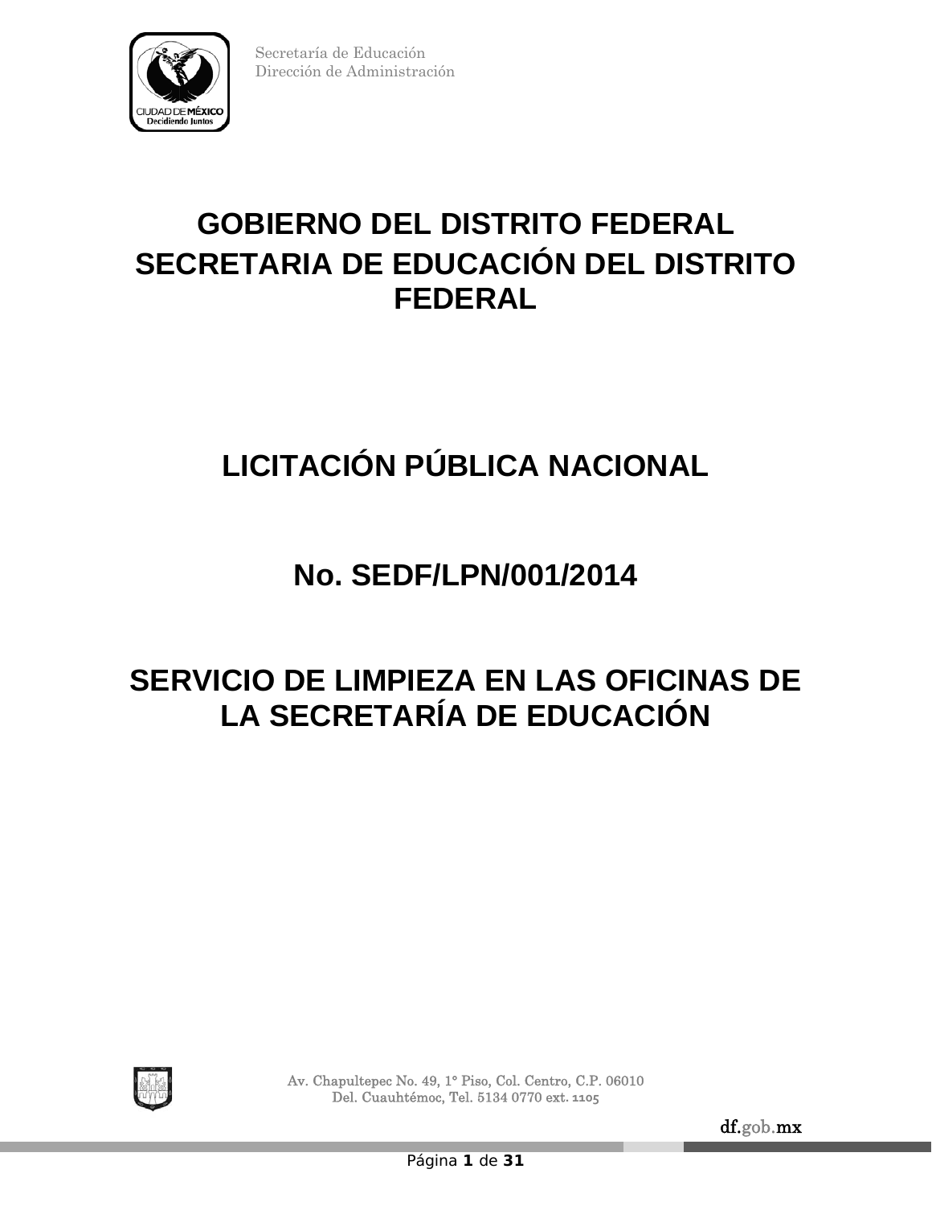# GOBIERNO DEL DISTRITO FEDERAL

# SECRETARIA DE EDUCACIÓN DEL DISTRITO FEDERAL

# LICITACIÓN PÚBLICA NACIONAL

# No. SEDF/LPN/001/2014

# SERVICIO DE LIMPIEZA EN LAS OFICINAS DE LA SECRETARÍA DE EDUCACIÓN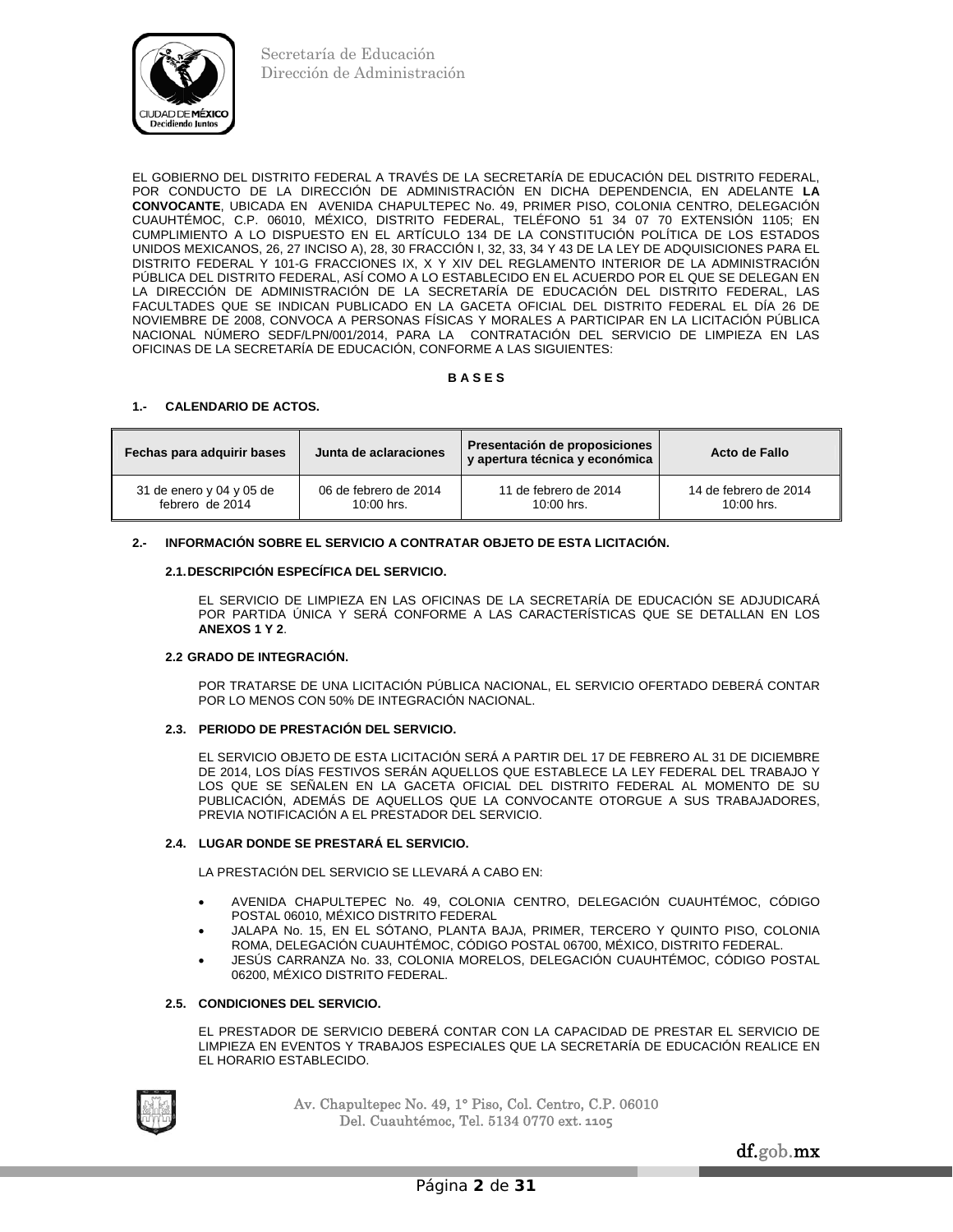EL GOBIERNO DEL DISTRITO FEDERAL A TRAVÉS DE LA SECRETARÍA DE EDUCACIÓN DEL DISTRITO FEDERAL, POR CONDUCTO DE LA DIRECCIÓN DE ADMINISTRACIÓN EN DICHA DEPENDENCIA, EN ADELANTE **LA CONVOCANTE**, UBICADA EN AVENIDA CHAPULTEPEC No. 49, PRIMER PISO, COLONIA CENTRO, DELEGACIÓN CUAUHTÉMOC, C.P. 06010, MÉXICO, DISTRITO FEDERAL, TELÉFONO 51 34 07 70 EXTENSIÓN 1105; EN CUMPLIMIENTO A LO DISPUESTO EN EL ARTÍCULO 134 DE LA CONSTITUCIÓN POLÍTICA DE LOS ESTADOS UNIDOS MEXICANOS, 26, 27 INCISO A), 28, 30 FRACCIÓN I, 32, 33, 34 Y 43 DE LA LEY DE ADQUISICIONES PARA EL DISTRITO FEDERAL Y 101-G FRACCIONES IX, X Y XIV DEL REGLAMENTO INTERIOR DE LA ADMINISTRACIÓN PÚBLICA DEL DISTRITO FEDERAL, ASÍ COMO A LO ESTABLECIDO EN EL ACUERDO POR EL QUE SE DELEGAN EN LA DIRECCIÓN DE ADMINISTRACIÓN DE LA SECRETARÍA DE EDUCACIÓN DEL DISTRITO FEDERAL, LAS FACULTADES QUE SE INDICAN PUBLICADO EN LA GACETA OFICIAL DEL DISTRITO FEDERAL EL DÍA 26 DE NOVIEMBRE DE 2008, CONVOCA A PERSONAS FÍSICAS Y MORALES A PARTICIPAR EN LA LICITACIÓN PÚBLICA NACIONAL NÚMERO SEDF/LPN/001/2014, PARA LA CONTRATACIÓN DEL SERVICIO DE LIMPIEZA EN LAS OFICINAS DE LA SECRETARÍA DE EDUCACIÓN, CONFORME A LAS SIGUIENTES:

**B A S E S**

**1.- CALENDARIO DE ACTOS.**

| Fechas para adquirir bases | Junta de aclaraciones | Presentación de proposiciones y apertura técnica y económica | Acto de Fallo |
|---|---|---|---|
| 31 de enero y 04 y 05 de febrero de 2014 | 06 de febrero de 2014 10:00 hrs. | 11 de febrero de 2014 10:00 hrs. | 14 de febrero de 2014 10:00 hrs. |

**2.- INFORMACIÓN SOBRE EL SERVICIO A CONTRATAR OBJETO DE ESTA LICITACIÓN.**

**2.1. DESCRIPCIÓN ESPECÍFICA DEL SERVICIO.**

EL SERVICIO DE LIMPIEZA EN LAS OFICINAS DE LA SECRETARÍA DE EDUCACIÓN SE ADJUDICARÁ POR PARTIDA ÚNICA Y SERÁ CONFORME A LAS CARACTERÍSTICAS QUE SE DETALLAN EN LOS **ANEXOS 1 Y 2**.

**2.2 GRADO DE INTEGRACIÓN.**

POR TRATARSE DE UNA LICITACIÓN PÚBLICA NACIONAL, EL SERVICIO OFERTADO DEBERÁ CONTAR POR LO MENOS CON 50% DE INTEGRACIÓN NACIONAL.

**2.3. PERIODO DE PRESTACIÓN DEL SERVICIO.**

EL SERVICIO OBJETO DE ESTA LICITACIÓN SERÁ A PARTIR DEL 17 DE FEBRERO AL 31 DE DICIEMBRE DE 2014, LOS DÍAS FESTIVOS SERÁN AQUELLOS QUE ESTABLECE LA LEY FEDERAL DEL TRABAJO Y LOS QUE SE SEÑALEN EN LA GACETA OFICIAL DEL DISTRITO FEDERAL AL MOMENTO DE SU PUBLICACIÓN, ADEMÁS DE AQUELLOS QUE LA CONVOCANTE OTORGUE A SUS TRABAJADORES, PREVIA NOTIFICACIÓN A EL PRESTADOR DEL SERVICIO.

**2.4. LUGAR DONDE SE PRESTARÁ EL SERVICIO.**

LA PRESTACIÓN DEL SERVICIO SE LLEVARÁ A CABO EN:

- AVENIDA CHAPULTEPEC No. 49, COLONIA CENTRO, DELEGACIÓN CUAUHTÉMOC, CÓDIGO POSTAL 06010, MÉXICO DISTRITO FEDERAL
- JALAPA No. 15, EN EL SÓTANO, PLANTA BAJA, PRIMER, TERCERO Y QUINTO PISO, COLONIA ROMA, DELEGACIÓN CUAUHTÉMOC, CÓDIGO POSTAL 06700, MÉXICO, DISTRITO FEDERAL.
- JESÚS CARRANZA No. 33, COLONIA MORELOS, DELEGACIÓN CUAUHTÉMOC, CÓDIGO POSTAL 06200, MÉXICO DISTRITO FEDERAL.

**2.5. CONDICIONES DEL SERVICIO.**

EL PRESTADOR DE SERVICIO DEBERÁ CONTAR CON LA CAPACIDAD DE PRESTAR EL SERVICIO DE LIMPIEZA EN EVENTOS Y TRABAJOS ESPECIALES QUE LA SECRETARÍA DE EDUCACIÓN REALICE EN EL HORARIO ESTABLECIDO.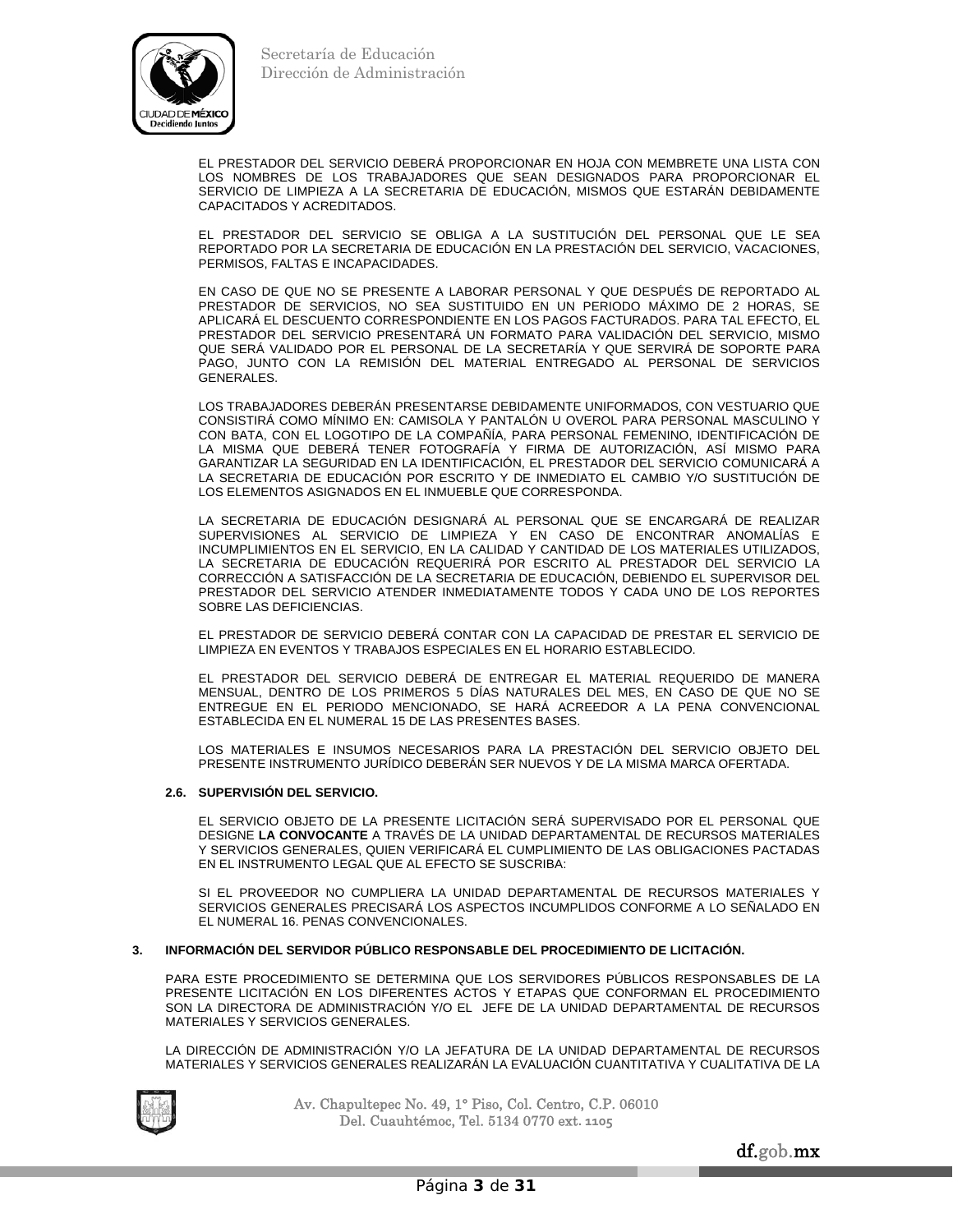EL PRESTADOR DEL SERVICIO DEBERÁ PROPORCIONAR EN HOJA CON MEMBRETE UNA LISTA CON LOS NOMBRES DE LOS TRABAJADORES QUE SEAN DESIGNADOS PARA PROPORCIONAR EL SERVICIO DE LIMPIEZA A LA SECRETARIA DE EDUCACIÓN, MISMOS QUE ESTARÁN DEBIDAMENTE CAPACITADOS Y ACREDITADOS.

EL PRESTADOR DEL SERVICIO SE OBLIGA A LA SUSTITUCIÓN DEL PERSONAL QUE LE SEA REPORTADO POR LA SECRETARIA DE EDUCACIÓN EN LA PRESTACIÓN DEL SERVICIO, VACACIONES, PERMISOS, FALTAS E INCAPACIDADES.

EN CASO DE QUE NO SE PRESENTE A LABORAR PERSONAL Y QUE DESPUÉS DE REPORTADO AL PRESTADOR DE SERVICIOS, NO SEA SUSTITUIDO EN UN PERIODO MÁXIMO DE 2 HORAS, SE APLICARÁ EL DESCUENTO CORRESPONDIENTE EN LOS PAGOS FACTURADOS. PARA TAL EFECTO, EL PRESTADOR DEL SERVICIO PRESENTARÁ UN FORMATO PARA VALIDACIÓN DEL SERVICIO, MISMO QUE SERÁ VALIDADO POR EL PERSONAL DE LA SECRETARÍA Y QUE SERVIRÁ DE SOPORTE PARA PAGO, JUNTO CON LA REMISIÓN DEL MATERIAL ENTREGADO AL PERSONAL DE SERVICIOS GENERALES.

LOS TRABAJADORES DEBERÁN PRESENTARSE DEBIDAMENTE UNIFORMADOS, CON VESTUARIO QUE CONSISTIRÁ COMO MÍNIMO EN: CAMISOLA Y PANTALÓN U OVEROL PARA PERSONAL MASCULINO Y CON BATA, CON EL LOGOTIPO DE LA COMPAÑÍA, PARA PERSONAL FEMENINO, IDENTIFICACIÓN DE LA MISMA QUE DEBERÁ TENER FOTOGRAFÍA Y FIRMA DE AUTORIZACIÓN, ASÍ MISMO PARA GARANTIZAR LA SEGURIDAD EN LA IDENTIFICACIÓN, EL PRESTADOR DEL SERVICIO COMUNICARÁ A LA SECRETARIA DE EDUCACIÓN POR ESCRITO Y DE INMEDIATO EL CAMBIO Y/O SUSTITUCIÓN DE LOS ELEMENTOS ASIGNADOS EN EL INMUEBLE QUE CORRESPONDA.

LA SECRETARIA DE EDUCACIÓN DESIGNARÁ AL PERSONAL QUE SE ENCARGARÁ DE REALIZAR SUPERVISIONES AL SERVICIO DE LIMPIEZA Y EN CASO DE ENCONTRAR ANOMALÍAS E INCUMPLIMIENTOS EN EL SERVICIO, EN LA CALIDAD Y CANTIDAD DE LOS MATERIALES UTILIZADOS, LA SECRETARIA DE EDUCACIÓN REQUERIRÁ POR ESCRITO AL PRESTADOR DEL SERVICIO LA CORRECCIÓN A SATISFACCIÓN DE LA SECRETARIA DE EDUCACIÓN, DEBIENDO EL SUPERVISOR DEL PRESTADOR DEL SERVICIO ATENDER INMEDIATAMENTE TODOS Y CADA UNO DE LOS REPORTES SOBRE LAS DEFICIENCIAS.

EL PRESTADOR DE SERVICIO DEBERÁ CONTAR CON LA CAPACIDAD DE PRESTAR EL SERVICIO DE LIMPIEZA EN EVENTOS Y TRABAJOS ESPECIALES EN EL HORARIO ESTABLECIDO.

EL PRESTADOR DEL SERVICIO DEBERÁ DE ENTREGAR EL MATERIAL REQUERIDO DE MANERA MENSUAL, DENTRO DE LOS PRIMEROS 5 DÍAS NATURALES DEL MES, EN CASO DE QUE NO SE ENTREGUE EN EL PERIODO MENCIONADO, SE HARÁ ACREEDOR A LA PENA CONVENCIONAL ESTABLECIDA EN EL NUMERAL 15 DE LAS PRESENTES BASES.

LOS MATERIALES E INSUMOS NECESARIOS PARA LA PRESTACIÓN DEL SERVICIO OBJETO DEL PRESENTE INSTRUMENTO JURÍDICO DEBERÁN SER NUEVOS Y DE LA MISMA MARCA OFERTADA.

### 2.6. SUPERVISIÓN DEL SERVICIO.

EL SERVICIO OBJETO DE LA PRESENTE LICITACIÓN SERÁ SUPERVISADO POR EL PERSONAL QUE DESIGNE **LA CONVOCANTE** A TRAVÉS DE LA UNIDAD DEPARTAMENTAL DE RECURSOS MATERIALES Y SERVICIOS GENERALES, QUIEN VERIFICARÁ EL CUMPLIMIENTO DE LAS OBLIGACIONES PACTADAS EN EL INSTRUMENTO LEGAL QUE AL EFECTO SE SUSCRIBA:

SI EL PROVEEDOR NO CUMPLIERA LA UNIDAD DEPARTAMENTAL DE RECURSOS MATERIALES Y SERVICIOS GENERALES PRECISARÁ LOS ASPECTOS INCUMPLIDOS CONFORME A LO SEÑALADO EN EL NUMERAL 16. PENAS CONVENCIONALES.

## 3. INFORMACIÓN DEL SERVIDOR PÚBLICO RESPONSABLE DEL PROCEDIMIENTO DE LICITACIÓN.

PARA ESTE PROCEDIMIENTO SE DETERMINA QUE LOS SERVIDORES PÚBLICOS RESPONSABLES DE LA PRESENTE LICITACIÓN EN LOS DIFERENTES ACTOS Y ETAPAS QUE CONFORMAN EL PROCEDIMIENTO SON LA DIRECTORA DE ADMINISTRACIÓN Y/O EL JEFE DE LA UNIDAD DEPARTAMENTAL DE RECURSOS MATERIALES Y SERVICIOS GENERALES.

LA DIRECCIÓN DE ADMINISTRACIÓN Y/O LA JEFATURA DE LA UNIDAD DEPARTAMENTAL DE RECURSOS MATERIALES Y SERVICIOS GENERALES REALIZARÁN LA EVALUACIÓN CUANTITATIVA Y CUALITATIVA DE LA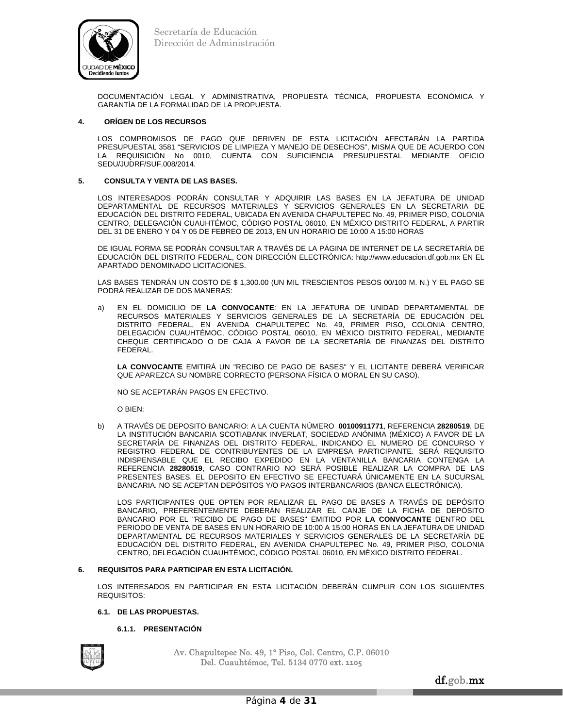DOCUMENTACIÓN LEGAL Y ADMINISTRATIVA, PROPUESTA TÉCNICA, PROPUESTA ECONÓMICA Y GARANTÍA DE LA FORMALIDAD DE LA PROPUESTA.

**4. ORÍGEN DE LOS RECURSOS**

LOS COMPROMISOS DE PAGO QUE DERIVEN DE ESTA LICITACIÓN AFECTARÁN LA PARTIDA PRESUPUESTAL 3581 "SERVICIOS DE LIMPIEZA Y MANEJO DE DESECHOS", MISMA QUE DE ACUERDO CON LA REQUISICIÓN No 0010, CUENTA CON SUFICIENCIA PRESUPUESTAL MEDIANTE OFICIO SEDU/JUDRF/SUF.008/2014.

**5. CONSULTA Y VENTA DE LAS BASES.**

LOS INTERESADOS PODRÁN CONSULTAR Y ADQUIRIR LAS BASES EN LA JEFATURA DE UNIDAD DEPARTAMENTAL DE RECURSOS MATERIALES Y SERVICIOS GENERALES EN LA SECRETARIA DE EDUCACIÓN DEL DISTRITO FEDERAL, UBICADA EN AVENIDA CHAPULTEPEC No. 49, PRIMER PISO, COLONIA CENTRO, DELEGACIÓN CUAUHTÉMOC, CÓDIGO POSTAL 06010, EN MÉXICO DISTRITO FEDERAL, A PARTIR DEL 31 DE ENERO Y 04 Y 05 DE FEBREO DE 2013, EN UN HORARIO DE 10:00 A 15:00 HORAS

DE IGUAL FORMA SE PODRÁN CONSULTAR A TRAVÉS DE LA PÁGINA DE INTERNET DE LA SECRETARÍA DE EDUCACIÓN DEL DISTRITO FEDERAL, CON DIRECCIÓN ELECTRÓNICA: http://www.educacion.df.gob.mx EN EL APARTADO DENOMINADO LICITACIONES.

LAS BASES TENDRÁN UN COSTO DE $ 1,300.00 (UN MIL TRESCIENTOS PESOS 00/100 M. N.) Y EL PAGO SE PODRÁ REALIZAR DE DOS MANERAS:

a) EN EL DOMICILIO DE **LA CONVOCANTE**: EN LA JEFATURA DE UNIDAD DEPARTAMENTAL DE RECURSOS MATERIALES Y SERVICIOS GENERALES DE LA SECRETARÍA DE EDUCACIÓN DEL DISTRITO FEDERAL, EN AVENIDA CHAPULTEPEC No. 49, PRIMER PISO, COLONIA CENTRO, DELEGACIÓN CUAUHTÉMOC, CÓDIGO POSTAL 06010, EN MÉXICO DISTRITO FEDERAL, MEDIANTE CHEQUE CERTIFICADO O DE CAJA A FAVOR DE LA SECRETARÍA DE FINANZAS DEL DISTRITO FEDERAL.

   **LA CONVOCANTE** EMITIRÁ UN "RECIBO DE PAGO DE BASES" Y EL LICITANTE DEBERÁ VERIFICAR QUE APAREZCA SU NOMBRE CORRECTO (PERSONA FÍSICA O MORAL EN SU CASO).

   NO SE ACEPTARÁN PAGOS EN EFECTIVO.

   O BIEN:

b) A TRAVÉS DE DEPOSITO BANCARIO: A LA CUENTA NÚMERO **00100911771**, REFERENCIA **28280519**, DE LA INSTITUCIÓN BANCARIA SCOTIABANK INVERLAT, SOCIEDAD ANÓNIMA (MÉXICO) A FAVOR DE LA SECRETARÍA DE FINANZAS DEL DISTRITO FEDERAL, INDICANDO EL NUMERO DE CONCURSO Y REGISTRO FEDERAL DE CONTRIBUYENTES DE LA EMPRESA PARTICIPANTE. SERÁ REQUISITO INDISPENSABLE QUE EL RECIBO EXPEDIDO EN LA VENTANILLA BANCARIA CONTENGA LA REFERENCIA **28280519**, CASO CONTRARIO NO SERÁ POSIBLE REALIZAR LA COMPRA DE LAS PRESENTES BASES. EL DEPOSITO EN EFECTIVO SE EFECTUARÁ ÚNICAMENTE EN LA SUCURSAL BANCARIA. NO SE ACEPTAN DEPÓSITOS Y/O PAGOS INTERBANCARIOS (BANCA ELECTRÓNICA).

   LOS PARTICIPANTES QUE OPTEN POR REALIZAR EL PAGO DE BASES A TRAVÉS DE DEPÓSITO BANCARIO, PREFERENTEMENTE DEBERÁN REALIZAR EL CANJE DE LA FICHA DE DEPÓSITO BANCARIO POR EL "RECIBO DE PAGO DE BASES" EMITIDO POR **LA CONVOCANTE** DENTRO DEL PERIODO DE VENTA DE BASES EN UN HORARIO DE 10:00 A 15:00 HORAS EN LA JEFATURA DE UNIDAD DEPARTAMENTAL DE RECURSOS MATERIALES Y SERVICIOS GENERALES DE LA SECRETARÍA DE EDUCACIÓN DEL DISTRITO FEDERAL, EN AVENIDA CHAPULTEPEC No. 49, PRIMER PISO, COLONIA CENTRO, DELEGACIÓN CUAUHTÉMOC, CÓDIGO POSTAL 06010, EN MÉXICO DISTRITO FEDERAL.

**6. REQUISITOS PARA PARTICIPAR EN ESTA LICITACIÓN.**

LOS INTERESADOS EN PARTICIPAR EN ESTA LICITACIÓN DEBERÁN CUMPLIR CON LOS SIGUIENTES REQUISITOS:

**6.1. DE LAS PROPUESTAS.**

**6.1.1. PRESENTACIÓN**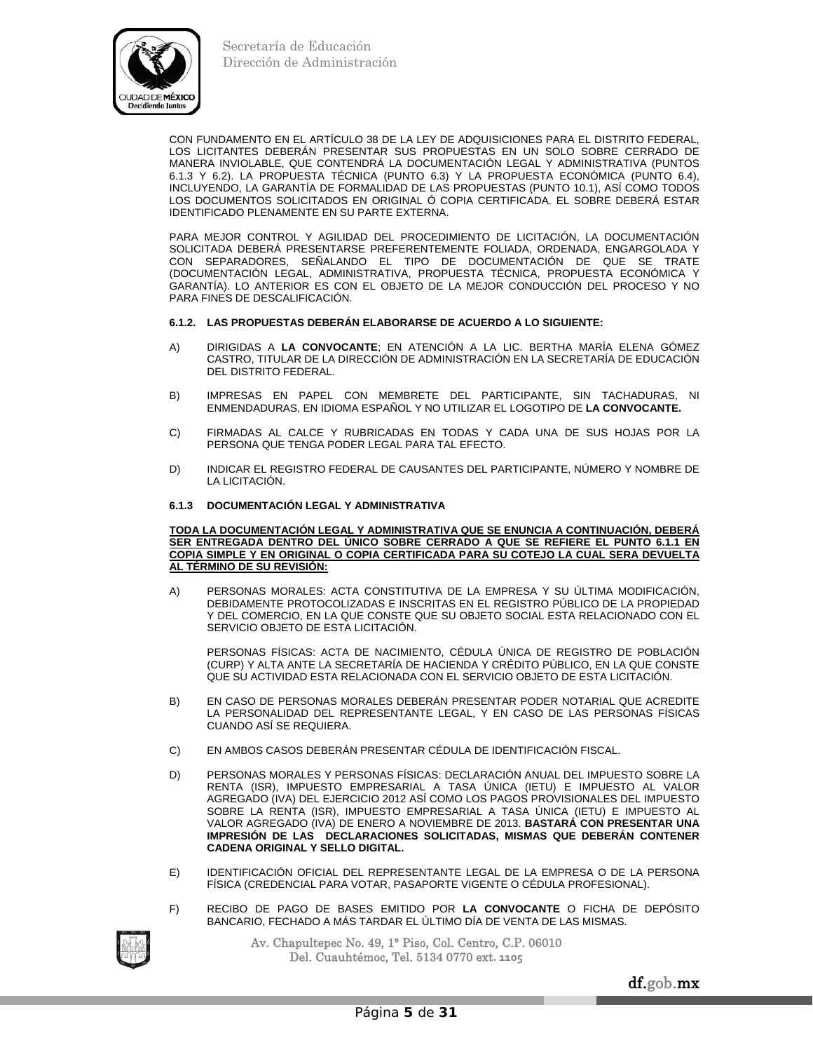CON FUNDAMENTO EN EL ARTÍCULO 38 DE LA LEY DE ADQUISICIONES PARA EL DISTRITO FEDERAL, LOS LICITANTES DEBERÁN PRESENTAR SUS PROPUESTAS EN UN SOLO SOBRE CERRADO DE MANERA INVIOLABLE, QUE CONTENDRÁ LA DOCUMENTACIÓN LEGAL Y ADMINISTRATIVA (PUNTOS 6.1.3 Y 6.2). LA PROPUESTA TÉCNICA (PUNTO 6.3) Y LA PROPUESTA ECONÓMICA (PUNTO 6.4), INCLUYENDO, LA GARANTÍA DE FORMALIDAD DE LAS PROPUESTAS (PUNTO 10.1), ASÍ COMO TODOS LOS DOCUMENTOS SOLICITADOS EN ORIGINAL Ó COPIA CERTIFICADA. EL SOBRE DEBERÁ ESTAR IDENTIFICADO PLENAMENTE EN SU PARTE EXTERNA.

PARA MEJOR CONTROL Y AGILIDAD DEL PROCEDIMIENTO DE LICITACIÓN, LA DOCUMENTACIÓN SOLICITADA DEBERÁ PRESENTARSE PREFERENTEMENTE FOLIADA, ORDENADA, ENGARGOLADA Y CON SEPARADORES, SEÑALANDO EL TIPO DE DOCUMENTACIÓN DE QUE SE TRATE (DOCUMENTACIÓN LEGAL, ADMINISTRATIVA, PROPUESTA TÉCNICA, PROPUESTA ECONÓMICA Y GARANTÍA). LO ANTERIOR ES CON EL OBJETO DE LA MEJOR CONDUCCIÓN DEL PROCESO Y NO PARA FINES DE DESCALIFICACIÓN.

**6.1.2. LAS PROPUESTAS DEBERÁN ELABORARSE DE ACUERDO A LO SIGUIENTE:**

A) DIRIGIDAS A **LA CONVOCANTE**; EN ATENCIÓN A LA LIC. BERTHA MARÍA ELENA GÓMEZ CASTRO, TITULAR DE LA DIRECCIÓN DE ADMINISTRACIÓN EN LA SECRETARÍA DE EDUCACIÓN DEL DISTRITO FEDERAL.

B) IMPRESAS EN PAPEL CON MEMBRETE DEL PARTICIPANTE, SIN TACHADURAS, NI ENMENDADURAS, EN IDIOMA ESPAÑOL Y NO UTILIZAR EL LOGOTIPO DE **LA CONVOCANTE.**

C) FIRMADAS AL CALCE Y RUBRICADAS EN TODAS Y CADA UNA DE SUS HOJAS POR LA PERSONA QUE TENGA PODER LEGAL PARA TAL EFECTO.

D) INDICAR EL REGISTRO FEDERAL DE CAUSANTES DEL PARTICIPANTE, NÚMERO Y NOMBRE DE LA LICITACIÓN.

**6.1.3 DOCUMENTACIÓN LEGAL Y ADMINISTRATIVA**

**TODA LA DOCUMENTACIÓN LEGAL Y ADMINISTRATIVA QUE SE ENUNCIA A CONTINUACIÓN, DEBERÁ SER ENTREGADA DENTRO DEL ÚNICO SOBRE CERRADO A QUE SE REFIERE EL PUNTO 6.1.1 EN COPIA SIMPLE Y EN ORIGINAL O COPIA CERTIFICADA PARA SU COTEJO LA CUAL SERA DEVUELTA AL TÉRMINO DE SU REVISIÓN:**

A) PERSONAS MORALES: ACTA CONSTITUTIVA DE LA EMPRESA Y SU ÚLTIMA MODIFICACIÓN, DEBIDAMENTE PROTOCOLIZADAS E INSCRITAS EN EL REGISTRO PÚBLICO DE LA PROPIEDAD Y DEL COMERCIO, EN LA QUE CONSTE QUE SU OBJETO SOCIAL ESTA RELACIONADO CON EL SERVICIO OBJETO DE ESTA LICITACIÓN.

PERSONAS FÍSICAS: ACTA DE NACIMIENTO, CÉDULA ÚNICA DE REGISTRO DE POBLACIÓN (CURP) Y ALTA ANTE LA SECRETARÍA DE HACIENDA Y CRÉDITO PÚBLICO, EN LA QUE CONSTE QUE SU ACTIVIDAD ESTA RELACIONADA CON EL SERVICIO OBJETO DE ESTA LICITACIÓN.

B) EN CASO DE PERSONAS MORALES DEBERÁN PRESENTAR PODER NOTARIAL QUE ACREDITE LA PERSONALIDAD DEL REPRESENTANTE LEGAL, Y EN CASO DE LAS PERSONAS FÍSICAS CUANDO ASÍ SE REQUIERA.

C) EN AMBOS CASOS DEBERÁN PRESENTAR CÉDULA DE IDENTIFICACIÓN FISCAL.

D) PERSONAS MORALES Y PERSONAS FÍSICAS: DECLARACIÓN ANUAL DEL IMPUESTO SOBRE LA RENTA (ISR), IMPUESTO EMPRESARIAL A TASA ÚNICA (IETU) E IMPUESTO AL VALOR AGREGADO (IVA) DEL EJERCICIO 2012 ASÍ COMO LOS PAGOS PROVISIONALES DEL IMPUESTO SOBRE LA RENTA (ISR), IMPUESTO EMPRESARIAL A TASA ÚNICA (IETU) E IMPUESTO AL VALOR AGREGADO (IVA) DE ENERO A NOVIEMBRE DE 2013. **BASTARÁ CON PRESENTAR UNA IMPRESIÓN DE LAS DECLARACIONES SOLICITADAS, MISMAS QUE DEBERÁN CONTENER CADENA ORIGINAL Y SELLO DIGITAL.**

E) IDENTIFICACIÓN OFICIAL DEL REPRESENTANTE LEGAL DE LA EMPRESA O DE LA PERSONA FÍSICA (CREDENCIAL PARA VOTAR, PASAPORTE VIGENTE O CÉDULA PROFESIONAL).

F) RECIBO DE PAGO DE BASES EMITIDO POR **LA CONVOCANTE** O FICHA DE DEPÓSITO BANCARIO, FECHADO A MÁS TARDAR EL ÚLTIMO DÍA DE VENTA DE LAS MISMAS.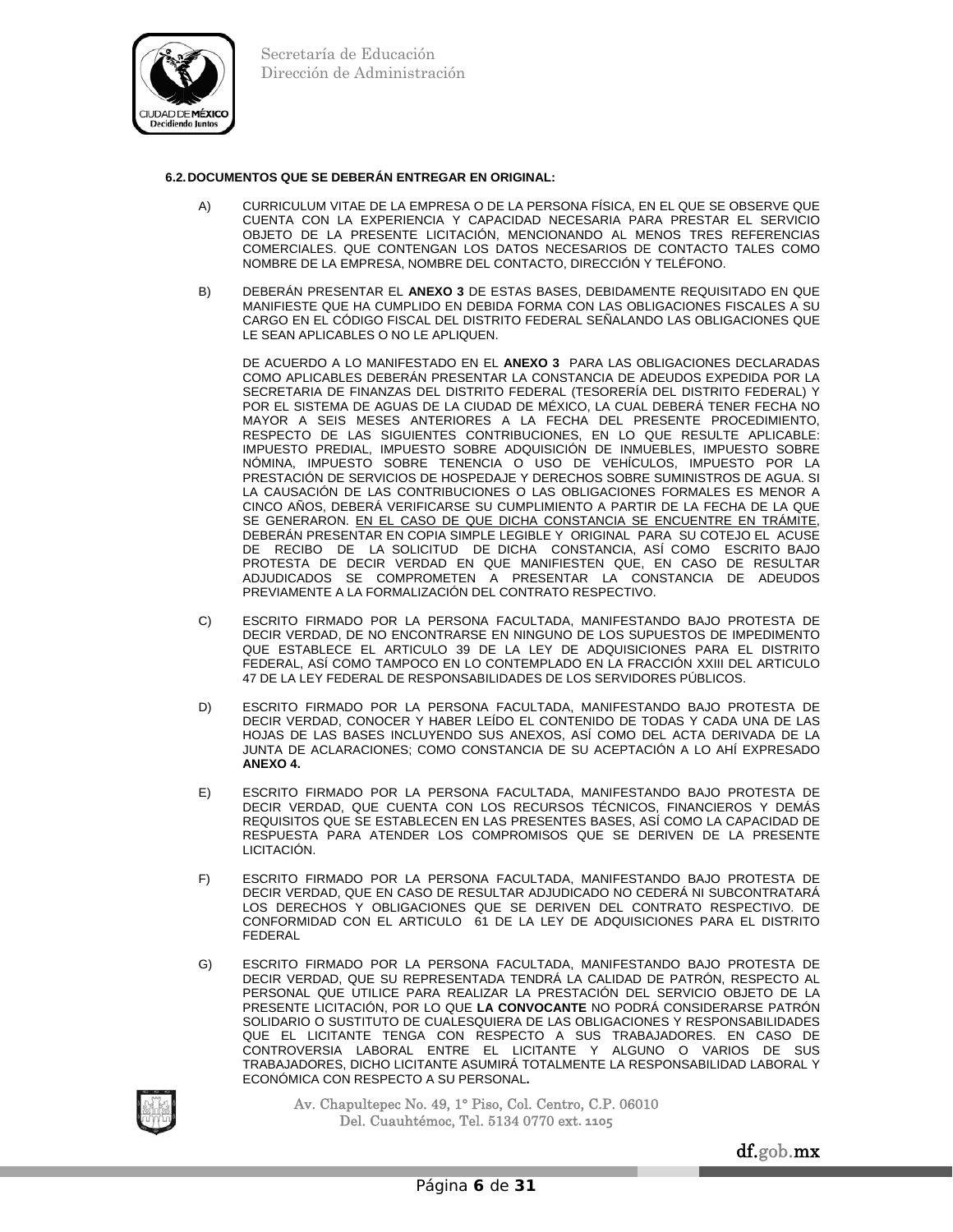**6.2. DOCUMENTOS QUE SE DEBERÁN ENTREGAR EN ORIGINAL:**

A) CURRICULUM VITAE DE LA EMPRESA O DE LA PERSONA FÍSICA, EN EL QUE SE OBSERVE QUE CUENTA CON LA EXPERIENCIA Y CAPACIDAD NECESARIA PARA PRESTAR EL SERVICIO OBJETO DE LA PRESENTE LICITACIÓN, MENCIONANDO AL MENOS TRES REFERENCIAS COMERCIALES. QUE CONTENGAN LOS DATOS NECESARIOS DE CONTACTO TALES COMO NOMBRE DE LA EMPRESA, NOMBRE DEL CONTACTO, DIRECCIÓN Y TELÉFONO.

B) DEBERÁN PRESENTAR EL **ANEXO 3** DE ESTAS BASES, DEBIDAMENTE REQUISITADO EN QUE MANIFIESTE QUE HA CUMPLIDO EN DEBIDA FORMA CON LAS OBLIGACIONES FISCALES A SU CARGO EN EL CÓDIGO FISCAL DEL DISTRITO FEDERAL SEÑALANDO LAS OBLIGACIONES QUE LE SEAN APLICABLES O NO LE APLIQUEN.

DE ACUERDO A LO MANIFESTADO EN EL **ANEXO 3** PARA LAS OBLIGACIONES DECLARADAS COMO APLICABLES DEBERÁN PRESENTAR LA CONSTANCIA DE ADEUDOS EXPEDIDA POR LA SECRETARIA DE FINANZAS DEL DISTRITO FEDERAL (TESORERÍA DEL DISTRITO FEDERAL) Y POR EL SISTEMA DE AGUAS DE LA CIUDAD DE MÉXICO, LA CUAL DEBERÁ TENER FECHA NO MAYOR A SEIS MESES ANTERIORES A LA FECHA DEL PRESENTE PROCEDIMIENTO, RESPECTO DE LAS SIGUIENTES CONTRIBUCIONES, EN LO QUE RESULTE APLICABLE: IMPUESTO PREDIAL, IMPUESTO SOBRE ADQUISICIÓN DE INMUEBLES, IMPUESTO SOBRE NÓMINA, IMPUESTO SOBRE TENENCIA O USO DE VEHÍCULOS, IMPUESTO POR LA PRESTACIÓN DE SERVICIOS DE HOSPEDAJE Y DERECHOS SOBRE SUMINISTROS DE AGUA. SI LA CAUSACIÓN DE LAS CONTRIBUCIONES O LAS OBLIGACIONES FORMALES ES MENOR A CINCO AÑOS, DEBERÁ VERIFICARSE SU CUMPLIMIENTO A PARTIR DE LA FECHA DE LA QUE SE GENERARON. <u>EN EL CASO DE QUE DICHA CONSTANCIA SE ENCUENTRE EN TRÁMITE</u>, DEBERÁN PRESENTAR EN COPIA SIMPLE LEGIBLE Y ORIGINAL PARA SU COTEJO EL ACUSE DE RECIBO DE LA SOLICITUD DE DICHA CONSTANCIA, ASÍ COMO ESCRITO BAJO PROTESTA DE DECIR VERDAD EN QUE MANIFIESTEN QUE, EN CASO DE RESULTAR ADJUDICADOS SE COMPROMETEN A PRESENTAR LA CONSTANCIA DE ADEUDOS PREVIAMENTE A LA FORMALIZACIÓN DEL CONTRATO RESPECTIVO.

C) ESCRITO FIRMADO POR LA PERSONA FACULTADA, MANIFESTANDO BAJO PROTESTA DE DECIR VERDAD, DE NO ENCONTRARSE EN NINGUNO DE LOS SUPUESTOS DE IMPEDIMENTO QUE ESTABLECE EL ARTICULO 39 DE LA LEY DE ADQUISICIONES PARA EL DISTRITO FEDERAL, ASÍ COMO TAMPOCO EN LO CONTEMPLADO EN LA FRACCIÓN XXIII DEL ARTICULO 47 DE LA LEY FEDERAL DE RESPONSABILIDADES DE LOS SERVIDORES PÚBLICOS.

D) ESCRITO FIRMADO POR LA PERSONA FACULTADA, MANIFESTANDO BAJO PROTESTA DE DECIR VERDAD, CONOCER Y HABER LEÍDO EL CONTENIDO DE TODAS Y CADA UNA DE LAS HOJAS DE LAS BASES INCLUYENDO SUS ANEXOS, ASÍ COMO DEL ACTA DERIVADA DE LA JUNTA DE ACLARACIONES; COMO CONSTANCIA DE SU ACEPTACIÓN A LO AHÍ EXPRESADO **ANEXO 4.**

E) ESCRITO FIRMADO POR LA PERSONA FACULTADA, MANIFESTANDO BAJO PROTESTA DE DECIR VERDAD, QUE CUENTA CON LOS RECURSOS TÉCNICOS, FINANCIEROS Y DEMÁS REQUISITOS QUE SE ESTABLECEN EN LAS PRESENTES BASES, ASÍ COMO LA CAPACIDAD DE RESPUESTA PARA ATENDER LOS COMPROMISOS QUE SE DERIVEN DE LA PRESENTE LICITACIÓN.

F) ESCRITO FIRMADO POR LA PERSONA FACULTADA, MANIFESTANDO BAJO PROTESTA DE DECIR VERDAD, QUE EN CASO DE RESULTAR ADJUDICADO NO CEDERÁ NI SUBCONTRATARÁ LOS DERECHOS Y OBLIGACIONES QUE SE DERIVEN DEL CONTRATO RESPECTIVO. DE CONFORMIDAD CON EL ARTICULO 61 DE LA LEY DE ADQUISICIONES PARA EL DISTRITO FEDERAL

G) ESCRITO FIRMADO POR LA PERSONA FACULTADA, MANIFESTANDO BAJO PROTESTA DE DECIR VERDAD, QUE SU REPRESENTADA TENDRÁ LA CALIDAD DE PATRÓN, RESPECTO AL PERSONAL QUE UTILICE PARA REALIZAR LA PRESTACIÓN DEL SERVICIO OBJETO DE LA PRESENTE LICITACIÓN, POR LO QUE **LA CONVOCANTE** NO PODRÁ CONSIDERARSE PATRÓN SOLIDARIO O SUSTITUTO DE CUALESQUIERA DE LAS OBLIGACIONES Y RESPONSABILIDADES QUE EL LICITANTE TENGA CON RESPECTO A SUS TRABAJADORES. EN CASO DE CONTROVERSIA LABORAL ENTRE EL LICITANTE Y ALGUNO O VARIOS DE SUS TRABAJADORES, DICHO LICITANTE ASUMIRÁ TOTALMENTE LA RESPONSABILIDAD LABORAL Y ECONÓMICA CON RESPECTO A SU PERSONAL**.**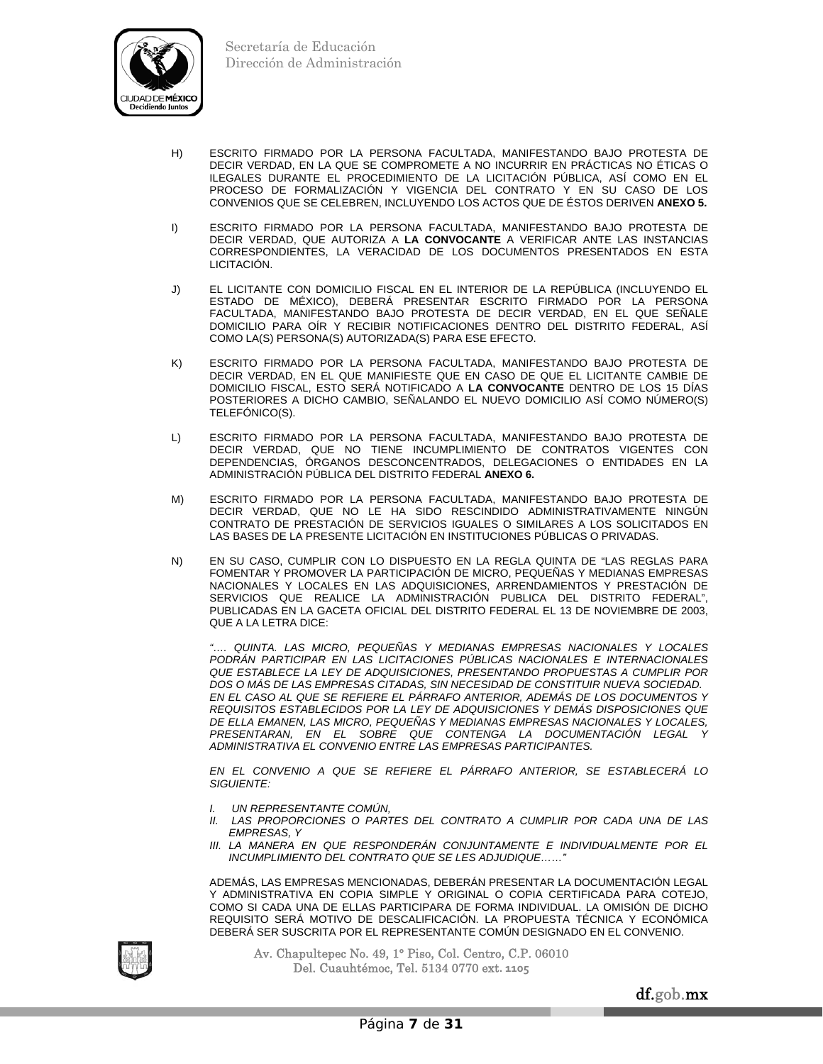H) ESCRITO FIRMADO POR LA PERSONA FACULTADA, MANIFESTANDO BAJO PROTESTA DE DECIR VERDAD, EN LA QUE SE COMPROMETE A NO INCURRIR EN PRÁCTICAS NO ÉTICAS O ILEGALES DURANTE EL PROCEDIMIENTO DE LA LICITACIÓN PÚBLICA, ASÍ COMO EN EL PROCESO DE FORMALIZACIÓN Y VIGENCIA DEL CONTRATO Y EN SU CASO DE LOS CONVENIOS QUE SE CELEBREN, INCLUYENDO LOS ACTOS QUE DE ÉSTOS DERIVEN **ANEXO 5.**

I) ESCRITO FIRMADO POR LA PERSONA FACULTADA, MANIFESTANDO BAJO PROTESTA DE DECIR VERDAD, QUE AUTORIZA A **LA CONVOCANTE** A VERIFICAR ANTE LAS INSTANCIAS CORRESPONDIENTES, LA VERACIDAD DE LOS DOCUMENTOS PRESENTADOS EN ESTA LICITACIÓN.

J) EL LICITANTE CON DOMICILIO FISCAL EN EL INTERIOR DE LA REPÚBLICA (INCLUYENDO EL ESTADO DE MÉXICO), DEBERÁ PRESENTAR ESCRITO FIRMADO POR LA PERSONA FACULTADA, MANIFESTANDO BAJO PROTESTA DE DECIR VERDAD, EN EL QUE SEÑALE DOMICILIO PARA OÍR Y RECIBIR NOTIFICACIONES DENTRO DEL DISTRITO FEDERAL, ASÍ COMO LA(S) PERSONA(S) AUTORIZADA(S) PARA ESE EFECTO.

K) ESCRITO FIRMADO POR LA PERSONA FACULTADA, MANIFESTANDO BAJO PROTESTA DE DECIR VERDAD, EN EL QUE MANIFIESTE QUE EN CASO DE QUE EL LICITANTE CAMBIE DE DOMICILIO FISCAL, ESTO SERÁ NOTIFICADO A **LA CONVOCANTE** DENTRO DE LOS 15 DÍAS POSTERIORES A DICHO CAMBIO, SEÑALANDO EL NUEVO DOMICILIO ASÍ COMO NÚMERO(S) TELEFÓNICO(S).

L) ESCRITO FIRMADO POR LA PERSONA FACULTADA, MANIFESTANDO BAJO PROTESTA DE DECIR VERDAD, QUE NO TIENE INCUMPLIMIENTO DE CONTRATOS VIGENTES CON DEPENDENCIAS, ÓRGANOS DESCONCENTRADOS, DELEGACIONES O ENTIDADES EN LA ADMINISTRACIÓN PÚBLICA DEL DISTRITO FEDERAL **ANEXO 6.**

M) ESCRITO FIRMADO POR LA PERSONA FACULTADA, MANIFESTANDO BAJO PROTESTA DE DECIR VERDAD, QUE NO LE HA SIDO RESCINDIDO ADMINISTRATIVAMENTE NINGÚN CONTRATO DE PRESTACIÓN DE SERVICIOS IGUALES O SIMILARES A LOS SOLICITADOS EN LAS BASES DE LA PRESENTE LICITACIÓN EN INSTITUCIONES PÚBLICAS O PRIVADAS.

N) EN SU CASO, CUMPLIR CON LO DISPUESTO EN LA REGLA QUINTA DE "LAS REGLAS PARA FOMENTAR Y PROMOVER LA PARTICIPACIÓN DE MICRO, PEQUEÑAS Y MEDIANAS EMPRESAS NACIONALES Y LOCALES EN LAS ADQUISICIONES, ARRENDAMIENTOS Y PRESTACIÓN DE SERVICIOS QUE REALICE LA ADMINISTRACIÓN PUBLICA DEL DISTRITO FEDERAL", PUBLICADAS EN LA GACETA OFICIAL DEL DISTRITO FEDERAL EL 13 DE NOVIEMBRE DE 2003, QUE A LA LETRA DICE:

*"…. QUINTA. LAS MICRO, PEQUEÑAS Y MEDIANAS EMPRESAS NACIONALES Y LOCALES PODRÁN PARTICIPAR EN LAS LICITACIONES PÚBLICAS NACIONALES E INTERNACIONALES QUE ESTABLECE LA LEY DE ADQUISICIONES, PRESENTANDO PROPUESTAS A CUMPLIR POR DOS O MÁS DE LAS EMPRESAS CITADAS, SIN NECESIDAD DE CONSTITUIR NUEVA SOCIEDAD.*
*EN EL CASO AL QUE SE REFIERE EL PÁRRAFO ANTERIOR, ADEMÁS DE LOS DOCUMENTOS Y REQUISITOS ESTABLECIDOS POR LA LEY DE ADQUISICIONES Y DEMÁS DISPOSICIONES QUE DE ELLA EMANEN, LAS MICRO, PEQUEÑAS Y MEDIANAS EMPRESAS NACIONALES Y LOCALES, PRESENTARAN, EN EL SOBRE QUE CONTENGA LA DOCUMENTACIÓN LEGAL Y ADMINISTRATIVA EL CONVENIO ENTRE LAS EMPRESAS PARTICIPANTES.*

*EN EL CONVENIO A QUE SE REFIERE EL PÁRRAFO ANTERIOR, SE ESTABLECERÁ LO SIGUIENTE:*

*I. UN REPRESENTANTE COMÚN,*
*II. LAS PROPORCIONES O PARTES DEL CONTRATO A CUMPLIR POR CADA UNA DE LAS EMPRESAS, Y*
*III. LA MANERA EN QUE RESPONDERÁN CONJUNTAMENTE E INDIVIDUALMENTE POR EL INCUMPLIMIENTO DEL CONTRATO QUE SE LES ADJUDIQUE……"*

ADEMÁS, LAS EMPRESAS MENCIONADAS, DEBERÁN PRESENTAR LA DOCUMENTACIÓN LEGAL Y ADMINISTRATIVA EN COPIA SIMPLE Y ORIGINAL O COPIA CERTIFICADA PARA COTEJO, COMO SI CADA UNA DE ELLAS PARTICIPARA DE FORMA INDIVIDUAL. LA OMISIÓN DE DICHO REQUISITO SERÁ MOTIVO DE DESCALIFICACIÓN. LA PROPUESTA TÉCNICA Y ECONÓMICA DEBERÁ SER SUSCRITA POR EL REPRESENTANTE COMÚN DESIGNADO EN EL CONVENIO.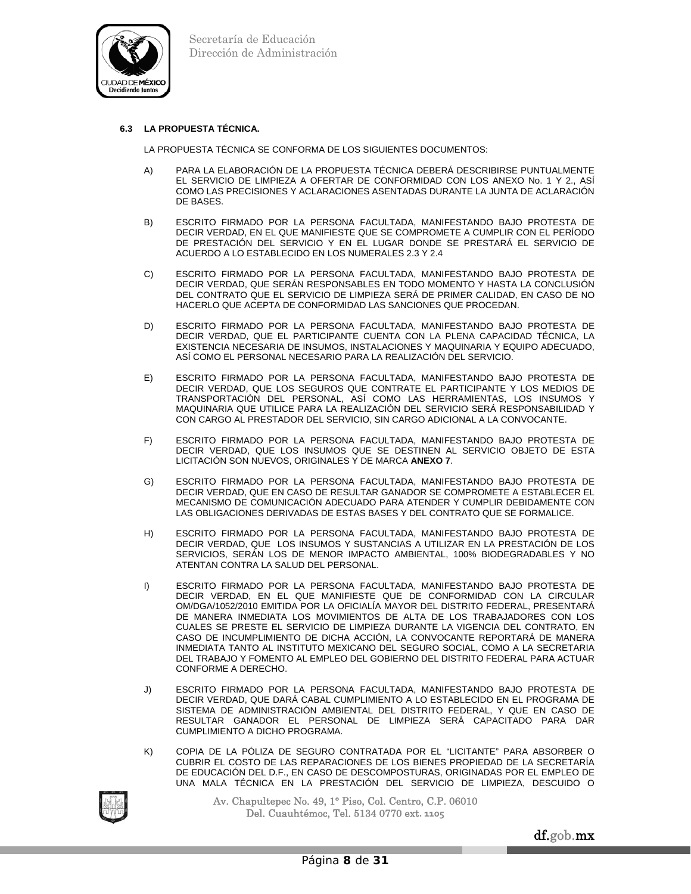### 6.3 LA PROPUESTA TÉCNICA.

LA PROPUESTA TÉCNICA SE CONFORMA DE LOS SIGUIENTES DOCUMENTOS:

A) PARA LA ELABORACIÓN DE LA PROPUESTA TÉCNICA DEBERÁ DESCRIBIRSE PUNTUALMENTE EL SERVICIO DE LIMPIEZA A OFERTAR DE CONFORMIDAD CON LOS ANEXO No. 1 Y 2., ASÍ COMO LAS PRECISIONES Y ACLARACIONES ASENTADAS DURANTE LA JUNTA DE ACLARACIÓN DE BASES.

B) ESCRITO FIRMADO POR LA PERSONA FACULTADA, MANIFESTANDO BAJO PROTESTA DE DECIR VERDAD, EN EL QUE MANIFIESTE QUE SE COMPROMETE A CUMPLIR CON EL PERÍODO DE PRESTACIÓN DEL SERVICIO Y EN EL LUGAR DONDE SE PRESTARÁ EL SERVICIO DE ACUERDO A LO ESTABLECIDO EN LOS NUMERALES 2.3 Y 2.4

C) ESCRITO FIRMADO POR LA PERSONA FACULTADA, MANIFESTANDO BAJO PROTESTA DE DECIR VERDAD, QUE SERÁN RESPONSABLES EN TODO MOMENTO Y HASTA LA CONCLUSIÓN DEL CONTRATO QUE EL SERVICIO DE LIMPIEZA SERÁ DE PRIMER CALIDAD, EN CASO DE NO HACERLO QUE ACEPTA DE CONFORMIDAD LAS SANCIONES QUE PROCEDAN.

D) ESCRITO FIRMADO POR LA PERSONA FACULTADA, MANIFESTANDO BAJO PROTESTA DE DECIR VERDAD, QUE EL PARTICIPANTE CUENTA CON LA PLENA CAPACIDAD TÉCNICA, LA EXISTENCIA NECESARIA DE INSUMOS, INSTALACIONES Y MAQUINARIA Y EQUIPO ADECUADO, ASÍ COMO EL PERSONAL NECESARIO PARA LA REALIZACIÓN DEL SERVICIO.

E) ESCRITO FIRMADO POR LA PERSONA FACULTADA, MANIFESTANDO BAJO PROTESTA DE DECIR VERDAD, QUE LOS SEGUROS QUE CONTRATE EL PARTICIPANTE Y LOS MEDIOS DE TRANSPORTACIÓN DEL PERSONAL, ASÍ COMO LAS HERRAMIENTAS, LOS INSUMOS Y MAQUINARIA QUE UTILICE PARA LA REALIZACIÓN DEL SERVICIO SERÁ RESPONSABILIDAD Y CON CARGO AL PRESTADOR DEL SERVICIO, SIN CARGO ADICIONAL A LA CONVOCANTE.

F) ESCRITO FIRMADO POR LA PERSONA FACULTADA, MANIFESTANDO BAJO PROTESTA DE DECIR VERDAD, QUE LOS INSUMOS QUE SE DESTINEN AL SERVICIO OBJETO DE ESTA LICITACIÓN SON NUEVOS, ORIGINALES Y DE MARCA **ANEXO 7**.

G) ESCRITO FIRMADO POR LA PERSONA FACULTADA, MANIFESTANDO BAJO PROTESTA DE DECIR VERDAD, QUE EN CASO DE RESULTAR GANADOR SE COMPROMETE A ESTABLECER EL MECANISMO DE COMUNICACIÓN ADECUADO PARA ATENDER Y CUMPLIR DEBIDAMENTE CON LAS OBLIGACIONES DERIVADAS DE ESTAS BASES Y DEL CONTRATO QUE SE FORMALICE.

H) ESCRITO FIRMADO POR LA PERSONA FACULTADA, MANIFESTANDO BAJO PROTESTA DE DECIR VERDAD, QUE LOS INSUMOS Y SUSTANCIAS A UTILIZAR EN LA PRESTACIÓN DE LOS SERVICIOS, SERÁN LOS DE MENOR IMPACTO AMBIENTAL, 100% BIODEGRADABLES Y NO ATENTAN CONTRA LA SALUD DEL PERSONAL.

I) ESCRITO FIRMADO POR LA PERSONA FACULTADA, MANIFESTANDO BAJO PROTESTA DE DECIR VERDAD, EN EL QUE MANIFIESTE QUE DE CONFORMIDAD CON LA CIRCULAR OM/DGA/1052/2010 EMITIDA POR LA OFICIALÍA MAYOR DEL DISTRITO FEDERAL, PRESENTARÁ DE MANERA INMEDIATA LOS MOVIMIENTOS DE ALTA DE LOS TRABAJADORES CON LOS CUALES SE PRESTE EL SERVICIO DE LIMPIEZA DURANTE LA VIGENCIA DEL CONTRATO, EN CASO DE INCUMPLIMIENTO DE DICHA ACCIÓN, LA CONVOCANTE REPORTARÁ DE MANERA INMEDIATA TANTO AL INSTITUTO MEXICANO DEL SEGURO SOCIAL, COMO A LA SECRETARIA DEL TRABAJO Y FOMENTO AL EMPLEO DEL GOBIERNO DEL DISTRITO FEDERAL PARA ACTUAR CONFORME A DERECHO.

J) ESCRITO FIRMADO POR LA PERSONA FACULTADA, MANIFESTANDO BAJO PROTESTA DE DECIR VERDAD, QUE DARÁ CABAL CUMPLIMIENTO A LO ESTABLECIDO EN EL PROGRAMA DE SISTEMA DE ADMINISTRACIÓN AMBIENTAL DEL DISTRITO FEDERAL, Y QUE EN CASO DE RESULTAR GANADOR EL PERSONAL DE LIMPIEZA SERÁ CAPACITADO PARA DAR CUMPLIMIENTO A DICHO PROGRAMA.

K) COPIA DE LA PÓLIZA DE SEGURO CONTRATADA POR EL "LICITANTE" PARA ABSORBER O CUBRIR EL COSTO DE LAS REPARACIONES DE LOS BIENES PROPIEDAD DE LA SECRETARÍA DE EDUCACIÓN DEL D.F., EN CASO DE DESCOMPOSTURAS, ORIGINADAS POR EL EMPLEO DE UNA MALA TÉCNICA EN LA PRESTACIÓN DEL SERVICIO DE LIMPIEZA, DESCUIDO O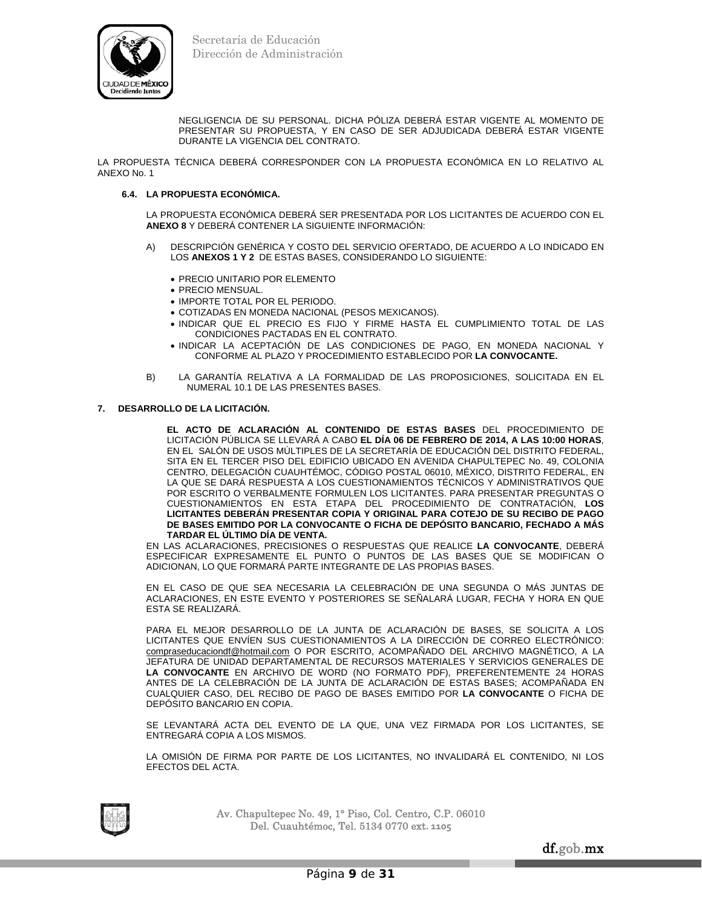NEGLIGENCIA DE SU PERSONAL. DICHA PÓLIZA DEBERÁ ESTAR VIGENTE AL MOMENTO DE PRESENTAR SU PROPUESTA, Y EN CASO DE SER ADJUDICADA DEBERÁ ESTAR VIGENTE DURANTE LA VIGENCIA DEL CONTRATO.

LA PROPUESTA TÉCNICA DEBERÁ CORRESPONDER CON LA PROPUESTA ECONÓMICA EN LO RELATIVO AL ANEXO No. 1

### 6.4. LA PROPUESTA ECONÓMICA.

LA PROPUESTA ECONÓMICA DEBERÁ SER PRESENTADA POR LOS LICITANTES DE ACUERDO CON EL **ANEXO 8** Y DEBERÁ CONTENER LA SIGUIENTE INFORMACIÓN:

A) DESCRIPCIÓN GENÉRICA Y COSTO DEL SERVICIO OFERTADO, DE ACUERDO A LO INDICADO EN LOS **ANEXOS 1 Y 2** DE ESTAS BASES, CONSIDERANDO LO SIGUIENTE:

- PRECIO UNITARIO POR ELEMENTO
- PRECIO MENSUAL.
- IMPORTE TOTAL POR EL PERIODO.
- COTIZADAS EN MONEDA NACIONAL (PESOS MEXICANOS).
- INDICAR QUE EL PRECIO ES FIJO Y FIRME HASTA EL CUMPLIMIENTO TOTAL DE LAS CONDICIONES PACTADAS EN EL CONTRATO.
- INDICAR LA ACEPTACIÓN DE LAS CONDICIONES DE PAGO, EN MONEDA NACIONAL Y CONFORME AL PLAZO Y PROCEDIMIENTO ESTABLECIDO POR **LA CONVOCANTE.**

B) LA GARANTÍA RELATIVA A LA FORMALIDAD DE LAS PROPOSICIONES, SOLICITADA EN EL NUMERAL 10.1 DE LAS PRESENTES BASES.

## 7. DESARROLLO DE LA LICITACIÓN.

**EL ACTO DE ACLARACIÓN AL CONTENIDO DE ESTAS BASES** DEL PROCEDIMIENTO DE LICITACIÓN PÚBLICA SE LLEVARÁ A CABO **EL DÍA 06 DE FEBRERO DE 2014, A LAS 10:00 HORAS**, EN EL SALÓN DE USOS MÚLTIPLES DE LA SECRETARÍA DE EDUCACIÓN DEL DISTRITO FEDERAL, SITA EN EL TERCER PISO DEL EDIFICIO UBICADO EN AVENIDA CHAPULTEPEC No. 49, COLONIA CENTRO, DELEGACIÓN CUAUHTÉMOC, CÓDIGO POSTAL 06010, MÉXICO, DISTRITO FEDERAL, EN LA QUE SE DARÁ RESPUESTA A LOS CUESTIONAMIENTOS TÉCNICOS Y ADMINISTRATIVOS QUE POR ESCRITO O VERBALMENTE FORMULEN LOS LICITANTES. PARA PRESENTAR PREGUNTAS O CUESTIONAMIENTOS EN ESTA ETAPA DEL PROCEDIMIENTO DE CONTRATACIÓN, **LOS LICITANTES DEBERÁN PRESENTAR COPIA Y ORIGINAL PARA COTEJO DE SU RECIBO DE PAGO DE BASES EMITIDO POR LA CONVOCANTE O FICHA DE DEPÓSITO BANCARIO, FECHADO A MÁS TARDAR EL ÚLTIMO DÍA DE VENTA.**

EN LAS ACLARACIONES, PRECISIONES O RESPUESTAS QUE REALICE **LA CONVOCANTE**, DEBERÁ ESPECIFICAR EXPRESAMENTE EL PUNTO O PUNTOS DE LAS BASES QUE SE MODIFICAN O ADICIONAN, LO QUE FORMARÁ PARTE INTEGRANTE DE LAS PROPIAS BASES.

EN EL CASO DE QUE SEA NECESARIA LA CELEBRACIÓN DE UNA SEGUNDA O MÁS JUNTAS DE ACLARACIONES, EN ESTE EVENTO Y POSTERIORES SE SEÑALARÁ LUGAR, FECHA Y HORA EN QUE ESTA SE REALIZARÁ.

PARA EL MEJOR DESARROLLO DE LA JUNTA DE ACLARACIÓN DE BASES, SE SOLICITA A LOS LICITANTES QUE ENVÍEN SUS CUESTIONAMIENTOS A LA DIRECCIÓN DE CORREO ELECTRÓNICO: compraseducaciondf@hotmail.com O POR ESCRITO, ACOMPAÑADO DEL ARCHIVO MAGNÉTICO, A LA JEFATURA DE UNIDAD DEPARTAMENTAL DE RECURSOS MATERIALES Y SERVICIOS GENERALES DE **LA CONVOCANTE** EN ARCHIVO DE WORD (NO FORMATO PDF), PREFERENTEMENTE 24 HORAS ANTES DE LA CELEBRACIÓN DE LA JUNTA DE ACLARACIÓN DE ESTAS BASES; ACOMPAÑADA EN CUALQUIER CASO, DEL RECIBO DE PAGO DE BASES EMITIDO POR **LA CONVOCANTE** O FICHA DE DEPÓSITO BANCARIO EN COPIA.

SE LEVANTARÁ ACTA DEL EVENTO DE LA QUE, UNA VEZ FIRMADA POR LOS LICITANTES, SE ENTREGARÁ COPIA A LOS MISMOS.

LA OMISIÓN DE FIRMA POR PARTE DE LOS LICITANTES, NO INVALIDARÁ EL CONTENIDO, NI LOS EFECTOS DEL ACTA.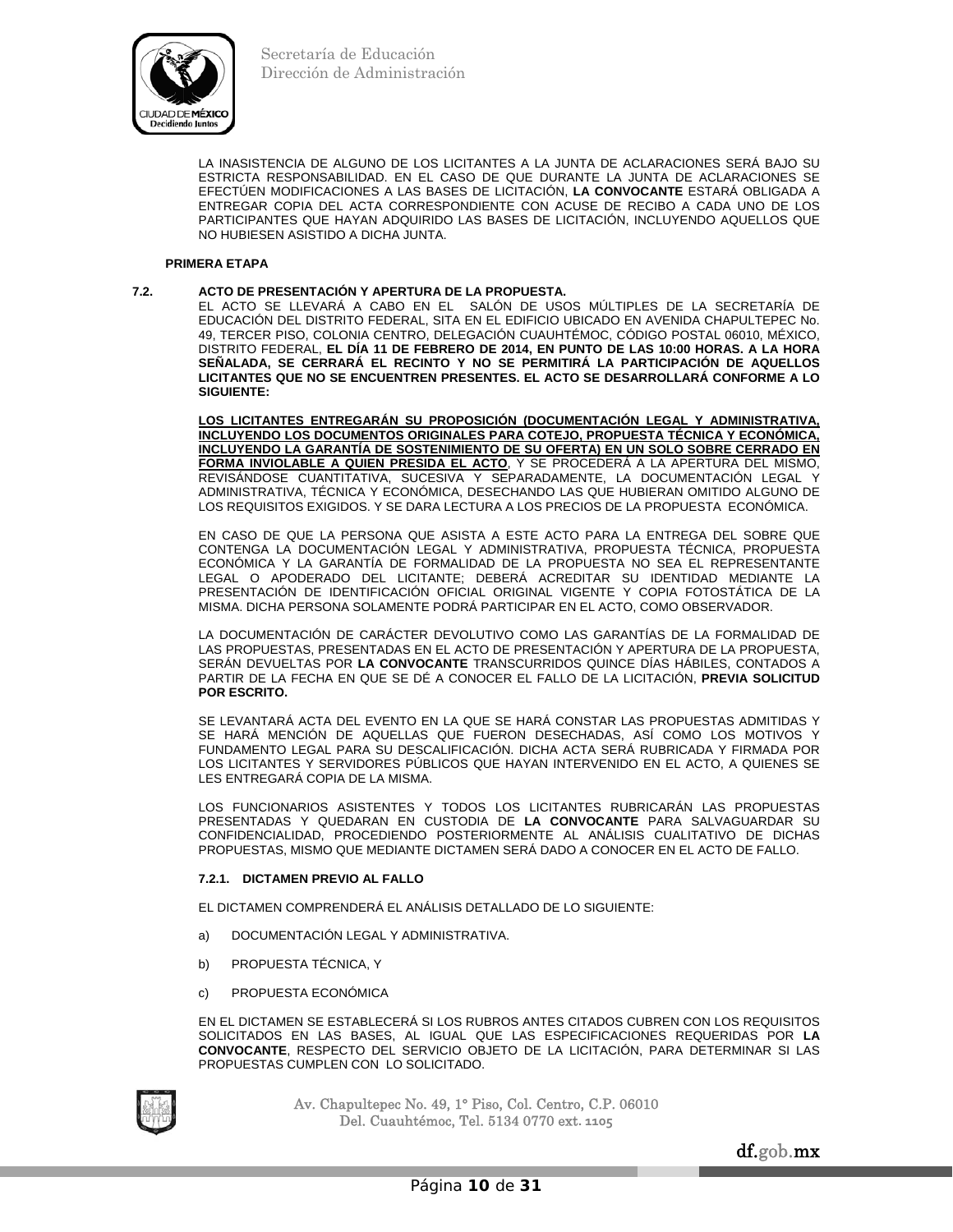LA INASISTENCIA DE ALGUNO DE LOS LICITANTES A LA JUNTA DE ACLARACIONES SERÁ BAJO SU ESTRICTA RESPONSABILIDAD. EN EL CASO DE QUE DURANTE LA JUNTA DE ACLARACIONES SE EFECTÚEN MODIFICACIONES A LAS BASES DE LICITACIÓN, **LA CONVOCANTE** ESTARÁ OBLIGADA A ENTREGAR COPIA DEL ACTA CORRESPONDIENTE CON ACUSE DE RECIBO A CADA UNO DE LOS PARTICIPANTES QUE HAYAN ADQUIRIDO LAS BASES DE LICITACIÓN, INCLUYENDO AQUELLOS QUE NO HUBIESEN ASISTIDO A DICHA JUNTA.

**PRIMERA ETAPA**

**7.2. ACTO DE PRESENTACIÓN Y APERTURA DE LA PROPUESTA.**

EL ACTO SE LLEVARÁ A CABO EN EL SALÓN DE USOS MÚLTIPLES DE LA SECRETARÍA DE EDUCACIÓN DEL DISTRITO FEDERAL, SITA EN EL EDIFICIO UBICADO EN AVENIDA CHAPULTEPEC No. 49, TERCER PISO, COLONIA CENTRO, DELEGACIÓN CUAUHTÉMOC, CÓDIGO POSTAL 06010, MÉXICO, DISTRITO FEDERAL, **EL DÍA 11 DE FEBRERO DE 2014, EN PUNTO DE LAS 10:00 HORAS. A LA HORA SEÑALADA, SE CERRARÁ EL RECINTO Y NO SE PERMITIRÁ LA PARTICIPACIÓN DE AQUELLOS LICITANTES QUE NO SE ENCUENTREN PRESENTES. EL ACTO SE DESARROLLARÁ CONFORME A LO SIGUIENTE:**

**LOS LICITANTES ENTREGARÁN SU PROPOSICIÓN (DOCUMENTACIÓN LEGAL Y ADMINISTRATIVA, INCLUYENDO LOS DOCUMENTOS ORIGINALES PARA COTEJO, PROPUESTA TÉCNICA Y ECONÓMICA, INCLUYENDO LA GARANTÍA DE SOSTENIMIENTO DE SU OFERTA) EN UN SOLO SOBRE CERRADO EN FORMA INVIOLABLE A QUIEN PRESIDA EL ACTO**, Y SE PROCEDERÁ A LA APERTURA DEL MISMO, REVISÁNDOSE CUANTITATIVA, SUCESIVA Y SEPARADAMENTE, LA DOCUMENTACIÓN LEGAL Y ADMINISTRATIVA, TÉCNICA Y ECONÓMICA, DESECHANDO LAS QUE HUBIERAN OMITIDO ALGUNO DE LOS REQUISITOS EXIGIDOS. Y SE DARA LECTURA A LOS PRECIOS DE LA PROPUESTA ECONÓMICA.

EN CASO DE QUE LA PERSONA QUE ASISTA A ESTE ACTO PARA LA ENTREGA DEL SOBRE QUE CONTENGA LA DOCUMENTACIÓN LEGAL Y ADMINISTRATIVA, PROPUESTA TÉCNICA, PROPUESTA ECONÓMICA Y LA GARANTÍA DE FORMALIDAD DE LA PROPUESTA NO SEA EL REPRESENTANTE LEGAL O APODERADO DEL LICITANTE; DEBERÁ ACREDITAR SU IDENTIDAD MEDIANTE LA PRESENTACIÓN DE IDENTIFICACIÓN OFICIAL ORIGINAL VIGENTE Y COPIA FOTOSTÁTICA DE LA MISMA. DICHA PERSONA SOLAMENTE PODRÁ PARTICIPAR EN EL ACTO, COMO OBSERVADOR.

LA DOCUMENTACIÓN DE CARÁCTER DEVOLUTIVO COMO LAS GARANTÍAS DE LA FORMALIDAD DE LAS PROPUESTAS, PRESENTADAS EN EL ACTO DE PRESENTACIÓN Y APERTURA DE LA PROPUESTA, SERÁN DEVUELTAS POR **LA CONVOCANTE** TRANSCURRIDOS QUINCE DÍAS HÁBILES, CONTADOS A PARTIR DE LA FECHA EN QUE SE DÉ A CONOCER EL FALLO DE LA LICITACIÓN, **PREVIA SOLICITUD POR ESCRITO.**

SE LEVANTARÁ ACTA DEL EVENTO EN LA QUE SE HARÁ CONSTAR LAS PROPUESTAS ADMITIDAS Y SE HARÁ MENCIÓN DE AQUELLAS QUE FUERON DESECHADAS, ASÍ COMO LOS MOTIVOS Y FUNDAMENTO LEGAL PARA SU DESCALIFICACIÓN. DICHA ACTA SERÁ RUBRICADA Y FIRMADA POR LOS LICITANTES Y SERVIDORES PÚBLICOS QUE HAYAN INTERVENIDO EN EL ACTO, A QUIENES SE LES ENTREGARÁ COPIA DE LA MISMA.

LOS FUNCIONARIOS ASISTENTES Y TODOS LOS LICITANTES RUBRICARÁN LAS PROPUESTAS PRESENTADAS Y QUEDARAN EN CUSTODIA DE **LA CONVOCANTE** PARA SALVAGUARDAR SU CONFIDENCIALIDAD, PROCEDIENDO POSTERIORMENTE AL ANÁLISIS CUALITATIVO DE DICHAS PROPUESTAS, MISMO QUE MEDIANTE DICTAMEN SERÁ DADO A CONOCER EN EL ACTO DE FALLO.

**7.2.1. DICTAMEN PREVIO AL FALLO**

EL DICTAMEN COMPRENDERÁ EL ANÁLISIS DETALLADO DE LO SIGUIENTE:

a) DOCUMENTACIÓN LEGAL Y ADMINISTRATIVA.

b) PROPUESTA TÉCNICA, Y

c) PROPUESTA ECONÓMICA

EN EL DICTAMEN SE ESTABLECERÁ SI LOS RUBROS ANTES CITADOS CUBREN CON LOS REQUISITOS SOLICITADOS EN LAS BASES, AL IGUAL QUE LAS ESPECIFICACIONES REQUERIDAS POR **LA CONVOCANTE**, RESPECTO DEL SERVICIO OBJETO DE LA LICITACIÓN, PARA DETERMINAR SI LAS PROPUESTAS CUMPLEN CON LO SOLICITADO.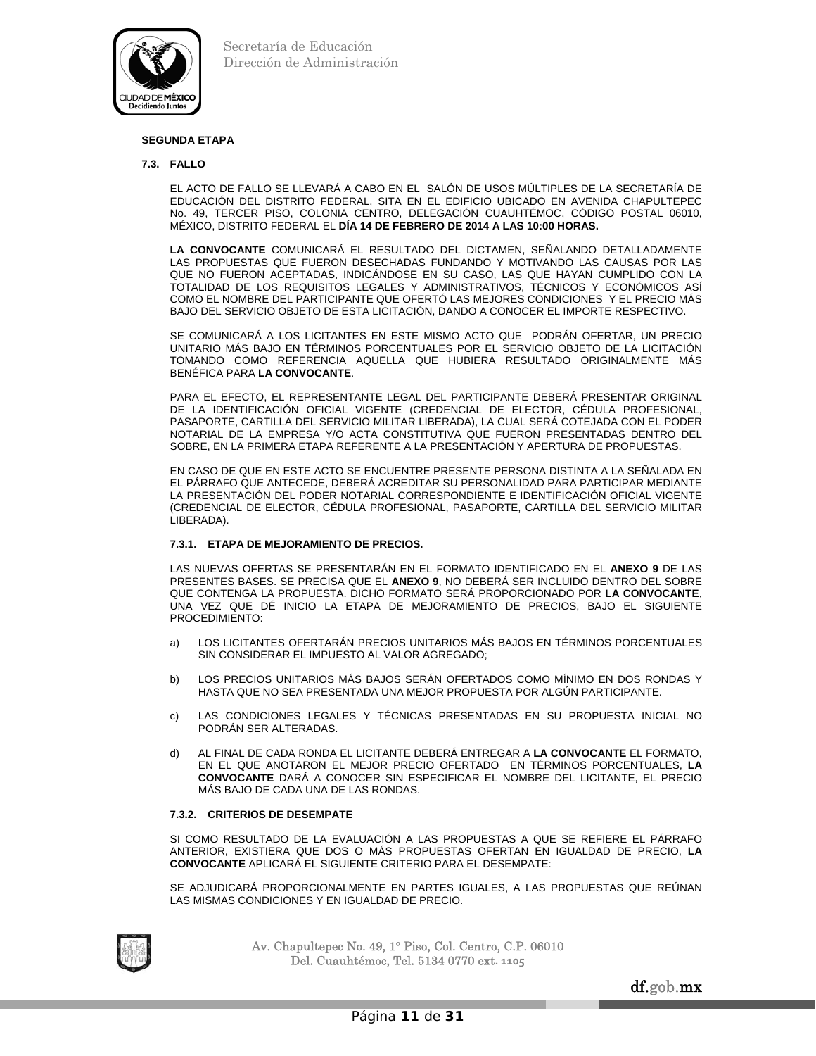**SEGUNDA ETAPA**

**7.3. FALLO**

EL ACTO DE FALLO SE LLEVARÁ A CABO EN EL SALÓN DE USOS MÚLTIPLES DE LA SECRETARÍA DE EDUCACIÓN DEL DISTRITO FEDERAL, SITA EN EL EDIFICIO UBICADO EN AVENIDA CHAPULTEPEC No. 49, TERCER PISO, COLONIA CENTRO, DELEGACIÓN CUAUHTÉMOC, CÓDIGO POSTAL 06010, MÉXICO, DISTRITO FEDERAL EL **DÍA 14 DE FEBRERO DE 2014 A LAS 10:00 HORAS.**

**LA CONVOCANTE** COMUNICARÁ EL RESULTADO DEL DICTAMEN, SEÑALANDO DETALLADAMENTE LAS PROPUESTAS QUE FUERON DESECHADAS FUNDANDO Y MOTIVANDO LAS CAUSAS POR LAS QUE NO FUERON ACEPTADAS, INDICÁNDOSE EN SU CASO, LAS QUE HAYAN CUMPLIDO CON LA TOTALIDAD DE LOS REQUISITOS LEGALES Y ADMINISTRATIVOS, TÉCNICOS Y ECONÓMICOS ASÍ COMO EL NOMBRE DEL PARTICIPANTE QUE OFERTÓ LAS MEJORES CONDICIONES Y EL PRECIO MÁS BAJO DEL SERVICIO OBJETO DE ESTA LICITACIÓN, DANDO A CONOCER EL IMPORTE RESPECTIVO.

SE COMUNICARÁ A LOS LICITANTES EN ESTE MISMO ACTO QUE PODRÁN OFERTAR, UN PRECIO UNITARIO MÁS BAJO EN TÉRMINOS PORCENTUALES POR EL SERVICIO OBJETO DE LA LICITACIÓN TOMANDO COMO REFERENCIA AQUELLA QUE HUBIERA RESULTADO ORIGINALMENTE MÁS BENÉFICA PARA **LA CONVOCANTE**.

PARA EL EFECTO, EL REPRESENTANTE LEGAL DEL PARTICIPANTE DEBERÁ PRESENTAR ORIGINAL DE LA IDENTIFICACIÓN OFICIAL VIGENTE (CREDENCIAL DE ELECTOR, CÉDULA PROFESIONAL, PASAPORTE, CARTILLA DEL SERVICIO MILITAR LIBERADA), LA CUAL SERÁ COTEJADA CON EL PODER NOTARIAL DE LA EMPRESA Y/O ACTA CONSTITUTIVA QUE FUERON PRESENTADAS DENTRO DEL SOBRE, EN LA PRIMERA ETAPA REFERENTE A LA PRESENTACIÓN Y APERTURA DE PROPUESTAS.

EN CASO DE QUE EN ESTE ACTO SE ENCUENTRE PRESENTE PERSONA DISTINTA A LA SEÑALADA EN EL PÁRRAFO QUE ANTECEDE, DEBERÁ ACREDITAR SU PERSONALIDAD PARA PARTICIPAR MEDIANTE LA PRESENTACIÓN DEL PODER NOTARIAL CORRESPONDIENTE E IDENTIFICACIÓN OFICIAL VIGENTE (CREDENCIAL DE ELECTOR, CÉDULA PROFESIONAL, PASAPORTE, CARTILLA DEL SERVICIO MILITAR LIBERADA).

**7.3.1. ETAPA DE MEJORAMIENTO DE PRECIOS.**

LAS NUEVAS OFERTAS SE PRESENTARÁN EN EL FORMATO IDENTIFICADO EN EL **ANEXO 9** DE LAS PRESENTES BASES. SE PRECISA QUE EL **ANEXO 9**, NO DEBERÁ SER INCLUIDO DENTRO DEL SOBRE QUE CONTENGA LA PROPUESTA. DICHO FORMATO SERÁ PROPORCIONADO POR **LA CONVOCANTE**, UNA VEZ QUE DÉ INICIO LA ETAPA DE MEJORAMIENTO DE PRECIOS, BAJO EL SIGUIENTE PROCEDIMIENTO:

a) LOS LICITANTES OFERTARÁN PRECIOS UNITARIOS MÁS BAJOS EN TÉRMINOS PORCENTUALES SIN CONSIDERAR EL IMPUESTO AL VALOR AGREGADO;

b) LOS PRECIOS UNITARIOS MÁS BAJOS SERÁN OFERTADOS COMO MÍNIMO EN DOS RONDAS Y HASTA QUE NO SEA PRESENTADA UNA MEJOR PROPUESTA POR ALGÚN PARTICIPANTE.

c) LAS CONDICIONES LEGALES Y TÉCNICAS PRESENTADAS EN SU PROPUESTA INICIAL NO PODRÁN SER ALTERADAS.

d) AL FINAL DE CADA RONDA EL LICITANTE DEBERÁ ENTREGAR A **LA CONVOCANTE** EL FORMATO, EN EL QUE ANOTARON EL MEJOR PRECIO OFERTADO EN TÉRMINOS PORCENTUALES, **LA CONVOCANTE** DARÁ A CONOCER SIN ESPECIFICAR EL NOMBRE DEL LICITANTE, EL PRECIO MÁS BAJO DE CADA UNA DE LAS RONDAS.

**7.3.2. CRITERIOS DE DESEMPATE**

SI COMO RESULTADO DE LA EVALUACIÓN A LAS PROPUESTAS A QUE SE REFIERE EL PÁRRAFO ANTERIOR, EXISTIERA QUE DOS O MÁS PROPUESTAS OFERTAN EN IGUALDAD DE PRECIO, **LA CONVOCANTE** APLICARÁ EL SIGUIENTE CRITERIO PARA EL DESEMPATE:

SE ADJUDICARÁ PROPORCIONALMENTE EN PARTES IGUALES, A LAS PROPUESTAS QUE REÚNAN LAS MISMAS CONDICIONES Y EN IGUALDAD DE PRECIO.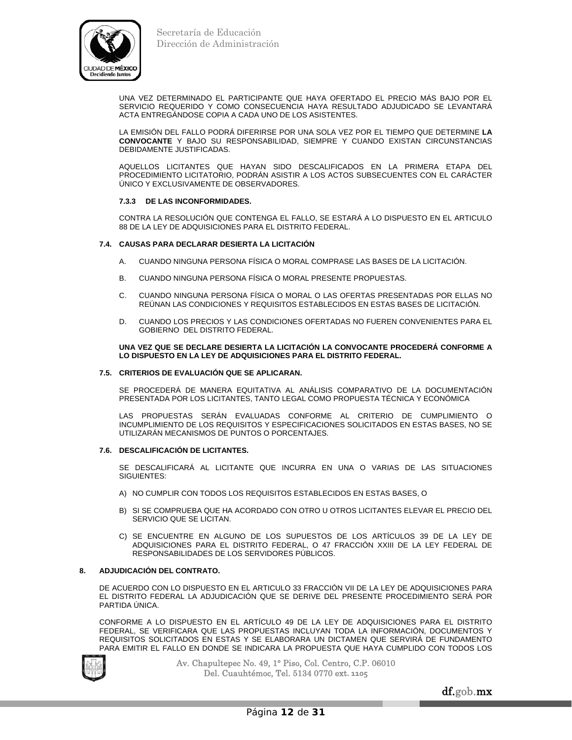UNA VEZ DETERMINADO EL PARTICIPANTE QUE HAYA OFERTADO EL PRECIO MÁS BAJO POR EL SERVICIO REQUERIDO Y COMO CONSECUENCIA HAYA RESULTADO ADJUDICADO SE LEVANTARÁ ACTA ENTREGÁNDOSE COPIA A CADA UNO DE LOS ASISTENTES.

LA EMISIÓN DEL FALLO PODRÁ DIFERIRSE POR UNA SOLA VEZ POR EL TIEMPO QUE DETERMINE **LA CONVOCANTE** Y BAJO SU RESPONSABILIDAD, SIEMPRE Y CUANDO EXISTAN CIRCUNSTANCIAS DEBIDAMENTE JUSTIFICADAS.

AQUELLOS LICITANTES QUE HAYAN SIDO DESCALIFICADOS EN LA PRIMERA ETAPA DEL PROCEDIMIENTO LICITATORIO, PODRÁN ASISTIR A LOS ACTOS SUBSECUENTES CON EL CARÁCTER ÚNICO Y EXCLUSIVAMENTE DE OBSERVADORES.

#### 7.3.3 DE LAS INCONFORMIDADES.

CONTRA LA RESOLUCIÓN QUE CONTENGA EL FALLO, SE ESTARÁ A LO DISPUESTO EN EL ARTICULO 88 DE LA LEY DE ADQUISICIONES PARA EL DISTRITO FEDERAL.

### 7.4. CAUSAS PARA DECLARAR DESIERTA LA LICITACIÓN

A. CUANDO NINGUNA PERSONA FÍSICA O MORAL COMPRASE LAS BASES DE LA LICITACIÓN.

B. CUANDO NINGUNA PERSONA FÍSICA O MORAL PRESENTE PROPUESTAS.

C. CUANDO NINGUNA PERSONA FÍSICA O MORAL O LAS OFERTAS PRESENTADAS POR ELLAS NO REÚNAN LAS CONDICIONES Y REQUISITOS ESTABLECIDOS EN ESTAS BASES DE LICITACIÓN.

D. CUANDO LOS PRECIOS Y LAS CONDICIONES OFERTADAS NO FUEREN CONVENIENTES PARA EL GOBIERNO DEL DISTRITO FEDERAL.

**UNA VEZ QUE SE DECLARE DESIERTA LA LICITACIÓN LA CONVOCANTE PROCEDERÁ CONFORME A LO DISPUESTO EN LA LEY DE ADQUISICIONES PARA EL DISTRITO FEDERAL.**

### 7.5. CRITERIOS DE EVALUACIÓN QUE SE APLICARAN.

SE PROCEDERÁ DE MANERA EQUITATIVA AL ANÁLISIS COMPARATIVO DE LA DOCUMENTACIÓN PRESENTADA POR LOS LICITANTES, TANTO LEGAL COMO PROPUESTA TÉCNICA Y ECONÓMICA

LAS PROPUESTAS SERÁN EVALUADAS CONFORME AL CRITERIO DE CUMPLIMIENTO O INCUMPLIMIENTO DE LOS REQUISITOS Y ESPECIFICACIONES SOLICITADOS EN ESTAS BASES, NO SE UTILIZARÁN MECANISMOS DE PUNTOS O PORCENTAJES.

### 7.6. DESCALIFICACIÓN DE LICITANTES.

SE DESCALIFICARÁ AL LICITANTE QUE INCURRA EN UNA O VARIAS DE LAS SITUACIONES SIGUIENTES:

A) NO CUMPLIR CON TODOS LOS REQUISITOS ESTABLECIDOS EN ESTAS BASES, O

B) SI SE COMPRUEBA QUE HA ACORDADO CON OTRO U OTROS LICITANTES ELEVAR EL PRECIO DEL SERVICIO QUE SE LICITAN.

C) SE ENCUENTRE EN ALGUNO DE LOS SUPUESTOS DE LOS ARTÍCULOS 39 DE LA LEY DE ADQUISICIONES PARA EL DISTRITO FEDERAL, O 47 FRACCIÓN XXIII DE LA LEY FEDERAL DE RESPONSABILIDADES DE LOS SERVIDORES PÚBLICOS.

## 8. ADJUDICACIÓN DEL CONTRATO.

DE ACUERDO CON LO DISPUESTO EN EL ARTICULO 33 FRACCIÓN VII DE LA LEY DE ADQUISICIONES PARA EL DISTRITO FEDERAL LA ADJUDICACIÓN QUE SE DERIVE DEL PRESENTE PROCEDIMIENTO SERÁ POR PARTIDA ÚNICA.

CONFORME A LO DISPUESTO EN EL ARTÍCULO 49 DE LA LEY DE ADQUISICIONES PARA EL DISTRITO FEDERAL, SE VERIFICARA QUE LAS PROPUESTAS INCLUYAN TODA LA INFORMACIÓN, DOCUMENTOS Y REQUISITOS SOLICITADOS EN ESTAS Y SE ELABORARA UN DICTAMEN QUE SERVIRÁ DE FUNDAMENTO PARA EMITIR EL FALLO EN DONDE SE INDICARA LA PROPUESTA QUE HAYA CUMPLIDO CON TODOS LOS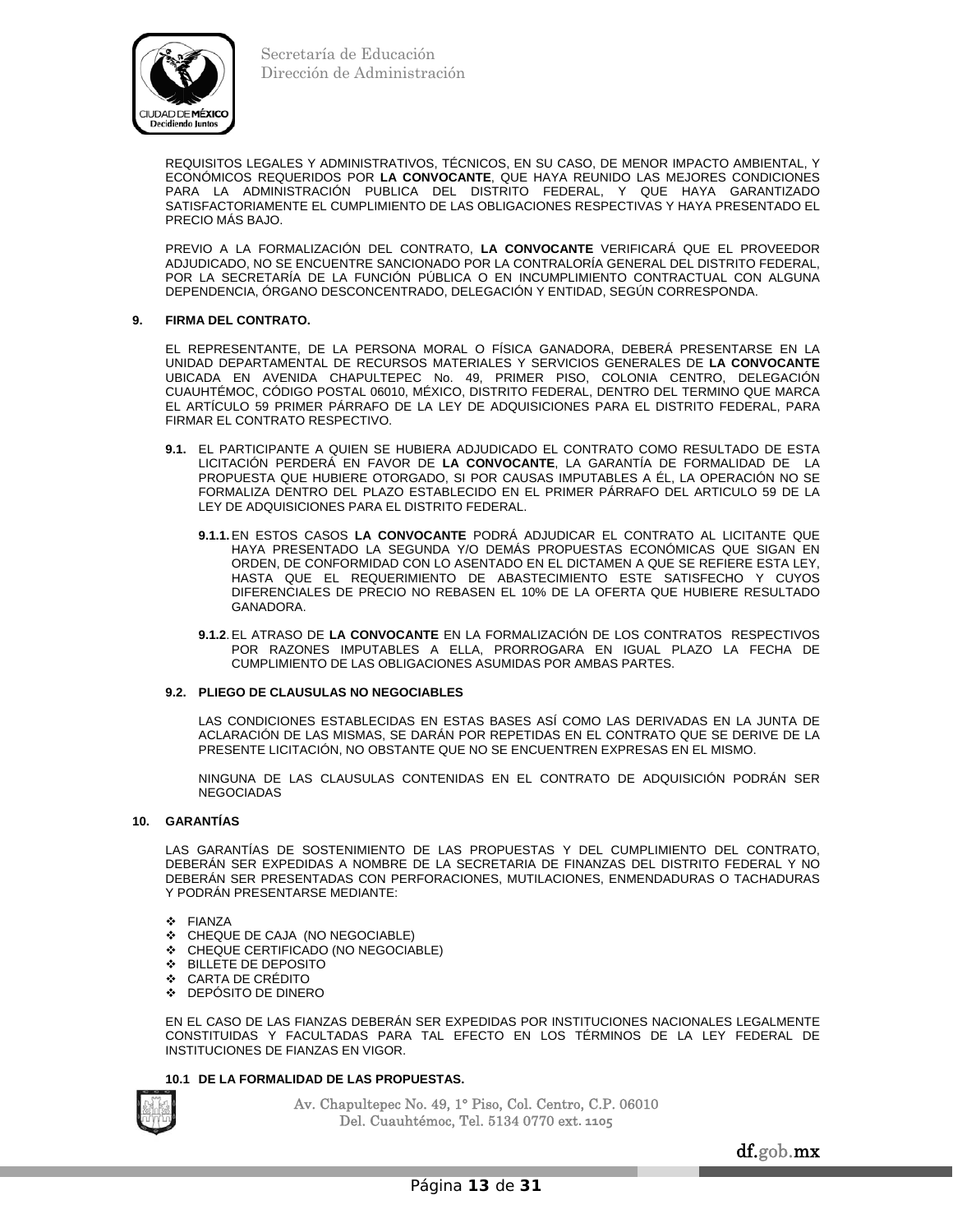REQUISITOS LEGALES Y ADMINISTRATIVOS, TÉCNICOS, EN SU CASO, DE MENOR IMPACTO AMBIENTAL, Y ECONÓMICOS REQUERIDOS POR **LA CONVOCANTE**, QUE HAYA REUNIDO LAS MEJORES CONDICIONES PARA LA ADMINISTRACIÓN PUBLICA DEL DISTRITO FEDERAL, Y QUE HAYA GARANTIZADO SATISFACTORIAMENTE EL CUMPLIMIENTO DE LAS OBLIGACIONES RESPECTIVAS Y HAYA PRESENTADO EL PRECIO MÁS BAJO.

PREVIO A LA FORMALIZACIÓN DEL CONTRATO, **LA CONVOCANTE** VERIFICARÁ QUE EL PROVEEDOR ADJUDICADO, NO SE ENCUENTRE SANCIONADO POR LA CONTRALORÍA GENERAL DEL DISTRITO FEDERAL, POR LA SECRETARÍA DE LA FUNCIÓN PÚBLICA O EN INCUMPLIMIENTO CONTRACTUAL CON ALGUNA DEPENDENCIA, ÓRGANO DESCONCENTRADO, DELEGACIÓN Y ENTIDAD, SEGÚN CORRESPONDA.

## 9. FIRMA DEL CONTRATO.

EL REPRESENTANTE, DE LA PERSONA MORAL O FÍSICA GANADORA, DEBERÁ PRESENTARSE EN LA UNIDAD DEPARTAMENTAL DE RECURSOS MATERIALES Y SERVICIOS GENERALES DE **LA CONVOCANTE** UBICADA EN AVENIDA CHAPULTEPEC No. 49, PRIMER PISO, COLONIA CENTRO, DELEGACIÓN CUAUHTÉMOC, CÓDIGO POSTAL 06010, MÉXICO, DISTRITO FEDERAL, DENTRO DEL TERMINO QUE MARCA EL ARTÍCULO 59 PRIMER PÁRRAFO DE LA LEY DE ADQUISICIONES PARA EL DISTRITO FEDERAL, PARA FIRMAR EL CONTRATO RESPECTIVO.

**9.1.** EL PARTICIPANTE A QUIEN SE HUBIERA ADJUDICADO EL CONTRATO COMO RESULTADO DE ESTA LICITACIÓN PERDERÁ EN FAVOR DE **LA CONVOCANTE**, LA GARANTÍA DE FORMALIDAD DE LA PROPUESTA QUE HUBIERE OTORGADO, SI POR CAUSAS IMPUTABLES A ÉL, LA OPERACIÓN NO SE FORMALIZA DENTRO DEL PLAZO ESTABLECIDO EN EL PRIMER PÁRRAFO DEL ARTICULO 59 DE LA LEY DE ADQUISICIONES PARA EL DISTRITO FEDERAL.

**9.1.1.** EN ESTOS CASOS **LA CONVOCANTE** PODRÁ ADJUDICAR EL CONTRATO AL LICITANTE QUE HAYA PRESENTADO LA SEGUNDA Y/O DEMÁS PROPUESTAS ECONÓMICAS QUE SIGAN EN ORDEN, DE CONFORMIDAD CON LO ASENTADO EN EL DICTAMEN A QUE SE REFIERE ESTA LEY, HASTA QUE EL REQUERIMIENTO DE ABASTECIMIENTO ESTE SATISFECHO Y CUYOS DIFERENCIALES DE PRECIO NO REBASEN EL 10% DE LA OFERTA QUE HUBIERE RESULTADO GANADORA.

**9.1.2**. EL ATRASO DE **LA CONVOCANTE** EN LA FORMALIZACIÓN DE LOS CONTRATOS RESPECTIVOS POR RAZONES IMPUTABLES A ELLA, PRORROGARA EN IGUAL PLAZO LA FECHA DE CUMPLIMIENTO DE LAS OBLIGACIONES ASUMIDAS POR AMBAS PARTES.

### 9.2. PLIEGO DE CLAUSULAS NO NEGOCIABLES

LAS CONDICIONES ESTABLECIDAS EN ESTAS BASES ASÍ COMO LAS DERIVADAS EN LA JUNTA DE ACLARACIÓN DE LAS MISMAS, SE DARÁN POR REPETIDAS EN EL CONTRATO QUE SE DERIVE DE LA PRESENTE LICITACIÓN, NO OBSTANTE QUE NO SE ENCUENTREN EXPRESAS EN EL MISMO.

NINGUNA DE LAS CLAUSULAS CONTENIDAS EN EL CONTRATO DE ADQUISICIÓN PODRÁN SER NEGOCIADAS

## 10. GARANTÍAS

LAS GARANTÍAS DE SOSTENIMIENTO DE LAS PROPUESTAS Y DEL CUMPLIMIENTO DEL CONTRATO, DEBERÁN SER EXPEDIDAS A NOMBRE DE LA SECRETARIA DE FINANZAS DEL DISTRITO FEDERAL Y NO DEBERÁN SER PRESENTADAS CON PERFORACIONES, MUTILACIONES, ENMENDADURAS O TACHADURAS Y PODRÁN PRESENTARSE MEDIANTE:

- FIANZA
- CHEQUE DE CAJA (NO NEGOCIABLE)
- CHEQUE CERTIFICADO (NO NEGOCIABLE)
- BILLETE DE DEPOSITO
- CARTA DE CRÉDITO
- DEPÓSITO DE DINERO

EN EL CASO DE LAS FIANZAS DEBERÁN SER EXPEDIDAS POR INSTITUCIONES NACIONALES LEGALMENTE CONSTITUIDAS Y FACULTADAS PARA TAL EFECTO EN LOS TÉRMINOS DE LA LEY FEDERAL DE INSTITUCIONES DE FIANZAS EN VIGOR.

### 10.1 DE LA FORMALIDAD DE LAS PROPUESTAS.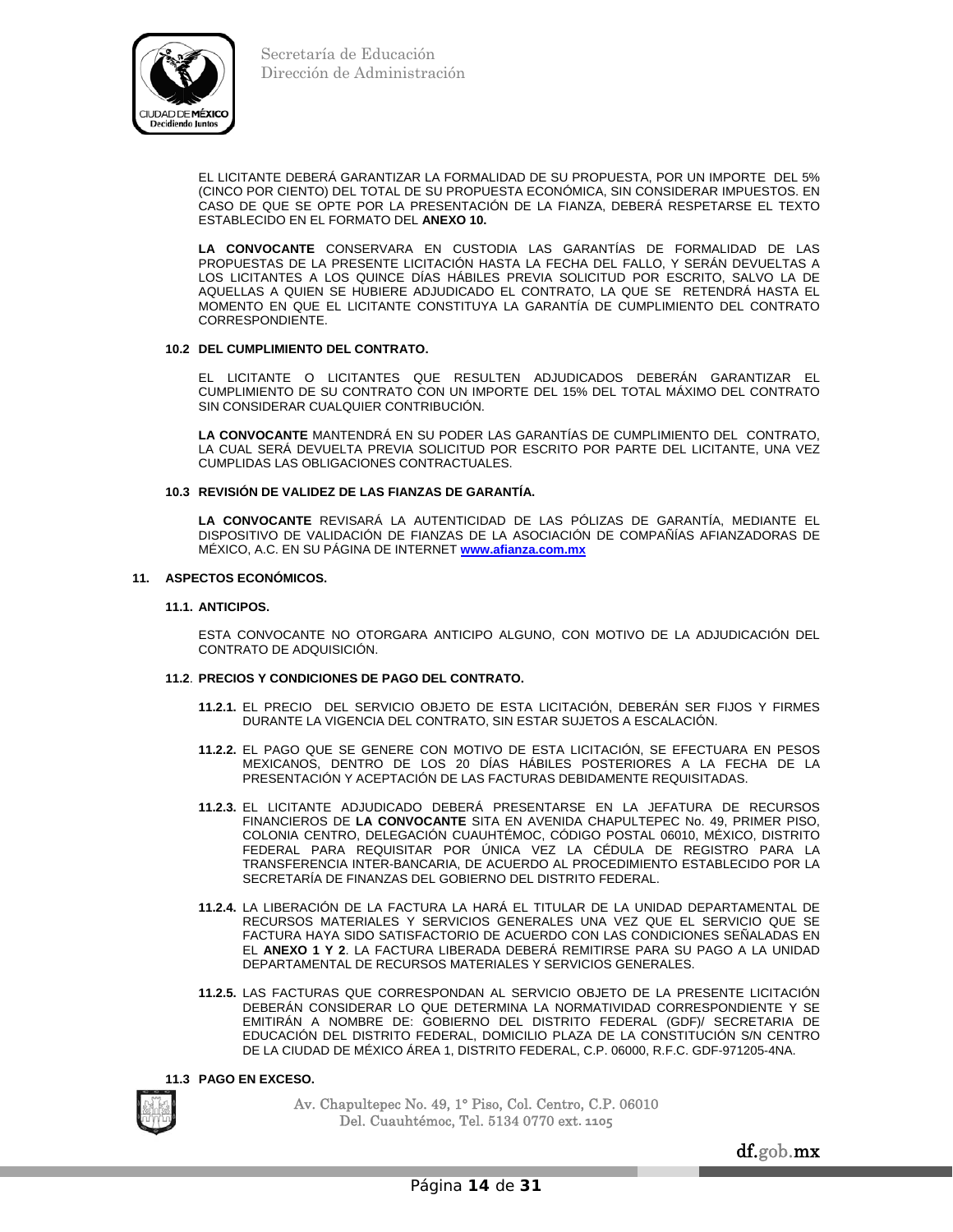EL LICITANTE DEBERÁ GARANTIZAR LA FORMALIDAD DE SU PROPUESTA, POR UN IMPORTE DEL 5% (CINCO POR CIENTO) DEL TOTAL DE SU PROPUESTA ECONÓMICA, SIN CONSIDERAR IMPUESTOS. EN CASO DE QUE SE OPTE POR LA PRESENTACIÓN DE LA FIANZA, DEBERÁ RESPETARSE EL TEXTO ESTABLECIDO EN EL FORMATO DEL **ANEXO 10.**

**LA CONVOCANTE** CONSERVARA EN CUSTODIA LAS GARANTÍAS DE FORMALIDAD DE LAS PROPUESTAS DE LA PRESENTE LICITACIÓN HASTA LA FECHA DEL FALLO, Y SERÁN DEVUELTAS A LOS LICITANTES A LOS QUINCE DÍAS HÁBILES PREVIA SOLICITUD POR ESCRITO, SALVO LA DE AQUELLAS A QUIEN SE HUBIERE ADJUDICADO EL CONTRATO, LA QUE SE RETENDRÁ HASTA EL MOMENTO EN QUE EL LICITANTE CONSTITUYA LA GARANTÍA DE CUMPLIMIENTO DEL CONTRATO CORRESPONDIENTE.

**10.2 DEL CUMPLIMIENTO DEL CONTRATO.**

EL LICITANTE O LICITANTES QUE RESULTEN ADJUDICADOS DEBERÁN GARANTIZAR EL CUMPLIMIENTO DE SU CONTRATO CON UN IMPORTE DEL 15% DEL TOTAL MÁXIMO DEL CONTRATO SIN CONSIDERAR CUALQUIER CONTRIBUCIÓN.

**LA CONVOCANTE** MANTENDRÁ EN SU PODER LAS GARANTÍAS DE CUMPLIMIENTO DEL CONTRATO, LA CUAL SERÁ DEVUELTA PREVIA SOLICITUD POR ESCRITO POR PARTE DEL LICITANTE, UNA VEZ CUMPLIDAS LAS OBLIGACIONES CONTRACTUALES.

**10.3 REVISIÓN DE VALIDEZ DE LAS FIANZAS DE GARANTÍA.**

**LA CONVOCANTE** REVISARÁ LA AUTENTICIDAD DE LAS PÓLIZAS DE GARANTÍA, MEDIANTE EL DISPOSITIVO DE VALIDACIÓN DE FIANZAS DE LA ASOCIACIÓN DE COMPAÑÍAS AFIANZADORAS DE MÉXICO, A.C. EN SU PÁGINA DE INTERNET **www.afianza.com.mx**

**11. ASPECTOS ECONÓMICOS.**

**11.1. ANTICIPOS.**

ESTA CONVOCANTE NO OTORGARA ANTICIPO ALGUNO, CON MOTIVO DE LA ADJUDICACIÓN DEL CONTRATO DE ADQUISICIÓN.

**11.2. PRECIOS Y CONDICIONES DE PAGO DEL CONTRATO.**

**11.2.1.** EL PRECIO DEL SERVICIO OBJETO DE ESTA LICITACIÓN, DEBERÁN SER FIJOS Y FIRMES DURANTE LA VIGENCIA DEL CONTRATO, SIN ESTAR SUJETOS A ESCALACIÓN.

**11.2.2.** EL PAGO QUE SE GENERE CON MOTIVO DE ESTA LICITACIÓN, SE EFECTUARA EN PESOS MEXICANOS, DENTRO DE LOS 20 DÍAS HÁBILES POSTERIORES A LA FECHA DE LA PRESENTACIÓN Y ACEPTACIÓN DE LAS FACTURAS DEBIDAMENTE REQUISITADAS.

**11.2.3.** EL LICITANTE ADJUDICADO DEBERÁ PRESENTARSE EN LA JEFATURA DE RECURSOS FINANCIEROS DE **LA CONVOCANTE** SITA EN AVENIDA CHAPULTEPEC No. 49, PRIMER PISO, COLONIA CENTRO, DELEGACIÓN CUAUHTÉMOC, CÓDIGO POSTAL 06010, MÉXICO, DISTRITO FEDERAL PARA REQUISITAR POR ÚNICA VEZ LA CÉDULA DE REGISTRO PARA LA TRANSFERENCIA INTER-BANCARIA, DE ACUERDO AL PROCEDIMIENTO ESTABLECIDO POR LA SECRETARÍA DE FINANZAS DEL GOBIERNO DEL DISTRITO FEDERAL.

**11.2.4.** LA LIBERACIÓN DE LA FACTURA LA HARÁ EL TITULAR DE LA UNIDAD DEPARTAMENTAL DE RECURSOS MATERIALES Y SERVICIOS GENERALES UNA VEZ QUE EL SERVICIO QUE SE FACTURA HAYA SIDO SATISFACTORIO DE ACUERDO CON LAS CONDICIONES SEÑALADAS EN EL **ANEXO 1 Y 2**. LA FACTURA LIBERADA DEBERÁ REMITIRSE PARA SU PAGO A LA UNIDAD DEPARTAMENTAL DE RECURSOS MATERIALES Y SERVICIOS GENERALES.

**11.2.5.** LAS FACTURAS QUE CORRESPONDAN AL SERVICIO OBJETO DE LA PRESENTE LICITACIÓN DEBERÁN CONSIDERAR LO QUE DETERMINA LA NORMATIVIDAD CORRESPONDIENTE Y SE EMITIRÁN A NOMBRE DE: GOBIERNO DEL DISTRITO FEDERAL (GDF)/ SECRETARIA DE EDUCACIÓN DEL DISTRITO FEDERAL, DOMICILIO PLAZA DE LA CONSTITUCIÓN S/N CENTRO DE LA CIUDAD DE MÉXICO ÁREA 1, DISTRITO FEDERAL, C.P. 06000, R.F.C. GDF-971205-4NA.

**11.3 PAGO EN EXCESO.**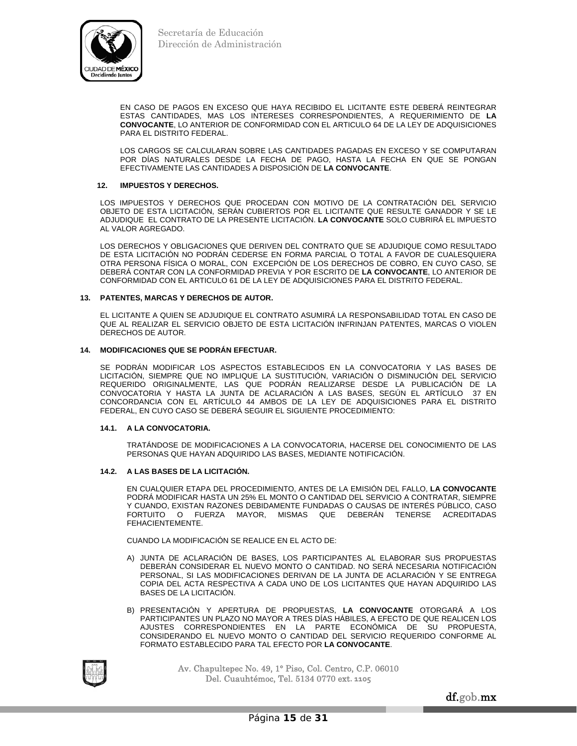EN CASO DE PAGOS EN EXCESO QUE HAYA RECIBIDO EL LICITANTE ESTE DEBERÁ REINTEGRAR ESTAS CANTIDADES, MAS LOS INTERESES CORRESPONDIENTES, A REQUERIMIENTO DE **LA CONVOCANTE**, LO ANTERIOR DE CONFORMIDAD CON EL ARTICULO 64 DE LA LEY DE ADQUISICIONES PARA EL DISTRITO FEDERAL.

LOS CARGOS SE CALCULARAN SOBRE LAS CANTIDADES PAGADAS EN EXCESO Y SE COMPUTARAN POR DÍAS NATURALES DESDE LA FECHA DE PAGO, HASTA LA FECHA EN QUE SE PONGAN EFECTIVAMENTE LAS CANTIDADES A DISPOSICIÓN DE **LA CONVOCANTE**.

**12. IMPUESTOS Y DERECHOS.**

LOS IMPUESTOS Y DERECHOS QUE PROCEDAN CON MOTIVO DE LA CONTRATACIÓN DEL SERVICIO OBJETO DE ESTA LICITACIÓN, SERÁN CUBIERTOS POR EL LICITANTE QUE RESULTE GANADOR Y SE LE ADJUDIQUE EL CONTRATO DE LA PRESENTE LICITACIÓN. **LA CONVOCANTE** SOLO CUBRIRÁ EL IMPUESTO AL VALOR AGREGADO.

LOS DERECHOS Y OBLIGACIONES QUE DERIVEN DEL CONTRATO QUE SE ADJUDIQUE COMO RESULTADO DE ESTA LICITACIÓN NO PODRÁN CEDERSE EN FORMA PARCIAL O TOTAL A FAVOR DE CUALESQUIERA OTRA PERSONA FÍSICA O MORAL, CON EXCEPCIÓN DE LOS DERECHOS DE COBRO, EN CUYO CASO, SE DEBERÁ CONTAR CON LA CONFORMIDAD PREVIA Y POR ESCRITO DE **LA CONVOCANTE**, LO ANTERIOR DE CONFORMIDAD CON EL ARTICULO 61 DE LA LEY DE ADQUISICIONES PARA EL DISTRITO FEDERAL.

**13. PATENTES, MARCAS Y DERECHOS DE AUTOR.**

EL LICITANTE A QUIEN SE ADJUDIQUE EL CONTRATO ASUMIRÁ LA RESPONSABILIDAD TOTAL EN CASO DE QUE AL REALIZAR EL SERVICIO OBJETO DE ESTA LICITACIÓN INFRINJAN PATENTES, MARCAS O VIOLEN DERECHOS DE AUTOR.

**14. MODIFICACIONES QUE SE PODRÁN EFECTUAR.**

SE PODRÁN MODIFICAR LOS ASPECTOS ESTABLECIDOS EN LA CONVOCATORIA Y LAS BASES DE LICITACIÓN, SIEMPRE QUE NO IMPLIQUE LA SUSTITUCIÓN, VARIACIÓN O DISMINUCIÓN DEL SERVICIO REQUERIDO ORIGINALMENTE, LAS QUE PODRÁN REALIZARSE DESDE LA PUBLICACIÓN DE LA CONVOCATORIA Y HASTA LA JUNTA DE ACLARACIÓN A LAS BASES, SEGÚN EL ARTÍCULO 37 EN CONCORDANCIA CON EL ARTÍCULO 44 AMBOS DE LA LEY DE ADQUISICIONES PARA EL DISTRITO FEDERAL, EN CUYO CASO SE DEBERÁ SEGUIR EL SIGUIENTE PROCEDIMIENTO:

**14.1. A LA CONVOCATORIA.**

TRATÁNDOSE DE MODIFICACIONES A LA CONVOCATORIA, HACERSE DEL CONOCIMIENTO DE LAS PERSONAS QUE HAYAN ADQUIRIDO LAS BASES, MEDIANTE NOTIFICACIÓN.

**14.2. A LAS BASES DE LA LICITACIÓN.**

EN CUALQUIER ETAPA DEL PROCEDIMIENTO, ANTES DE LA EMISIÓN DEL FALLO, **LA CONVOCANTE** PODRÁ MODIFICAR HASTA UN 25% EL MONTO O CANTIDAD DEL SERVICIO A CONTRATAR, SIEMPRE Y CUANDO, EXISTAN RAZONES DEBIDAMENTE FUNDADAS O CAUSAS DE INTERÉS PÚBLICO, CASO FORTUITO O FUERZA MAYOR, MISMAS QUE DEBERÁN TENERSE ACREDITADAS FEHACIENTEMENTE.

CUANDO LA MODIFICACIÓN SE REALICE EN EL ACTO DE:

A) JUNTA DE ACLARACIÓN DE BASES, LOS PARTICIPANTES AL ELABORAR SUS PROPUESTAS DEBERÁN CONSIDERAR EL NUEVO MONTO O CANTIDAD. NO SERÁ NECESARIA NOTIFICACIÓN PERSONAL, SI LAS MODIFICACIONES DERIVAN DE LA JUNTA DE ACLARACIÓN Y SE ENTREGA COPIA DEL ACTA RESPECTIVA A CADA UNO DE LOS LICITANTES QUE HAYAN ADQUIRIDO LAS BASES DE LA LICITACIÓN.

B) PRESENTACIÓN Y APERTURA DE PROPUESTAS, **LA CONVOCANTE** OTORGARÁ A LOS PARTICIPANTES UN PLAZO NO MAYOR A TRES DÍAS HÁBILES, A EFECTO DE QUE REALICEN LOS AJUSTES CORRESPONDIENTES EN LA PARTE ECONÓMICA DE SU PROPUESTA, CONSIDERANDO EL NUEVO MONTO O CANTIDAD DEL SERVICIO REQUERIDO CONFORME AL FORMATO ESTABLECIDO PARA TAL EFECTO POR **LA CONVOCANTE**.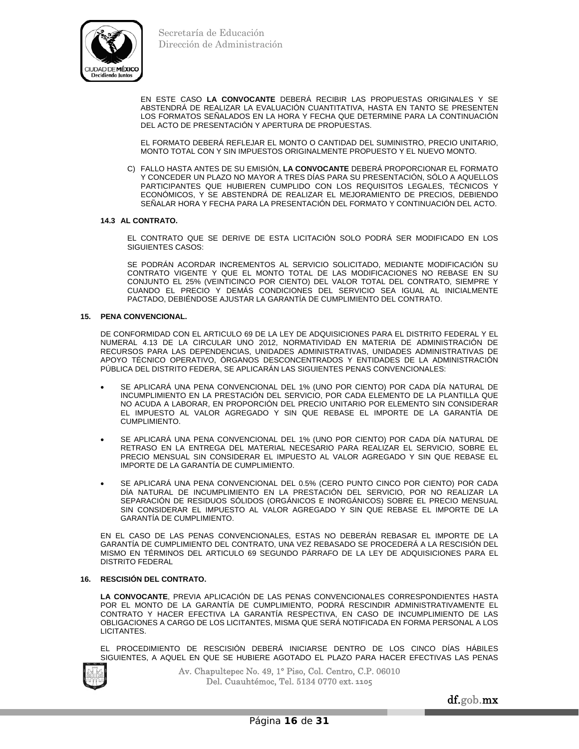EN ESTE CASO **LA CONVOCANTE** DEBERÁ RECIBIR LAS PROPUESTAS ORIGINALES Y SE ABSTENDRÁ DE REALIZAR LA EVALUACIÓN CUANTITATIVA, HASTA EN TANTO SE PRESENTEN LOS FORMATOS SEÑALADOS EN LA HORA Y FECHA QUE DETERMINE PARA LA CONTINUACIÓN DEL ACTO DE PRESENTACIÓN Y APERTURA DE PROPUESTAS.

EL FORMATO DEBERÁ REFLEJAR EL MONTO O CANTIDAD DEL SUMINISTRO, PRECIO UNITARIO, MONTO TOTAL CON Y SIN IMPUESTOS ORIGINALMENTE PROPUESTO Y EL NUEVO MONTO.

C) FALLO HASTA ANTES DE SU EMISIÓN, **LA CONVOCANTE** DEBERÁ PROPORCIONAR EL FORMATO Y CONCEDER UN PLAZO NO MAYOR A TRES DÍAS PARA SU PRESENTACIÓN, SÓLO A AQUELLOS PARTICIPANTES QUE HUBIEREN CUMPLIDO CON LOS REQUISITOS LEGALES, TÉCNICOS Y ECONÓMICOS, Y SE ABSTENDRÁ DE REALIZAR EL MEJORAMIENTO DE PRECIOS, DEBIENDO SEÑALAR HORA Y FECHA PARA LA PRESENTACIÓN DEL FORMATO Y CONTINUACIÓN DEL ACTO.

**14.3 AL CONTRATO.**

EL CONTRATO QUE SE DERIVE DE ESTA LICITACIÓN SOLO PODRÁ SER MODIFICADO EN LOS SIGUIENTES CASOS:

SE PODRÁN ACORDAR INCREMENTOS AL SERVICIO SOLICITADO, MEDIANTE MODIFICACIÓN SU CONTRATO VIGENTE Y QUE EL MONTO TOTAL DE LAS MODIFICACIONES NO REBASE EN SU CONJUNTO EL 25% (VEINTICINCO POR CIENTO) DEL VALOR TOTAL DEL CONTRATO, SIEMPRE Y CUANDO EL PRECIO Y DEMÁS CONDICIONES DEL SERVICIO SEA IGUAL AL INICIALMENTE PACTADO, DEBIÉNDOSE AJUSTAR LA GARANTÍA DE CUMPLIMIENTO DEL CONTRATO.

## 15. PENA CONVENCIONAL.

DE CONFORMIDAD CON EL ARTICULO 69 DE LA LEY DE ADQUISICIONES PARA EL DISTRITO FEDERAL Y EL NUMERAL 4.13 DE LA CIRCULAR UNO 2012, NORMATIVIDAD EN MATERIA DE ADMINISTRACIÓN DE RECURSOS PARA LAS DEPENDENCIAS, UNIDADES ADMINISTRATIVAS, UNIDADES ADMINISTRATIVAS DE APOYO TÉCNICO OPERATIVO, ÓRGANOS DESCONCENTRADOS Y ENTIDADES DE LA ADMINISTRACIÓN PÚBLICA DEL DISTRITO FEDERA, SE APLICARÁN LAS SIGUIENTES PENAS CONVENCIONALES:

- SE APLICARÁ UNA PENA CONVENCIONAL DEL 1% (UNO POR CIENTO) POR CADA DÍA NATURAL DE INCUMPLIMIENTO EN LA PRESTACIÓN DEL SERVICIO, POR CADA ELEMENTO DE LA PLANTILLA QUE NO ACUDA A LABORAR, EN PROPORCIÓN DEL PRECIO UNITARIO POR ELEMENTO SIN CONSIDERAR EL IMPUESTO AL VALOR AGREGADO Y SIN QUE REBASE EL IMPORTE DE LA GARANTÍA DE CUMPLIMIENTO.

- SE APLICARÁ UNA PENA CONVENCIONAL DEL 1% (UNO POR CIENTO) POR CADA DÍA NATURAL DE RETRASO EN LA ENTREGA DEL MATERIAL NECESARIO PARA REALIZAR EL SERVICIO, SOBRE EL PRECIO MENSUAL SIN CONSIDERAR EL IMPUESTO AL VALOR AGREGADO Y SIN QUE REBASE EL IMPORTE DE LA GARANTÍA DE CUMPLIMIENTO.

- SE APLICARÁ UNA PENA CONVENCIONAL DEL 0.5% (CERO PUNTO CINCO POR CIENTO) POR CADA DÍA NATURAL DE INCUMPLIMIENTO EN LA PRESTACIÓN DEL SERVICIO, POR NO REALIZAR LA SEPARACIÓN DE RESIDUOS SÓLIDOS (ORGÁNICOS E INORGÁNICOS) SOBRE EL PRECIO MENSUAL SIN CONSIDERAR EL IMPUESTO AL VALOR AGREGADO Y SIN QUE REBASE EL IMPORTE DE LA GARANTÍA DE CUMPLIMIENTO.

EN EL CASO DE LAS PENAS CONVENCIONALES, ESTAS NO DEBERÁN REBASAR EL IMPORTE DE LA GARANTÍA DE CUMPLIMIENTO DEL CONTRATO, UNA VEZ REBASADO SE PROCEDERÁ A LA RESCISIÓN DEL MISMO EN TÉRMINOS DEL ARTICULO 69 SEGUNDO PÁRRAFO DE LA LEY DE ADQUISICIONES PARA EL DISTRITO FEDERAL

## 16. RESCISIÓN DEL CONTRATO.

**LA CONVOCANTE**, PREVIA APLICACIÓN DE LAS PENAS CONVENCIONALES CORRESPONDIENTES HASTA POR EL MONTO DE LA GARANTÍA DE CUMPLIMIENTO, PODRÁ RESCINDIR ADMINISTRATIVAMENTE EL CONTRATO Y HACER EFECTIVA LA GARANTÍA RESPECTIVA, EN CASO DE INCUMPLIMIENTO DE LAS OBLIGACIONES A CARGO DE LOS LICITANTES, MISMA QUE SERÁ NOTIFICADA EN FORMA PERSONAL A LOS LICITANTES.

EL PROCEDIMIENTO DE RESCISIÓN DEBERÁ INICIARSE DENTRO DE LOS CINCO DÍAS HÁBILES SIGUIENTES, A AQUEL EN QUE SE HUBIERE AGOTADO EL PLAZO PARA HACER EFECTIVAS LAS PENAS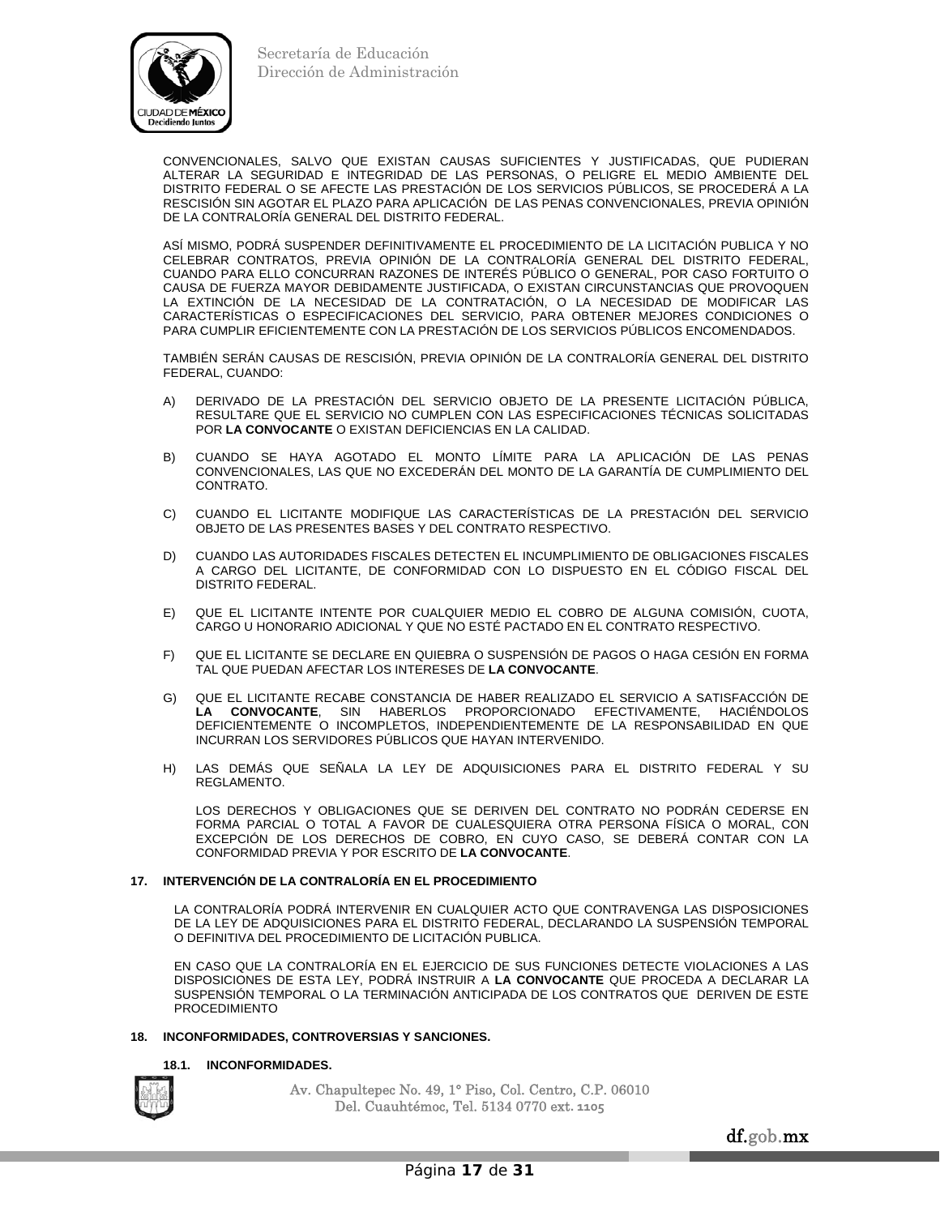CONVENCIONALES, SALVO QUE EXISTAN CAUSAS SUFICIENTES Y JUSTIFICADAS, QUE PUDIERAN ALTERAR LA SEGURIDAD E INTEGRIDAD DE LAS PERSONAS, O PELIGRE EL MEDIO AMBIENTE DEL DISTRITO FEDERAL O SE AFECTE LAS PRESTACIÓN DE LOS SERVICIOS PÚBLICOS, SE PROCEDERÁ A LA RESCISIÓN SIN AGOTAR EL PLAZO PARA APLICACIÓN DE LAS PENAS CONVENCIONALES, PREVIA OPINIÓN DE LA CONTRALORÍA GENERAL DEL DISTRITO FEDERAL.

ASÍ MISMO, PODRÁ SUSPENDER DEFINITIVAMENTE EL PROCEDIMIENTO DE LA LICITACIÓN PUBLICA Y NO CELEBRAR CONTRATOS, PREVIA OPINIÓN DE LA CONTRALORÍA GENERAL DEL DISTRITO FEDERAL, CUANDO PARA ELLO CONCURRAN RAZONES DE INTERÉS PÚBLICO O GENERAL, POR CASO FORTUITO O CAUSA DE FUERZA MAYOR DEBIDAMENTE JUSTIFICADA, O EXISTAN CIRCUNSTANCIAS QUE PROVOQUEN LA EXTINCIÓN DE LA NECESIDAD DE LA CONTRATACIÓN, O LA NECESIDAD DE MODIFICAR LAS CARACTERÍSTICAS O ESPECIFICACIONES DEL SERVICIO, PARA OBTENER MEJORES CONDICIONES O PARA CUMPLIR EFICIENTEMENTE CON LA PRESTACIÓN DE LOS SERVICIOS PÚBLICOS ENCOMENDADOS.

TAMBIÉN SERÁN CAUSAS DE RESCISIÓN, PREVIA OPINIÓN DE LA CONTRALORÍA GENERAL DEL DISTRITO FEDERAL, CUANDO:

A) DERIVADO DE LA PRESTACIÓN DEL SERVICIO OBJETO DE LA PRESENTE LICITACIÓN PÚBLICA, RESULTARE QUE EL SERVICIO NO CUMPLEN CON LAS ESPECIFICACIONES TÉCNICAS SOLICITADAS POR **LA CONVOCANTE** O EXISTAN DEFICIENCIAS EN LA CALIDAD.

B) CUANDO SE HAYA AGOTADO EL MONTO LÍMITE PARA LA APLICACIÓN DE LAS PENAS CONVENCIONALES, LAS QUE NO EXCEDERÁN DEL MONTO DE LA GARANTÍA DE CUMPLIMIENTO DEL CONTRATO.

C) CUANDO EL LICITANTE MODIFIQUE LAS CARACTERÍSTICAS DE LA PRESTACIÓN DEL SERVICIO OBJETO DE LAS PRESENTES BASES Y DEL CONTRATO RESPECTIVO.

D) CUANDO LAS AUTORIDADES FISCALES DETECTEN EL INCUMPLIMIENTO DE OBLIGACIONES FISCALES A CARGO DEL LICITANTE, DE CONFORMIDAD CON LO DISPUESTO EN EL CÓDIGO FISCAL DEL DISTRITO FEDERAL.

E) QUE EL LICITANTE INTENTE POR CUALQUIER MEDIO EL COBRO DE ALGUNA COMISIÓN, CUOTA, CARGO U HONORARIO ADICIONAL Y QUE NO ESTÉ PACTADO EN EL CONTRATO RESPECTIVO.

F) QUE EL LICITANTE SE DECLARE EN QUIEBRA O SUSPENSIÓN DE PAGOS O HAGA CESIÓN EN FORMA TAL QUE PUEDAN AFECTAR LOS INTERESES DE **LA CONVOCANTE**.

G) QUE EL LICITANTE RECABE CONSTANCIA DE HABER REALIZADO EL SERVICIO A SATISFACCIÓN DE **LA CONVOCANTE**, SIN HABERLOS PROPORCIONADO EFECTIVAMENTE, HACIÉNDOLOS DEFICIENTEMENTE O INCOMPLETOS, INDEPENDIENTEMENTE DE LA RESPONSABILIDAD EN QUE INCURRAN LOS SERVIDORES PÚBLICOS QUE HAYAN INTERVENIDO.

H) LAS DEMÁS QUE SEÑALA LA LEY DE ADQUISICIONES PARA EL DISTRITO FEDERAL Y SU REGLAMENTO.

LOS DERECHOS Y OBLIGACIONES QUE SE DERIVEN DEL CONTRATO NO PODRÁN CEDERSE EN FORMA PARCIAL O TOTAL A FAVOR DE CUALESQUIERA OTRA PERSONA FÍSICA O MORAL, CON EXCEPCIÓN DE LOS DERECHOS DE COBRO, EN CUYO CASO, SE DEBERÁ CONTAR CON LA CONFORMIDAD PREVIA Y POR ESCRITO DE **LA CONVOCANTE**.

## 17. INTERVENCIÓN DE LA CONTRALORÍA EN EL PROCEDIMIENTO

LA CONTRALORÍA PODRÁ INTERVENIR EN CUALQUIER ACTO QUE CONTRAVENGA LAS DISPOSICIONES DE LA LEY DE ADQUISICIONES PARA EL DISTRITO FEDERAL, DECLARANDO LA SUSPENSIÓN TEMPORAL O DEFINITIVA DEL PROCEDIMIENTO DE LICITACIÓN PUBLICA.

EN CASO QUE LA CONTRALORÍA EN EL EJERCICIO DE SUS FUNCIONES DETECTE VIOLACIONES A LAS DISPOSICIONES DE ESTA LEY, PODRÁ INSTRUIR A **LA CONVOCANTE** QUE PROCEDA A DECLARAR LA SUSPENSIÓN TEMPORAL O LA TERMINACIÓN ANTICIPADA DE LOS CONTRATOS QUE DERIVEN DE ESTE PROCEDIMIENTO

## 18. INCONFORMIDADES, CONTROVERSIAS Y SANCIONES.

### 18.1. INCONFORMIDADES.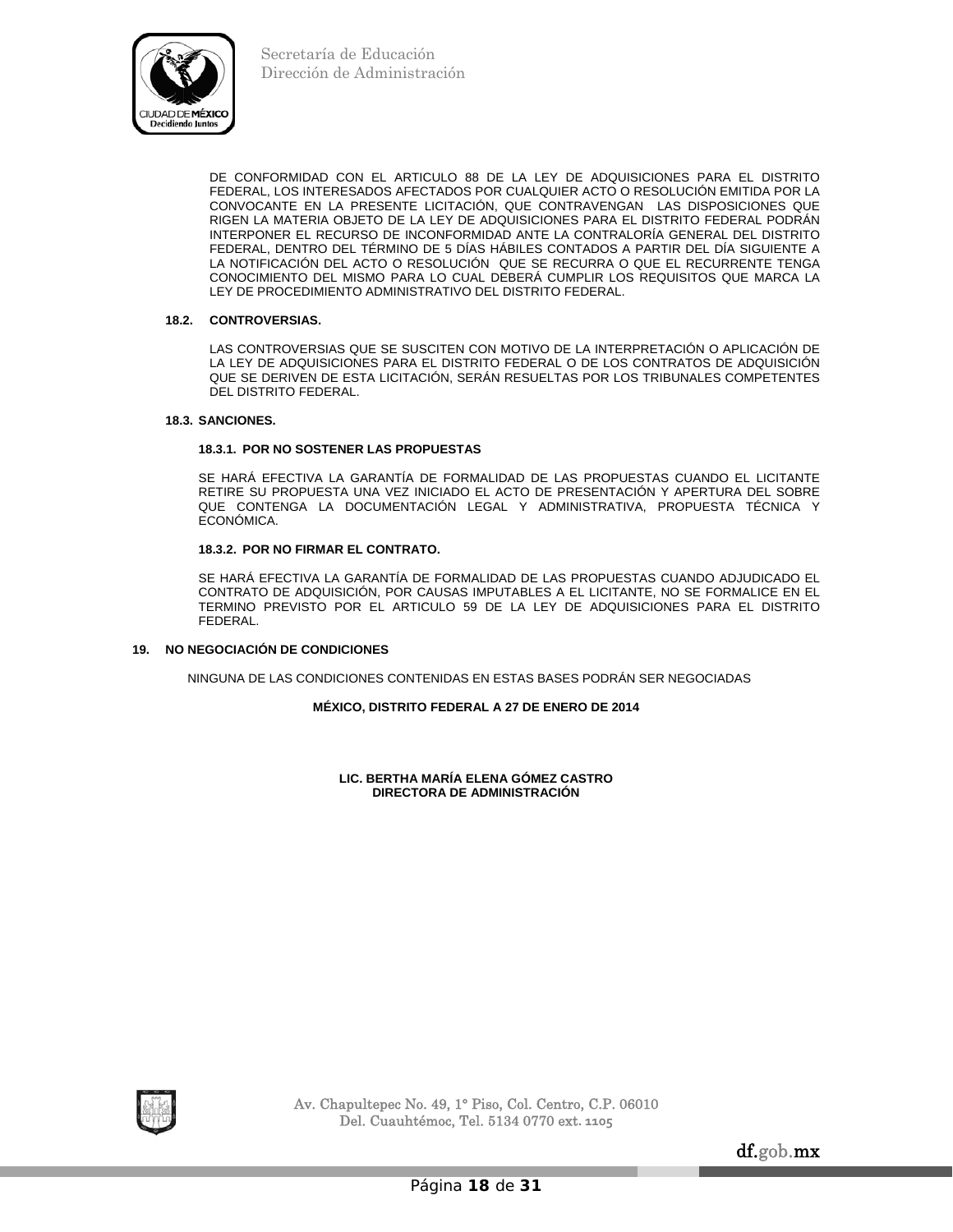DE CONFORMIDAD CON EL ARTICULO 88 DE LA LEY DE ADQUISICIONES PARA EL DISTRITO FEDERAL, LOS INTERESADOS AFECTADOS POR CUALQUIER ACTO O RESOLUCIÓN EMITIDA POR LA CONVOCANTE EN LA PRESENTE LICITACIÓN, QUE CONTRAVENGAN LAS DISPOSICIONES QUE RIGEN LA MATERIA OBJETO DE LA LEY DE ADQUISICIONES PARA EL DISTRITO FEDERAL PODRÁN INTERPONER EL RECURSO DE INCONFORMIDAD ANTE LA CONTRALORÍA GENERAL DEL DISTRITO FEDERAL, DENTRO DEL TÉRMINO DE 5 DÍAS HÁBILES CONTADOS A PARTIR DEL DÍA SIGUIENTE A LA NOTIFICACIÓN DEL ACTO O RESOLUCIÓN QUE SE RECURRA O QUE EL RECURRENTE TENGA CONOCIMIENTO DEL MISMO PARA LO CUAL DEBERÁ CUMPLIR LOS REQUISITOS QUE MARCA LA LEY DE PROCEDIMIENTO ADMINISTRATIVO DEL DISTRITO FEDERAL.

**18.2. CONTROVERSIAS.**

LAS CONTROVERSIAS QUE SE SUSCITEN CON MOTIVO DE LA INTERPRETACIÓN O APLICACIÓN DE LA LEY DE ADQUISICIONES PARA EL DISTRITO FEDERAL O DE LOS CONTRATOS DE ADQUISICIÓN QUE SE DERIVEN DE ESTA LICITACIÓN, SERÁN RESUELTAS POR LOS TRIBUNALES COMPETENTES DEL DISTRITO FEDERAL.

**18.3. SANCIONES.**

**18.3.1. POR NO SOSTENER LAS PROPUESTAS**

SE HARÁ EFECTIVA LA GARANTÍA DE FORMALIDAD DE LAS PROPUESTAS CUANDO EL LICITANTE RETIRE SU PROPUESTA UNA VEZ INICIADO EL ACTO DE PRESENTACIÓN Y APERTURA DEL SOBRE QUE CONTENGA LA DOCUMENTACIÓN LEGAL Y ADMINISTRATIVA, PROPUESTA TÉCNICA Y ECONÓMICA.

**18.3.2. POR NO FIRMAR EL CONTRATO.**

SE HARÁ EFECTIVA LA GARANTÍA DE FORMALIDAD DE LAS PROPUESTAS CUANDO ADJUDICADO EL CONTRATO DE ADQUISICIÓN, POR CAUSAS IMPUTABLES A EL LICITANTE, NO SE FORMALICE EN EL TERMINO PREVISTO POR EL ARTICULO 59 DE LA LEY DE ADQUISICIONES PARA EL DISTRITO FEDERAL.

**19. NO NEGOCIACIÓN DE CONDICIONES**

NINGUNA DE LAS CONDICIONES CONTENIDAS EN ESTAS BASES PODRÁN SER NEGOCIADAS

**MÉXICO, DISTRITO FEDERAL A 27 DE ENERO DE 2014**

**LIC. BERTHA MARÍA ELENA GÓMEZ CASTRO**
**DIRECTORA DE ADMINISTRACIÓN**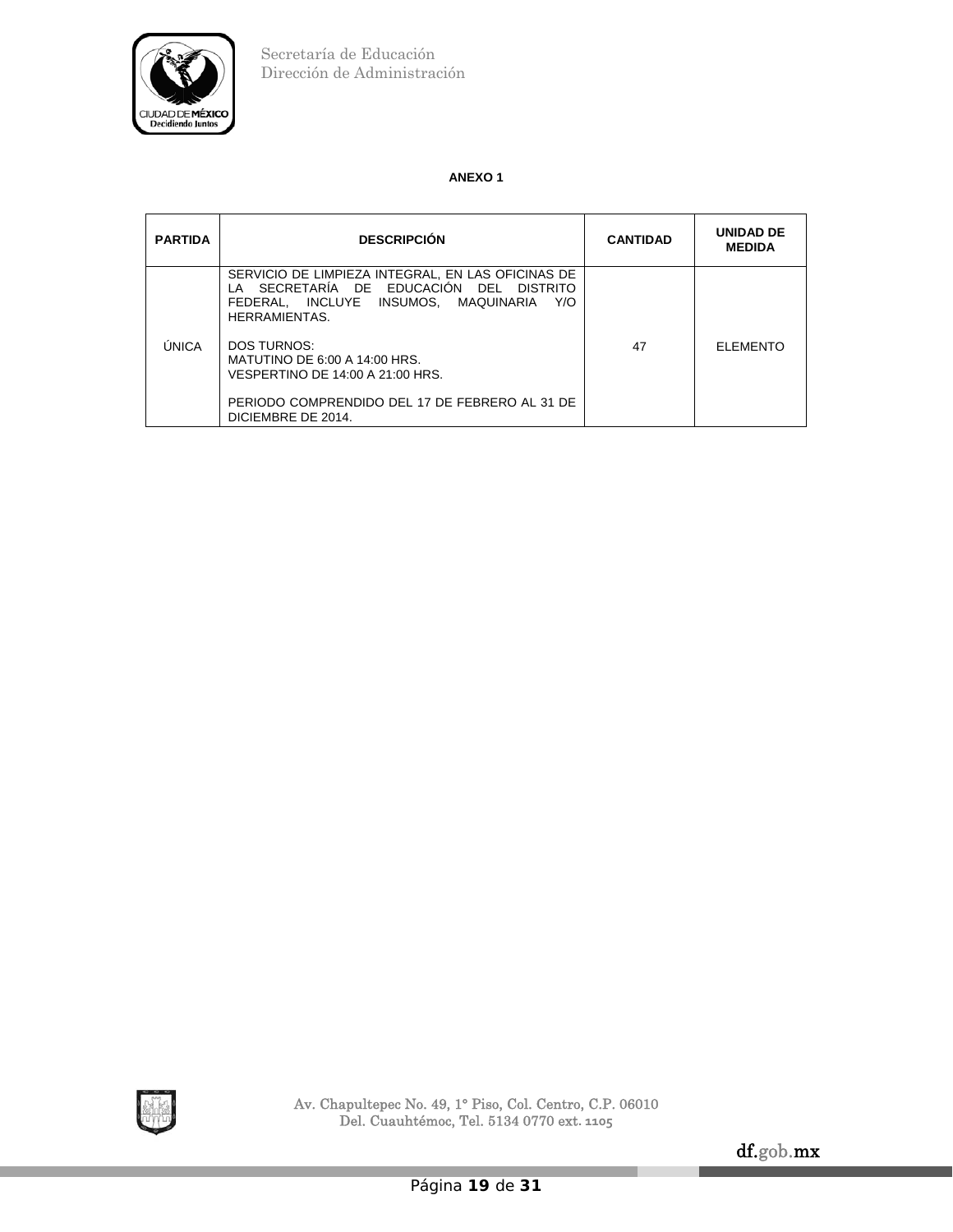**ANEXO 1**

| PARTIDA | DESCRIPCIÓN | CANTIDAD | UNIDAD DE MEDIDA |
|---|---|---|---|
| ÚNICA | SERVICIO DE LIMPIEZA INTEGRAL, EN LAS OFICINAS DE LA SECRETARÍA DE EDUCACIÓN DEL DISTRITO FEDERAL, INCLUYE INSUMOS, MAQUINARIA Y/O HERRAMIENTAS.<br><br>DOS TURNOS:<br>MATUTINO DE 6:00 A 14:00 HRS.<br>VESPERTINO DE 14:00 A 21:00 HRS.<br><br>PERIODO COMPRENDIDO DEL 17 DE FEBRERO AL 31 DE DICIEMBRE DE 2014. | 47 | ELEMENTO |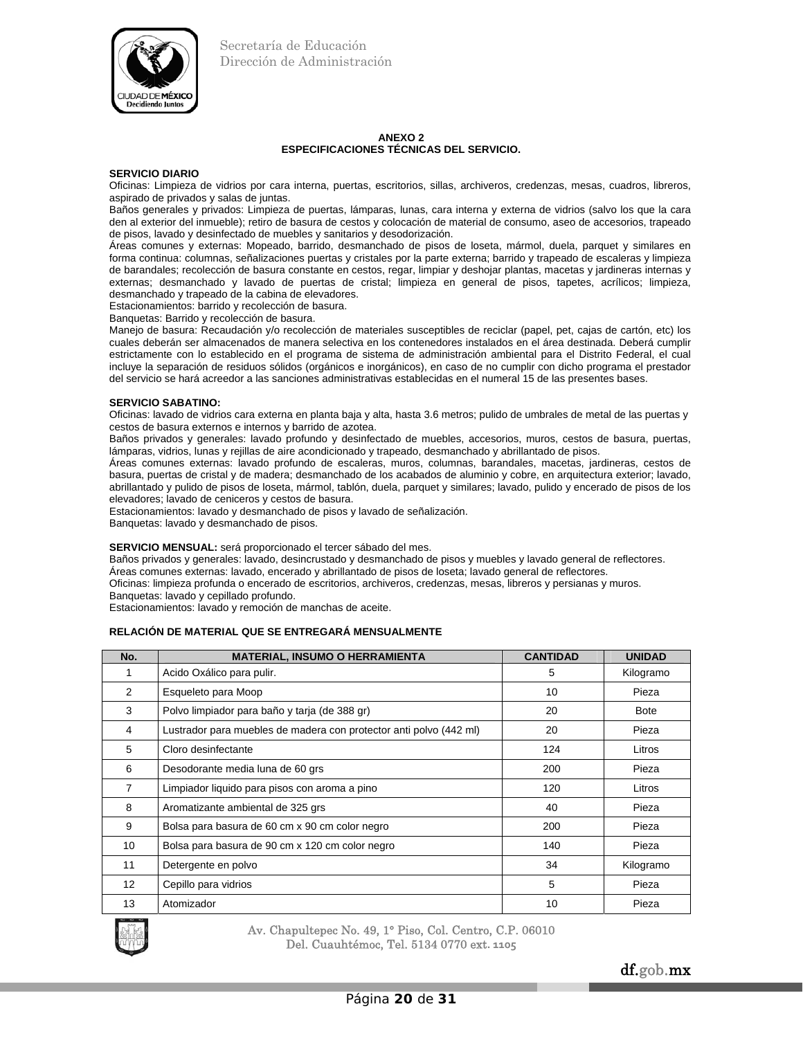## ANEXO 2
## ESPECIFICACIONES TÉCNICAS DEL SERVICIO.

**SERVICIO DIARIO**

Oficinas: Limpieza de vidrios por cara interna, puertas, escritorios, sillas, archiveros, credenzas, mesas, cuadros, libreros, aspirado de privados y salas de juntas.

Baños generales y privados: Limpieza de puertas, lámparas, lunas, cara interna y externa de vidrios (salvo los que la cara den al exterior del inmueble); retiro de basura de cestos y colocación de material de consumo, aseo de accesorios, trapeado de pisos, lavado y desinfectado de muebles y sanitarios y desodorización.

Áreas comunes y externas: Mopeado, barrido, desmanchado de pisos de loseta, mármol, duela, parquet y similares en forma continua: columnas, señalizaciones puertas y cristales por la parte externa; barrido y trapeado de escaleras y limpieza de barandales; recolección de basura constante en cestos, regar, limpiar y deshojar plantas, macetas y jardineras internas y externas; desmanchado y lavado de puertas de cristal; limpieza en general de pisos, tapetes, acrílicos; limpieza, desmanchado y trapeado de la cabina de elevadores.

Estacionamientos: barrido y recolección de basura.

Banquetas: Barrido y recolección de basura.

Manejo de basura: Recaudación y/o recolección de materiales susceptibles de reciclar (papel, pet, cajas de cartón, etc) los cuales deberán ser almacenados de manera selectiva en los contenedores instalados en el área destinada. Deberá cumplir estrictamente con lo establecido en el programa de sistema de administración ambiental para el Distrito Federal, el cual incluye la separación de residuos sólidos (orgánicos e inorgánicos), en caso de no cumplir con dicho programa el prestador del servicio se hará acreedor a las sanciones administrativas establecidas en el numeral 15 de las presentes bases.

**SERVICIO SABATINO:**

Oficinas: lavado de vidrios cara externa en planta baja y alta, hasta 3.6 metros; pulido de umbrales de metal de las puertas y cestos de basura externos e internos y barrido de azotea.

Baños privados y generales: lavado profundo y desinfectado de muebles, accesorios, muros, cestos de basura, puertas, lámparas, vidrios, lunas y rejillas de aire acondicionado y trapeado, desmanchado y abrillantado de pisos.

Áreas comunes externas: lavado profundo de escaleras, muros, columnas, barandales, macetas, jardineras, cestos de basura, puertas de cristal y de madera; desmanchado de los acabados de aluminio y cobre, en arquitectura exterior; lavado, abrillantado y pulido de pisos de loseta, mármol, tablón, duela, parquet y similares; lavado, pulido y encerado de pisos de los elevadores; lavado de ceniceros y cestos de basura.

Estacionamientos: lavado y desmanchado de pisos y lavado de señalización.

Banquetas: lavado y desmanchado de pisos.

**SERVICIO MENSUAL:** será proporcionado el tercer sábado del mes.

Baños privados y generales: lavado, desincrustado y desmanchado de pisos y muebles y lavado general de reflectores.

Áreas comunes externas: lavado, encerado y abrillantado de pisos de loseta; lavado general de reflectores.

Oficinas: limpieza profunda o encerado de escritorios, archiveros, credenzas, mesas, libreros y persianas y muros.

Banquetas: lavado y cepillado profundo.

Estacionamientos: lavado y remoción de manchas de aceite.

**RELACIÓN DE MATERIAL QUE SE ENTREGARÁ MENSUALMENTE**

| No. | MATERIAL, INSUMO O HERRAMIENTA | CANTIDAD | UNIDAD |
|---|---|---|---|
| 1 | Acido Oxálico para pulir. | 5 | Kilogramo |
| 2 | Esqueleto para Moop | 10 | Pieza |
| 3 | Polvo limpiador para baño y tarja (de 388 gr) | 20 | Bote |
| 4 | Lustrador para muebles de madera con protector anti polvo (442 ml) | 20 | Pieza |
| 5 | Cloro desinfectante | 124 | Litros |
| 6 | Desodorante media luna de 60 grs | 200 | Pieza |
| 7 | Limpiador liquido para pisos con aroma a pino | 120 | Litros |
| 8 | Aromatizante ambiental de 325 grs | 40 | Pieza |
| 9 | Bolsa para basura de 60 cm x 90 cm color negro | 200 | Pieza |
| 10 | Bolsa para basura de 90 cm x 120 cm color negro | 140 | Pieza |
| 11 | Detergente en polvo | 34 | Kilogramo |
| 12 | Cepillo para vidrios | 5 | Pieza |
| 13 | Atomizador | 10 | Pieza |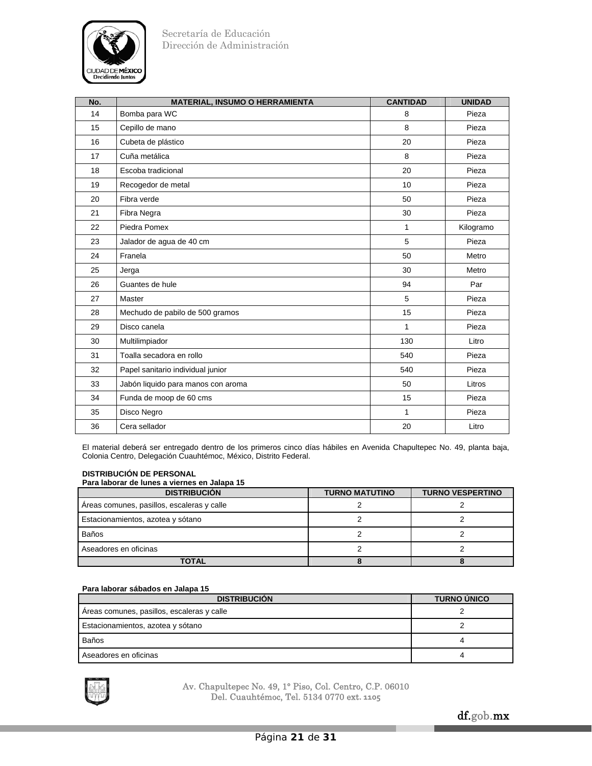| No. | MATERIAL, INSUMO O HERRAMIENTA | CANTIDAD | UNIDAD |
|---|---|---|---|
| 14 | Bomba para WC | 8 | Pieza |
| 15 | Cepillo de mano | 8 | Pieza |
| 16 | Cubeta de plástico | 20 | Pieza |
| 17 | Cuña metálica | 8 | Pieza |
| 18 | Escoba tradicional | 20 | Pieza |
| 19 | Recogedor de metal | 10 | Pieza |
| 20 | Fibra verde | 50 | Pieza |
| 21 | Fibra Negra | 30 | Pieza |
| 22 | Piedra Pomex | 1 | Kilogramo |
| 23 | Jalador de agua de 40 cm | 5 | Pieza |
| 24 | Franela | 50 | Metro |
| 25 | Jerga | 30 | Metro |
| 26 | Guantes de hule | 94 | Par |
| 27 | Master | 5 | Pieza |
| 28 | Mechudo de pabilo de 500 gramos | 15 | Pieza |
| 29 | Disco canela | 1 | Pieza |
| 30 | Multilimpiador | 130 | Litro |
| 31 | Toalla secadora en rollo | 540 | Pieza |
| 32 | Papel sanitario individual junior | 540 | Pieza |
| 33 | Jabón liquido para manos con aroma | 50 | Litros |
| 34 | Funda de moop de 60 cms | 15 | Pieza |
| 35 | Disco Negro | 1 | Pieza |
| 36 | Cera sellador | 20 | Litro |

El material deberá ser entregado dentro de los primeros cinco días hábiles en Avenida Chapultepec No. 49, planta baja, Colonia Centro, Delegación Cuauhtémoc, México, Distrito Federal.

**DISTRIBUCIÓN DE PERSONAL**
**Para laborar de lunes a viernes en Jalapa 15**

| DISTRIBUCIÓN | TURNO MATUTINO | TURNO VESPERTINO |
|---|---|---|
| Áreas comunes, pasillos, escaleras y calle | 2 | 2 |
| Estacionamientos, azotea y sótano | 2 | 2 |
| Baños | 2 | 2 |
| Aseadores en oficinas | 2 | 2 |
| **TOTAL** | **8** | **8** |

**Para laborar sábados en Jalapa 15**

| DISTRIBUCIÓN | TURNO ÚNICO |
|---|---|
| Áreas comunes, pasillos, escaleras y calle | 2 |
| Estacionamientos, azotea y sótano | 2 |
| Baños | 4 |
| Aseadores en oficinas | 4 |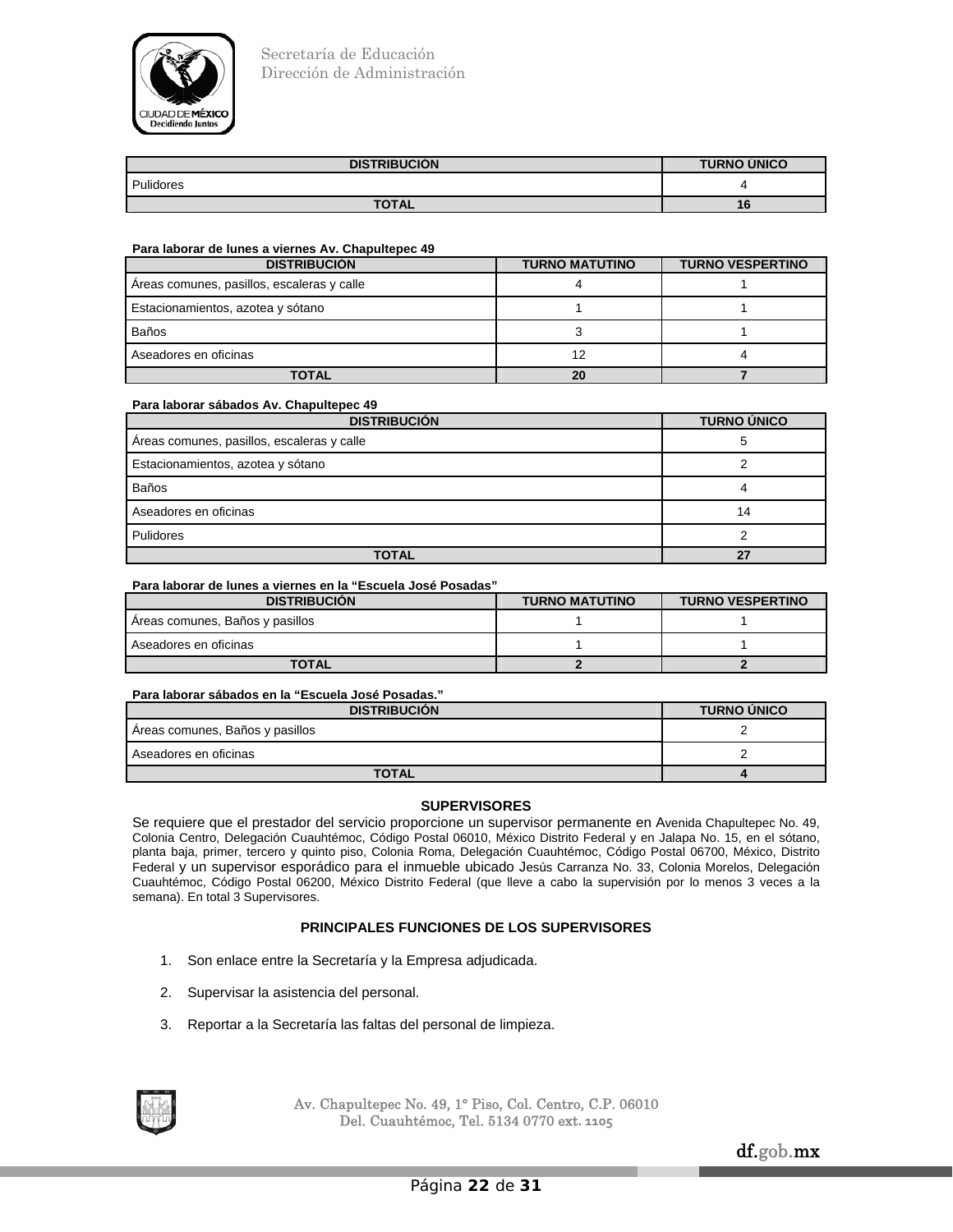| DISTRIBUCIÓN | TURNO ÚNICO |
| --- | --- |
| Pulidores | 4 |
| **TOTAL** | **16** |

**Para laborar de lunes a viernes Av. Chapultepec 49**

| DISTRIBUCIÓN | TURNO MATUTINO | TURNO VESPERTINO |
| --- | --- | --- |
| Áreas comunes, pasillos, escaleras y calle | 4 | 1 |
| Estacionamientos, azotea y sótano | 1 | 1 |
| Baños | 3 | 1 |
| Aseadores en oficinas | 12 | 4 |
| **TOTAL** | **20** | **7** |

**Para laborar sábados Av. Chapultepec 49**

| DISTRIBUCIÓN | TURNO ÚNICO |
| --- | --- |
| Áreas comunes, pasillos, escaleras y calle | 5 |
| Estacionamientos, azotea y sótano | 2 |
| Baños | 4 |
| Aseadores en oficinas | 14 |
| Pulidores | 2 |
| **TOTAL** | **27** |

**Para laborar de lunes a viernes en la “Escuela José Posadas”**

| DISTRIBUCIÓN | TURNO MATUTINO | TURNO VESPERTINO |
| --- | --- | --- |
| Áreas comunes, Baños y pasillos | 1 | 1 |
| Aseadores en oficinas | 1 | 1 |
| **TOTAL** | **2** | **2** |

**Para laborar sábados en la “Escuela José Posadas.”**

| DISTRIBUCIÓN | TURNO ÚNICO |
| --- | --- |
| Áreas comunes, Baños y pasillos | 2 |
| Aseadores en oficinas | 2 |
| **TOTAL** | **4** |

## SUPERVISORES

Se requiere que el prestador del servicio proporcione un supervisor permanente en Avenida Chapultepec No. 49, Colonia Centro, Delegación Cuauhtémoc, Código Postal 06010, México Distrito Federal y en Jalapa No. 15, en el sótano, planta baja, primer, tercero y quinto piso, Colonia Roma, Delegación Cuauhtémoc, Código Postal 06700, México, Distrito Federal y un supervisor esporádico para el inmueble ubicado Jesús Carranza No. 33, Colonia Morelos, Delegación Cuauhtémoc, Código Postal 06200, México Distrito Federal (que lleve a cabo la supervisión por lo menos 3 veces a la semana). En total 3 Supervisores.

## PRINCIPALES FUNCIONES DE LOS SUPERVISORES

1. Son enlace entre la Secretaría y la Empresa adjudicada.
2. Supervisar la asistencia del personal.
3. Reportar a la Secretaría las faltas del personal de limpieza.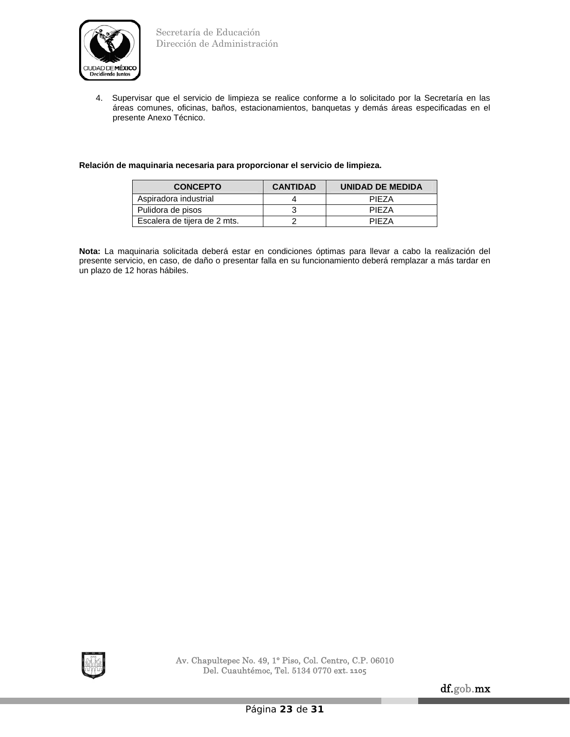4. Supervisar que el servicio de limpieza se realice conforme a lo solicitado por la Secretaría en las áreas comunes, oficinas, baños, estacionamientos, banquetas y demás áreas especificadas en el presente Anexo Técnico.

**Relación de maquinaria necesaria para proporcionar el servicio de limpieza.**

| CONCEPTO | CANTIDAD | UNIDAD DE MEDIDA |
|---|---|---|
| Aspiradora industrial | 4 | PIEZA |
| Pulidora de pisos | 3 | PIEZA |
| Escalera de tijera de 2 mts. | 2 | PIEZA |

**Nota:** La maquinaria solicitada deberá estar en condiciones óptimas para llevar a cabo la realización del presente servicio, en caso, de daño o presentar falla en su funcionamiento deberá remplazar a más tardar en un plazo de 12 horas hábiles.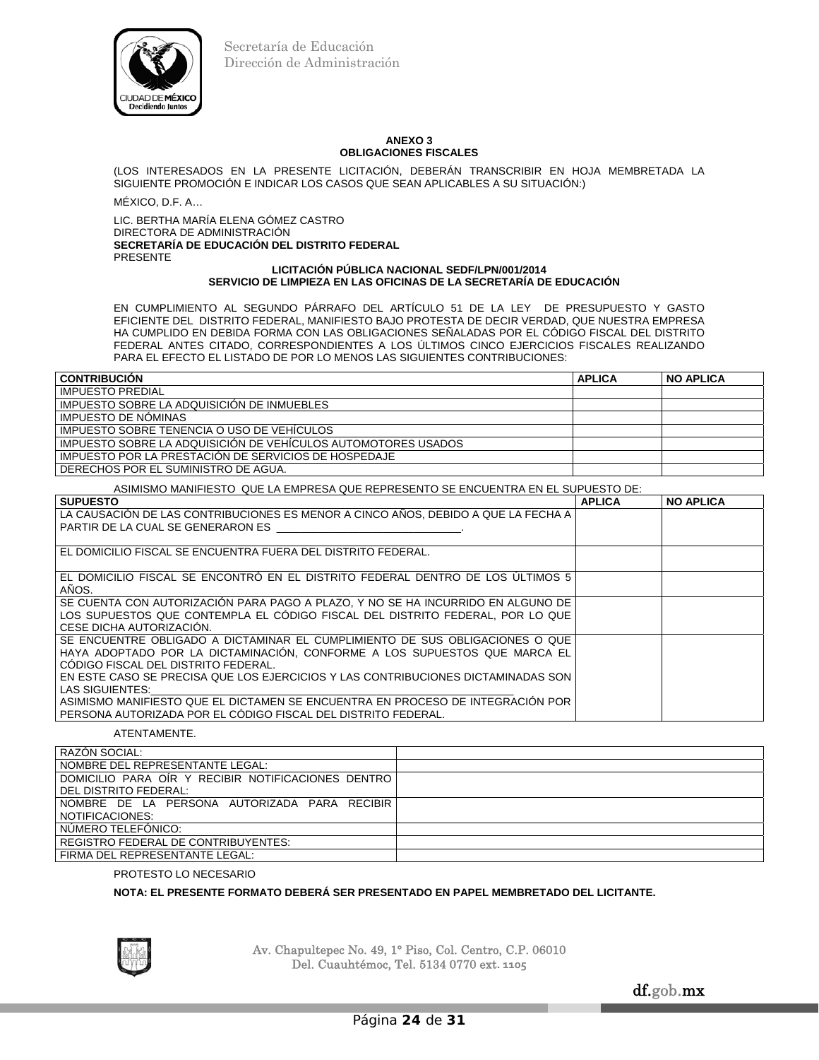Secretaría de Educación
Dirección de Administración

**ANEXO 3**
**OBLIGACIONES FISCALES**

(LOS INTERESADOS EN LA PRESENTE LICITACIÓN, DEBERÁN TRANSCRIBIR EN HOJA MEMBRETADA LA SIGUIENTE PROMOCIÓN E INDICAR LOS CASOS QUE SEAN APLICABLES A SU SITUACIÓN:)

MÉXICO, D.F. A…

LIC. BERTHA MARÍA ELENA GÓMEZ CASTRO
DIRECTORA DE ADMINISTRACIÓN
**SECRETARÍA DE EDUCACIÓN DEL DISTRITO FEDERAL**
PRESENTE

**LICITACIÓN PÚBLICA NACIONAL SEDF/LPN/001/2014**
**SERVICIO DE LIMPIEZA EN LAS OFICINAS DE LA SECRETARÍA DE EDUCACIÓN**

EN CUMPLIMIENTO AL SEGUNDO PÁRRAFO DEL ARTÍCULO 51 DE LA LEY DE PRESUPUESTO Y GASTO EFICIENTE DEL DISTRITO FEDERAL, MANIFIESTO BAJO PROTESTA DE DECIR VERDAD, QUE NUESTRA EMPRESA HA CUMPLIDO EN DEBIDA FORMA CON LAS OBLIGACIONES SEÑALADAS POR EL CÓDIGO FISCAL DEL DISTRITO FEDERAL ANTES CITADO, CORRESPONDIENTES A LOS ÚLTIMOS CINCO EJERCICIOS FISCALES REALIZANDO PARA EL EFECTO EL LISTADO DE POR LO MENOS LAS SIGUIENTES CONTRIBUCIONES:

| CONTRIBUCIÓN | APLICA | NO APLICA |
|---|---|---|
| IMPUESTO PREDIAL | | |
| IMPUESTO SOBRE LA ADQUISICIÓN DE INMUEBLES | | |
| IMPUESTO DE NÓMINAS | | |
| IMPUESTO SOBRE TENENCIA O USO DE VEHÍCULOS | | |
| IMPUESTO SOBRE LA ADQUISICIÓN DE VEHÍCULOS AUTOMOTORES USADOS | | |
| IMPUESTO POR LA PRESTACIÓN DE SERVICIOS DE HOSPEDAJE | | |
| DERECHOS POR EL SUMINISTRO DE AGUA. | | |

ASIMISMO MANIFIESTO QUE LA EMPRESA QUE REPRESENTO SE ENCUENTRA EN EL SUPUESTO DE:

| SUPUESTO | APLICA | NO APLICA |
|---|---|---|
| LA CAUSACIÓN DE LAS CONTRIBUCIONES ES MENOR A CINCO AÑOS, DEBIDO A QUE LA FECHA A PARTIR DE LA CUAL SE GENERARON ES ________________________________. | | |
| EL DOMICILIO FISCAL SE ENCUENTRA FUERA DEL DISTRITO FEDERAL. | | |
| EL DOMICILIO FISCAL SE ENCONTRÓ EN EL DISTRITO FEDERAL DENTRO DE LOS ÚLTIMOS 5 AÑOS. | | |
| SE CUENTA CON AUTORIZACIÓN PARA PAGO A PLAZO, Y NO SE HA INCURRIDO EN ALGUNO DE LOS SUPUESTOS QUE CONTEMPLA EL CÓDIGO FISCAL DEL DISTRITO FEDERAL, POR LO QUE CESE DICHA AUTORIZACIÓN. | | |
| SE ENCUENTRE OBLIGADO A DICTAMINAR EL CUMPLIMIENTO DE SUS OBLIGACIONES O QUE HAYA ADOPTADO POR LA DICTAMINACIÓN, CONFORME A LOS SUPUESTOS QUE MARCA EL CÓDIGO FISCAL DEL DISTRITO FEDERAL. EN ESTE CASO SE PRECISA QUE LOS EJERCICIOS Y LAS CONTRIBUCIONES DICTAMINADAS SON LAS SIGUIENTES:________ ASIMISMO MANIFIESTO QUE EL DICTAMEN SE ENCUENTRA EN PROCESO DE INTEGRACIÓN POR PERSONA AUTORIZADA POR EL CÓDIGO FISCAL DEL DISTRITO FEDERAL. | | |

ATENTAMENTE.

| RAZÓN SOCIAL: | |
|---|---|
| NOMBRE DEL REPRESENTANTE LEGAL: | |
| DOMICILIO PARA OÍR Y RECIBIR NOTIFICACIONES DENTRO DEL DISTRITO FEDERAL: | |
| NOMBRE DE LA PERSONA AUTORIZADA PARA RECIBIR NOTIFICACIONES: | |
| NÚMERO TELEFÓNICO: | |
| REGISTRO FEDERAL DE CONTRIBUYENTES: | |
| FIRMA DEL REPRESENTANTE LEGAL: | |

PROTESTO LO NECESARIO

**NOTA: EL PRESENTE FORMATO DEBERÁ SER PRESENTADO EN PAPEL MEMBRETADO DEL LICITANTE.**

Av. Chapultepec No. 49, 1° Piso, Col. Centro, C.P. 06010
Del. Cuauhtémoc, Tel. 5134 0770 ext. 1105

df.gob.mx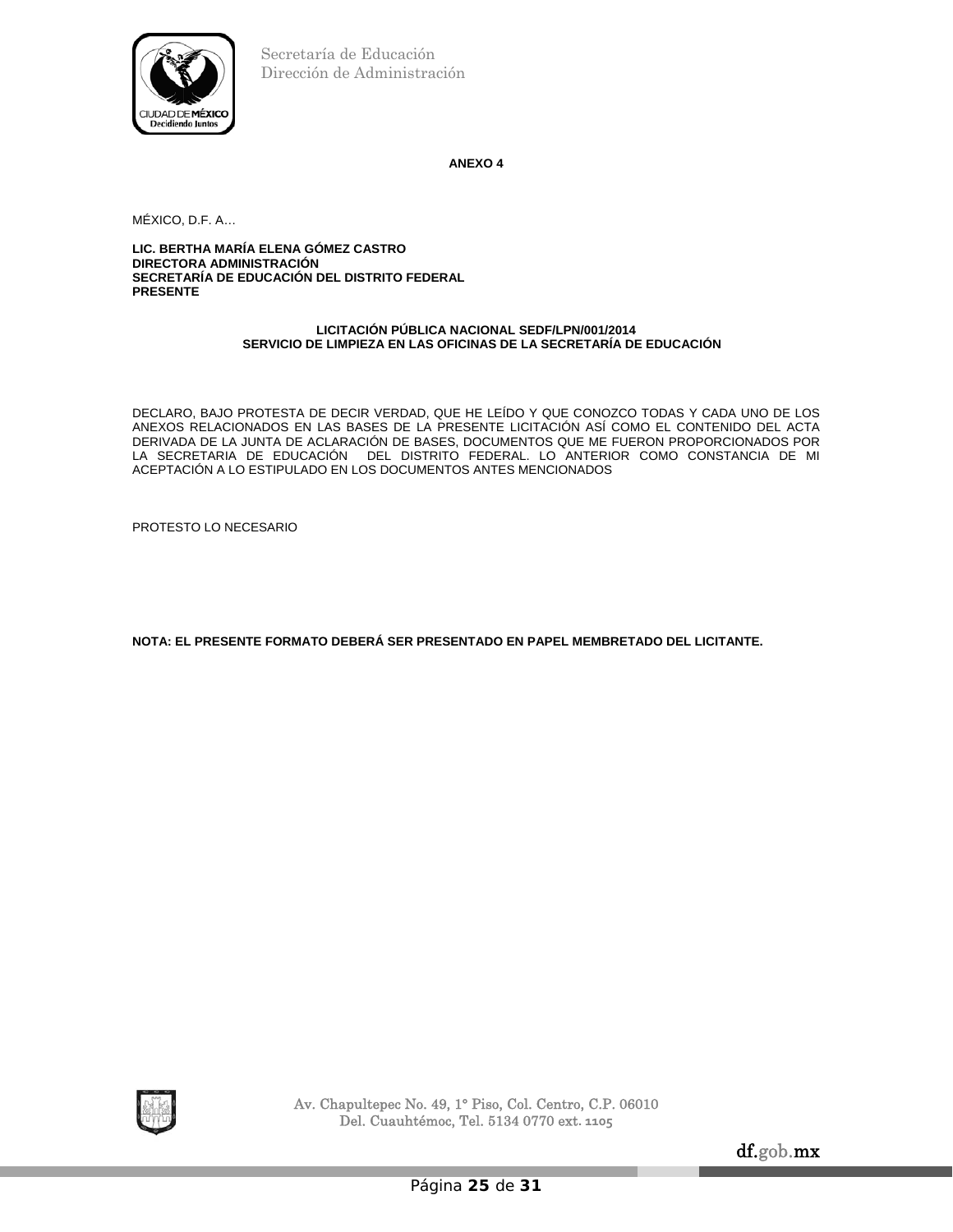**ANEXO 4**

MÉXICO, D.F. A…

**LIC. BERTHA MARÍA ELENA GÓMEZ CASTRO**
**DIRECTORA ADMINISTRACIÓN**
**SECRETARÍA DE EDUCACIÓN DEL DISTRITO FEDERAL**
**PRESENTE**

**LICITACIÓN PÚBLICA NACIONAL SEDF/LPN/001/2014**
**SERVICIO DE LIMPIEZA EN LAS OFICINAS DE LA SECRETARÍA DE EDUCACIÓN**

DECLARO, BAJO PROTESTA DE DECIR VERDAD, QUE HE LEÍDO Y QUE CONOZCO TODAS Y CADA UNO DE LOS ANEXOS RELACIONADOS EN LAS BASES DE LA PRESENTE LICITACIÓN ASÍ COMO EL CONTENIDO DEL ACTA DERIVADA DE LA JUNTA DE ACLARACIÓN DE BASES, DOCUMENTOS QUE ME FUERON PROPORCIONADOS POR LA SECRETARIA DE EDUCACIÓN DEL DISTRITO FEDERAL. LO ANTERIOR COMO CONSTANCIA DE MI ACEPTACIÓN A LO ESTIPULADO EN LOS DOCUMENTOS ANTES MENCIONADOS

PROTESTO LO NECESARIO

**NOTA: EL PRESENTE FORMATO DEBERÁ SER PRESENTADO EN PAPEL MEMBRETADO DEL LICITANTE.**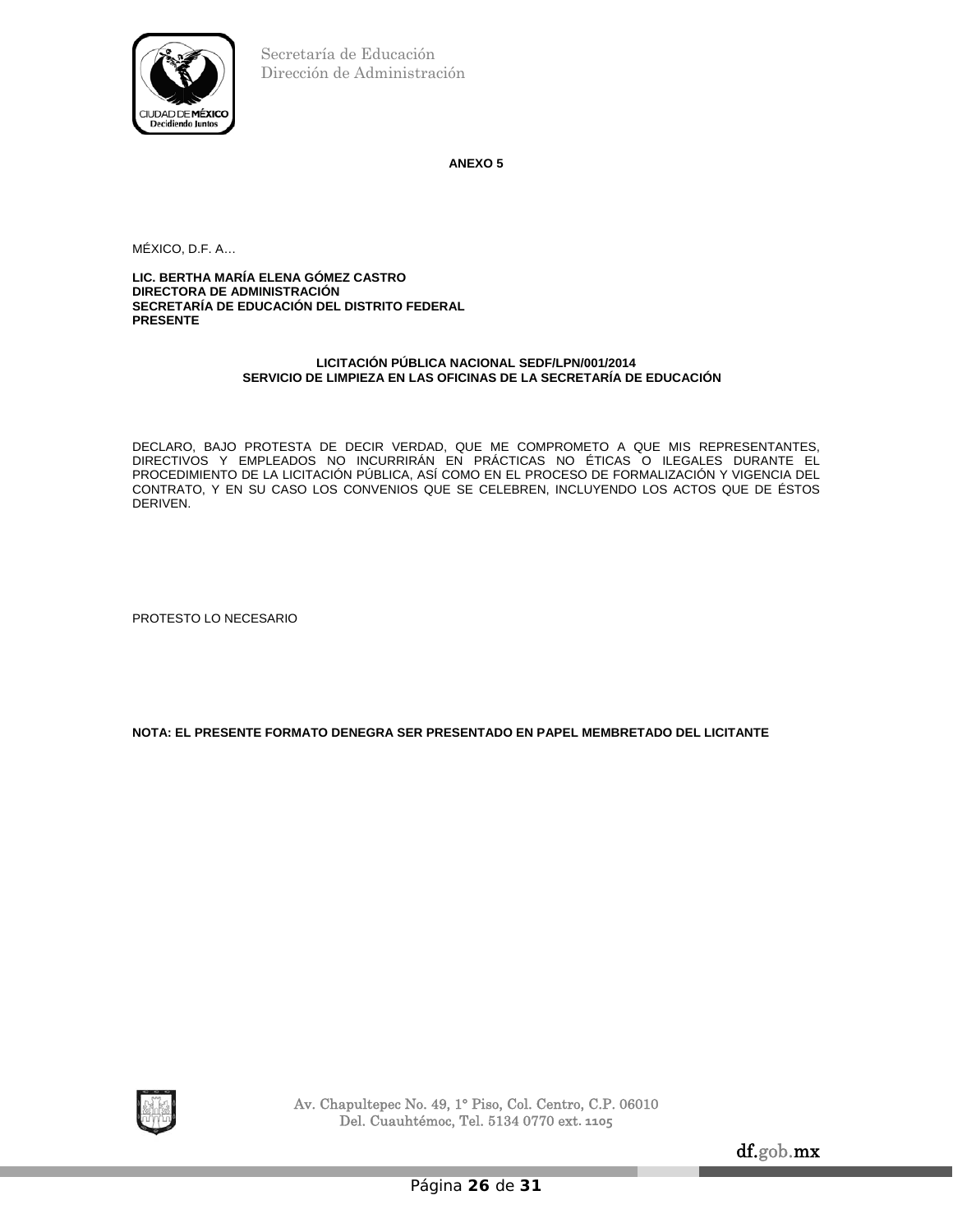**ANEXO 5**

MÉXICO, D.F. A…

**LIC. BERTHA MARÍA ELENA GÓMEZ CASTRO**
**DIRECTORA DE ADMINISTRACIÓN**
**SECRETARÍA DE EDUCACIÓN DEL DISTRITO FEDERAL**
**PRESENTE**

**LICITACIÓN PÚBLICA NACIONAL SEDF/LPN/001/2014**
**SERVICIO DE LIMPIEZA EN LAS OFICINAS DE LA SECRETARÍA DE EDUCACIÓN**

DECLARO, BAJO PROTESTA DE DECIR VERDAD, QUE ME COMPROMETO A QUE MIS REPRESENTANTES, DIRECTIVOS Y EMPLEADOS NO INCURRIRÁN EN PRÁCTICAS NO ÉTICAS O ILEGALES DURANTE EL PROCEDIMIENTO DE LA LICITACIÓN PÚBLICA, ASÍ COMO EN EL PROCESO DE FORMALIZACIÓN Y VIGENCIA DEL CONTRATO, Y EN SU CASO LOS CONVENIOS QUE SE CELEBREN, INCLUYENDO LOS ACTOS QUE DE ÉSTOS DERIVEN.

PROTESTO LO NECESARIO

**NOTA: EL PRESENTE FORMATO DENEGRA SER PRESENTADO EN PAPEL MEMBRETADO DEL LICITANTE**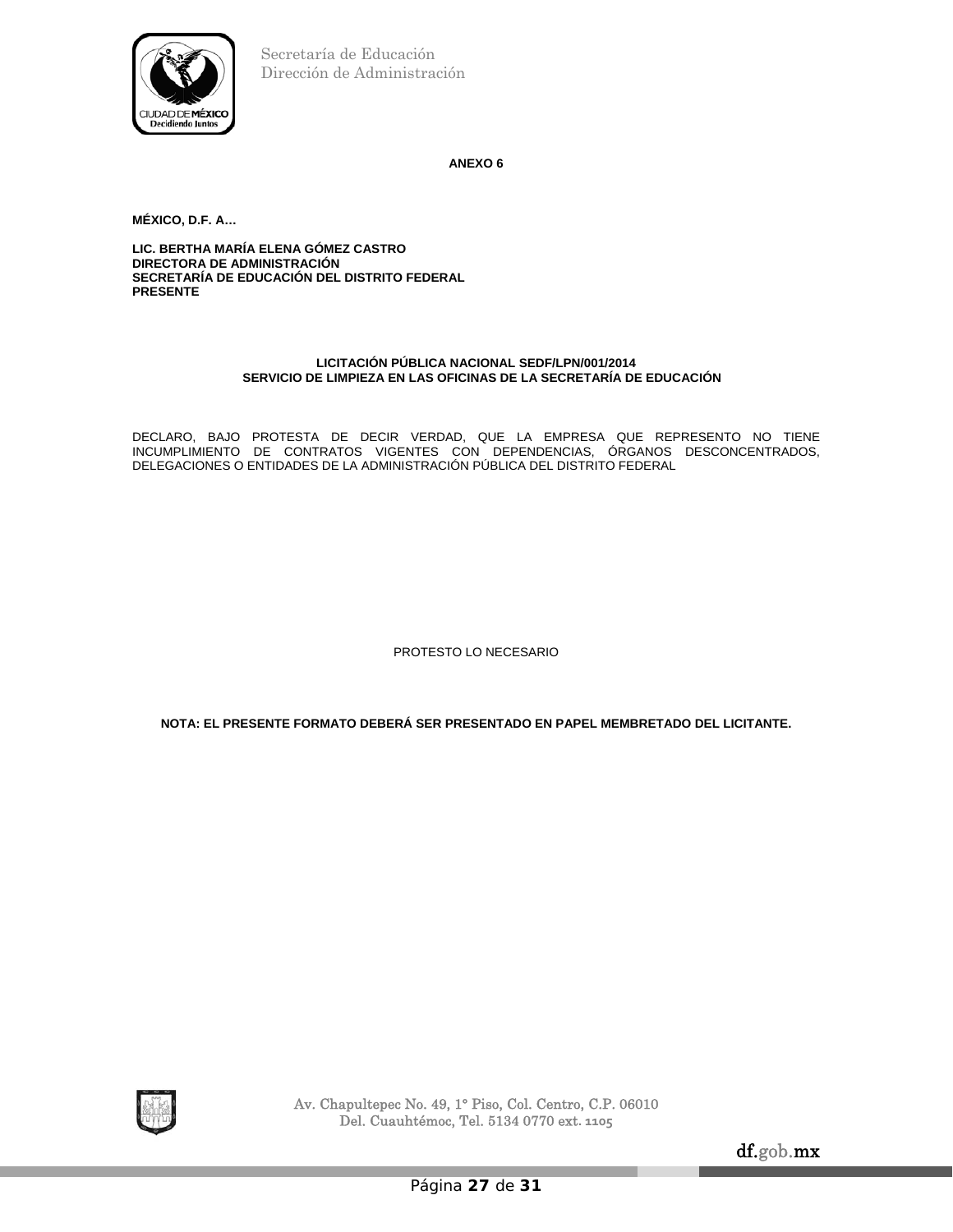**ANEXO 6**

**MÉXICO, D.F. A…**

**LIC. BERTHA MARÍA ELENA GÓMEZ CASTRO**
**DIRECTORA DE ADMINISTRACIÓN**
**SECRETARÍA DE EDUCACIÓN DEL DISTRITO FEDERAL**
**PRESENTE**

**LICITACIÓN PÚBLICA NACIONAL SEDF/LPN/001/2014**
**SERVICIO DE LIMPIEZA EN LAS OFICINAS DE LA SECRETARÍA DE EDUCACIÓN**

DECLARO, BAJO PROTESTA DE DECIR VERDAD, QUE LA EMPRESA QUE REPRESENTO NO TIENE INCUMPLIMIENTO DE CONTRATOS VIGENTES CON DEPENDENCIAS, ÓRGANOS DESCONCENTRADOS, DELEGACIONES O ENTIDADES DE LA ADMINISTRACIÓN PÚBLICA DEL DISTRITO FEDERAL

PROTESTO LO NECESARIO

**NOTA: EL PRESENTE FORMATO DEBERÁ SER PRESENTADO EN PAPEL MEMBRETADO DEL LICITANTE.**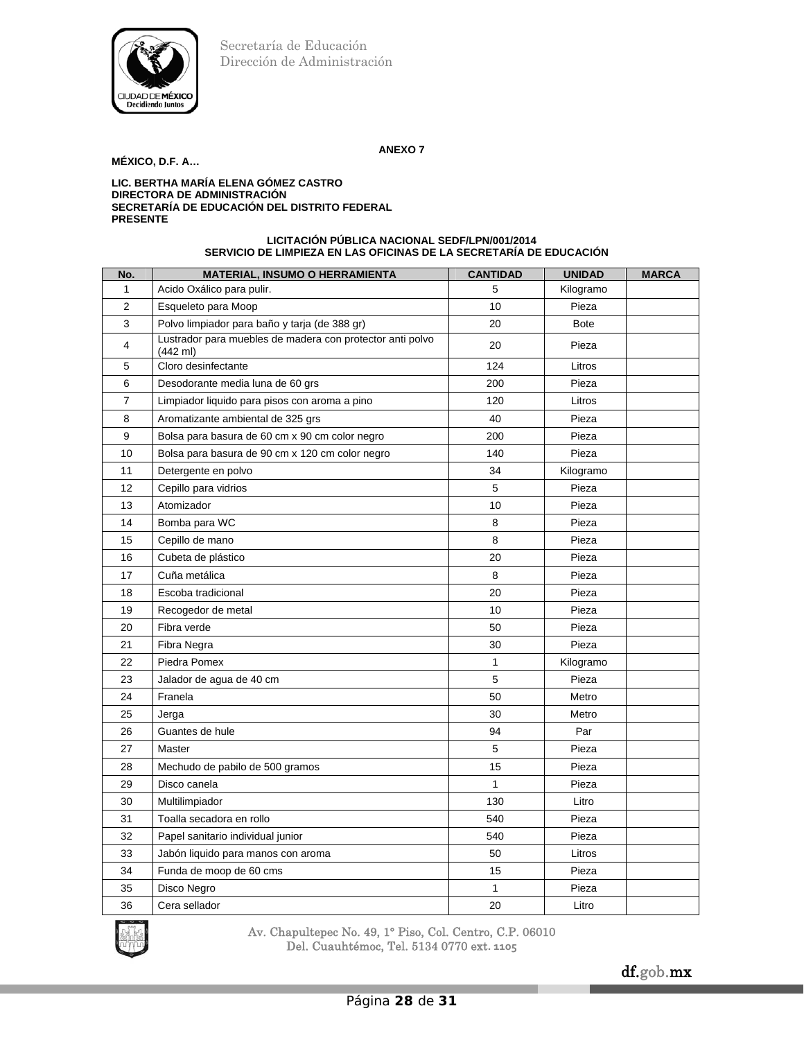Secretaría de Educación
Dirección de Administración

**ANEXO 7**

**MÉXICO, D.F. A…**

**LIC. BERTHA MARÍA ELENA GÓMEZ CASTRO**
**DIRECTORA DE ADMINISTRACIÓN**
**SECRETARÍA DE EDUCACIÓN DEL DISTRITO FEDERAL**
**PRESENTE**

**LICITACIÓN PÚBLICA NACIONAL SEDF/LPN/001/2014**
**SERVICIO DE LIMPIEZA EN LAS OFICINAS DE LA SECRETARÍA DE EDUCACIÓN**

| No. | MATERIAL, INSUMO O HERRAMIENTA | CANTIDAD | UNIDAD | MARCA |
|---|---|---|---|---|
| 1 | Acido Oxálico para pulir. | 5 | Kilogramo | |
| 2 | Esqueleto para Moop | 10 | Pieza | |
| 3 | Polvo limpiador para baño y tarja (de 388 gr) | 20 | Bote | |
| 4 | Lustrador para muebles de madera con protector anti polvo (442 ml) | 20 | Pieza | |
| 5 | Cloro desinfectante | 124 | Litros | |
| 6 | Desodorante media luna de 60 grs | 200 | Pieza | |
| 7 | Limpiador liquido para pisos con aroma a pino | 120 | Litros | |
| 8 | Aromatizante ambiental de 325 grs | 40 | Pieza | |
| 9 | Bolsa para basura de 60 cm x 90 cm color negro | 200 | Pieza | |
| 10 | Bolsa para basura de 90 cm x 120 cm color negro | 140 | Pieza | |
| 11 | Detergente en polvo | 34 | Kilogramo | |
| 12 | Cepillo para vidrios | 5 | Pieza | |
| 13 | Atomizador | 10 | Pieza | |
| 14 | Bomba para WC | 8 | Pieza | |
| 15 | Cepillo de mano | 8 | Pieza | |
| 16 | Cubeta de plástico | 20 | Pieza | |
| 17 | Cuña metálica | 8 | Pieza | |
| 18 | Escoba tradicional | 20 | Pieza | |
| 19 | Recogedor de metal | 10 | Pieza | |
| 20 | Fibra verde | 50 | Pieza | |
| 21 | Fibra Negra | 30 | Pieza | |
| 22 | Piedra Pomex | 1 | Kilogramo | |
| 23 | Jalador de agua de 40 cm | 5 | Pieza | |
| 24 | Franela | 50 | Metro | |
| 25 | Jerga | 30 | Metro | |
| 26 | Guantes de hule | 94 | Par | |
| 27 | Master | 5 | Pieza | |
| 28 | Mechudo de pabilo de 500 gramos | 15 | Pieza | |
| 29 | Disco canela | 1 | Pieza | |
| 30 | Multilimpiador | 130 | Litro | |
| 31 | Toalla secadora en rollo | 540 | Pieza | |
| 32 | Papel sanitario individual junior | 540 | Pieza | |
| 33 | Jabón liquido para manos con aroma | 50 | Litros | |
| 34 | Funda de moop de 60 cms | 15 | Pieza | |
| 35 | Disco Negro | 1 | Pieza | |
| 36 | Cera sellador | 20 | Litro | |

Av. Chapultepec No. 49, 1° Piso, Col. Centro, C.P. 06010
Del. Cuauhtémoc, Tel. 5134 0770 ext. 1105

df.gob.mx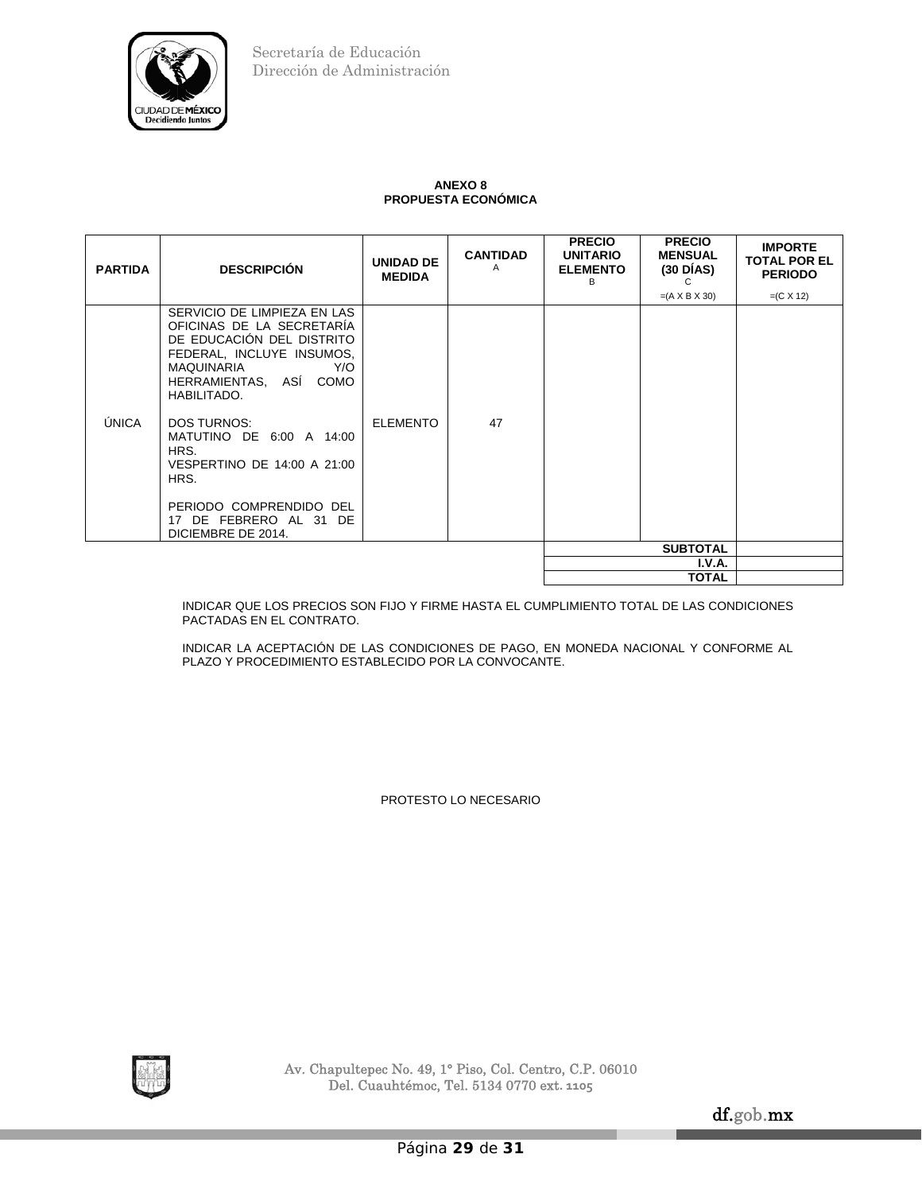## ANEXO 8
## PROPUESTA ECONÓMICA

| PARTIDA | DESCRIPCIÓN | UNIDAD DE MEDIDA | CANTIDAD A | PRECIO UNITARIO ELEMENTO B | PRECIO MENSUAL (30 DÍAS) C =(A X B X 30) | IMPORTE TOTAL POR EL PERIODO =(C X 12) |
|---|---|---|---|---|---|---|
| ÚNICA | SERVICIO DE LIMPIEZA EN LAS OFICINAS DE LA SECRETARÍA DE EDUCACIÓN DEL DISTRITO FEDERAL, INCLUYE INSUMOS, MAQUINARIA Y/O HERRAMIENTAS, ASÍ COMO HABILITADO.<br><br>DOS TURNOS:<br>MATUTINO DE 6:00 A 14:00 HRS.<br>VESPERTINO DE 14:00 A 21:00 HRS.<br><br>PERIODO COMPRENDIDO DEL 17 DE FEBRERO AL 31 DE DICIEMBRE DE 2014. | ELEMENTO | 47 | | | |
| | | | | | **SUBTOTAL** | |
| | | | | | **I.V.A.** | |
| | | | | | **TOTAL** | |

INDICAR QUE LOS PRECIOS SON FIJO Y FIRME HASTA EL CUMPLIMIENTO TOTAL DE LAS CONDICIONES PACTADAS EN EL CONTRATO.

INDICAR LA ACEPTACIÓN DE LAS CONDICIONES DE PAGO, EN MONEDA NACIONAL Y CONFORME AL PLAZO Y PROCEDIMIENTO ESTABLECIDO POR LA CONVOCANTE.

PROTESTO LO NECESARIO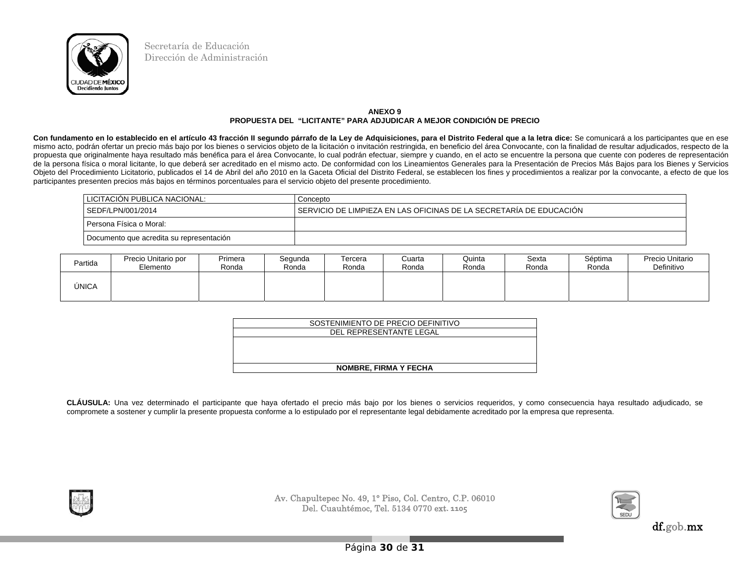Secretaría de Educación
Dirección de Administración

**ANEXO 9**
**PROPUESTA DEL "LICITANTE" PARA ADJUDICAR A MEJOR CONDICIÓN DE PRECIO**

**Con fundamento en lo establecido en el artículo 43 fracción II segundo párrafo de la Ley de Adquisiciones, para el Distrito Federal que a la letra dice:** Se comunicará a los participantes que en ese mismo acto, podrán ofertar un precio más bajo por los bienes o servicios objeto de la licitación o invitación restringida, en beneficio del área Convocante, con la finalidad de resultar adjudicados, respecto de la propuesta que originalmente haya resultado más benéfica para el área Convocante, lo cual podrán efectuar, siempre y cuando, en el acto se encuentre la persona que cuente con poderes de representación de la persona física o moral licitante, lo que deberá ser acreditado en el mismo acto. De conformidad con los Lineamientos Generales para la Presentación de Precios Más Bajos para los Bienes y Servicios Objeto del Procedimiento Licitatorio, publicados el 14 de Abril del año 2010 en la Gaceta Oficial del Distrito Federal, se establecen los fines y procedimientos a realizar por la convocante, a efecto de que los participantes presenten precios más bajos en términos porcentuales para el servicio objeto del presente procedimiento.

| LICITACIÓN PUBLICA NACIONAL: | Concepto |
|---|---|
| SEDF/LPN/001/2014 | SERVICIO DE LIMPIEZA EN LAS OFICINAS DE LA SECRETARÍA DE EDUCACIÓN |
| Persona Física o Moral: | |
| Documento que acredita su representación | |

| Partida | Precio Unitario por Elemento | Primera Ronda | Segunda Ronda | Tercera Ronda | Cuarta Ronda | Quinta Ronda | Sexta Ronda | Séptima Ronda | Precio Unitario Definitivo |
|---|---|---|---|---|---|---|---|---|---|
| ÚNICA | | | | | | | | | |

| SOSTENIMIENTO DE PRECIO DEFINITIVO |
|---|
| DEL REPRESENTANTE LEGAL |
| |
| **NOMBRE, FIRMA Y FECHA** |

**CLÁUSULA:** Una vez determinado el participante que haya ofertado el precio más bajo por los bienes o servicios requeridos, y como consecuencia haya resultado adjudicado, se compromete a sostener y cumplir la presente propuesta conforme a lo estipulado por el representante legal debidamente acreditado por la empresa que representa.

Av. Chapultepec No. 49, 1° Piso, Col. Centro, C.P. 06010
Del. Cuauhtémoc, Tel. 5134 0770 ext. 1105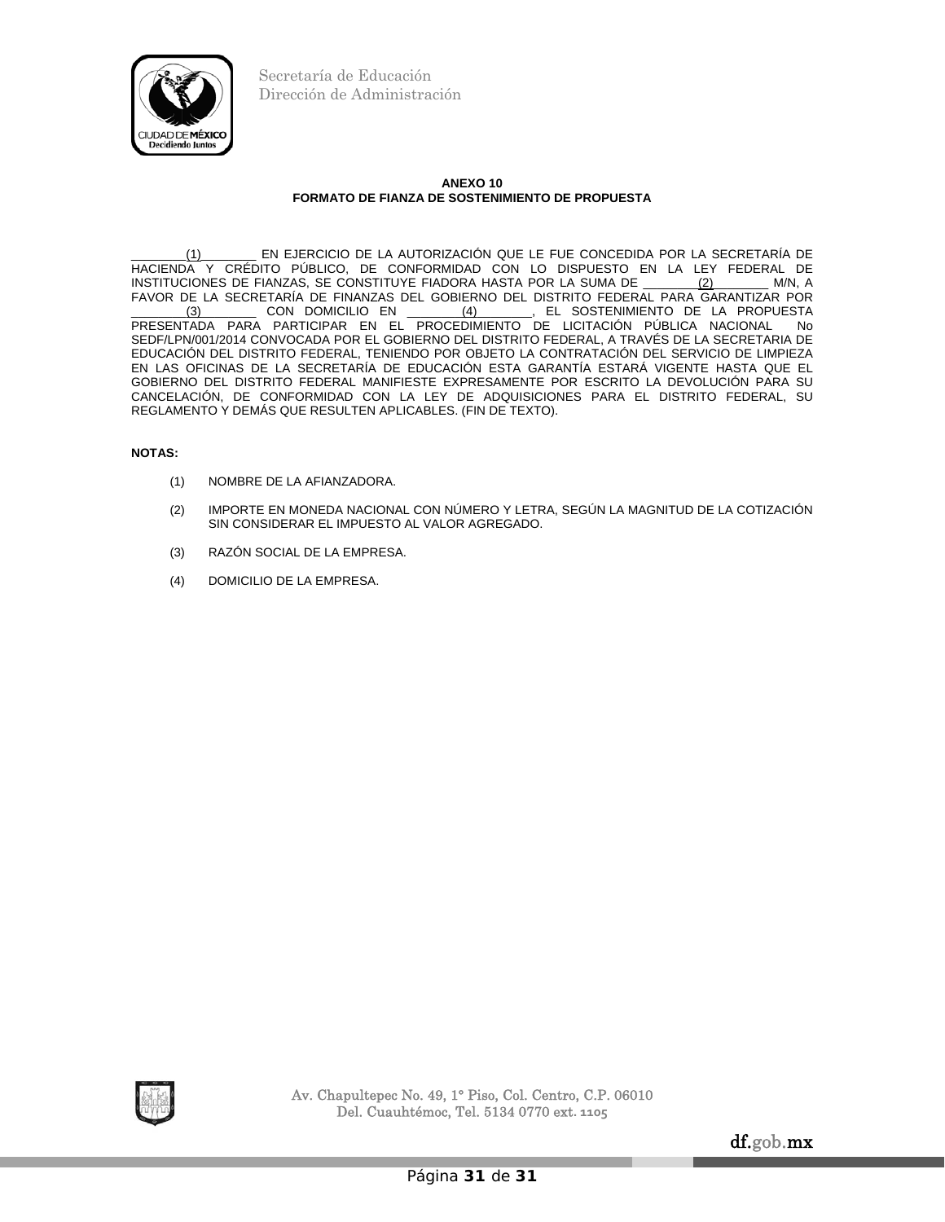**ANEXO 10**
**FORMATO DE FIANZA DE SOSTENIMIENTO DE PROPUESTA**

________(1)________ EN EJERCICIO DE LA AUTORIZACIÓN QUE LE FUE CONCEDIDA POR LA SECRETARÍA DE HACIENDA Y CRÉDITO PÚBLICO, DE CONFORMIDAD CON LO DISPUESTO EN LA LEY FEDERAL DE INSTITUCIONES DE FIANZAS, SE CONSTITUYE FIADORA HASTA POR LA SUMA DE ________(2)________ M/N, A FAVOR DE LA SECRETARÍA DE FINANZAS DEL GOBIERNO DEL DISTRITO FEDERAL PARA GARANTIZAR POR ________(3)________ CON DOMICILIO EN ________(4)________, EL SOSTENIMIENTO DE LA PROPUESTA PRESENTADA PARA PARTICIPAR EN EL PROCEDIMIENTO DE LICITACIÓN PÚBLICA NACIONAL No SEDF/LPN/001/2014 CONVOCADA POR EL GOBIERNO DEL DISTRITO FEDERAL, A TRAVÉS DE LA SECRETARIA DE EDUCACIÓN DEL DISTRITO FEDERAL, TENIENDO POR OBJETO LA CONTRATACIÓN DEL SERVICIO DE LIMPIEZA EN LAS OFICINAS DE LA SECRETARÍA DE EDUCACIÓN ESTA GARANTÍA ESTARÁ VIGENTE HASTA QUE EL GOBIERNO DEL DISTRITO FEDERAL MANIFIESTE EXPRESAMENTE POR ESCRITO LA DEVOLUCIÓN PARA SU CANCELACIÓN, DE CONFORMIDAD CON LA LEY DE ADQUISICIONES PARA EL DISTRITO FEDERAL, SU REGLAMENTO Y DEMÁS QUE RESULTEN APLICABLES. (FIN DE TEXTO).

**NOTAS:**

(1) NOMBRE DE LA AFIANZADORA.

(2) IMPORTE EN MONEDA NACIONAL CON NÚMERO Y LETRA, SEGÚN LA MAGNITUD DE LA COTIZACIÓN SIN CONSIDERAR EL IMPUESTO AL VALOR AGREGADO.

(3) RAZÓN SOCIAL DE LA EMPRESA.

(4) DOMICILIO DE LA EMPRESA.